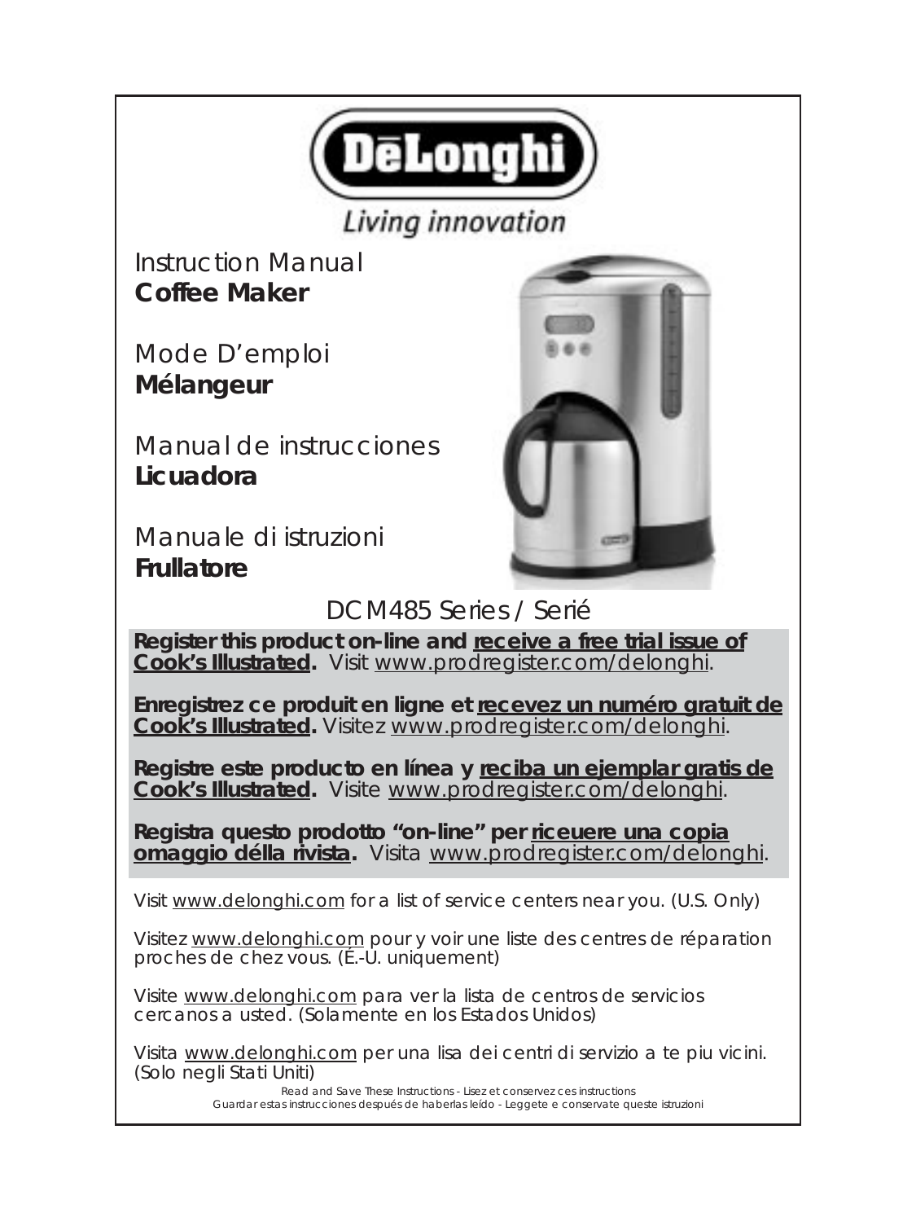# DēLonghi

*Living innovation*

Instruction Manual
**Coffee Maker**

Mode D'emploi
**Mélangeur**

Manual de instrucciones
**Licuadora**

Manuale di istruzioni
**Frullatore**

DCM485 Series / Serié

**Register this product on-line and receive a free trial issue of Cook's Illustrated.** Visit www.prodregister.com/delonghi.

**Enregistrez ce produit en ligne et recevez un numéro gratuit de Cook's Illustrated.** Visitez www.prodregister.com/delonghi.

**Registre este producto en línea y reciba un ejemplar gratis de Cook's Illustrated.** Visite www.prodregister.com/delonghi.

**Registra questo prodotto "on-line" per riceuere una copia omaggio délla rivista.** Visita www.prodregister.com/delonghi.

Visit www.delonghi.com for a list of service centers near you. (U.S. Only)

Visitez www.delonghi.com pour y voir une liste des centres de réparation proches de chez vous. (É.-U. uniquement)

Visite www.delonghi.com para ver la lista de centros de servicios cercanos a usted. (Solamente en los Estados Unidos)

Visita www.delonghi.com per una lisa dei centri di servizio a te piu vicini. (Solo negli Stati Uniti)

Read and Save These Instructions - Lisez et conservez ces instructions
Guardar estas instrucciones después de haberlas leído - Leggete e conservate queste istruzioni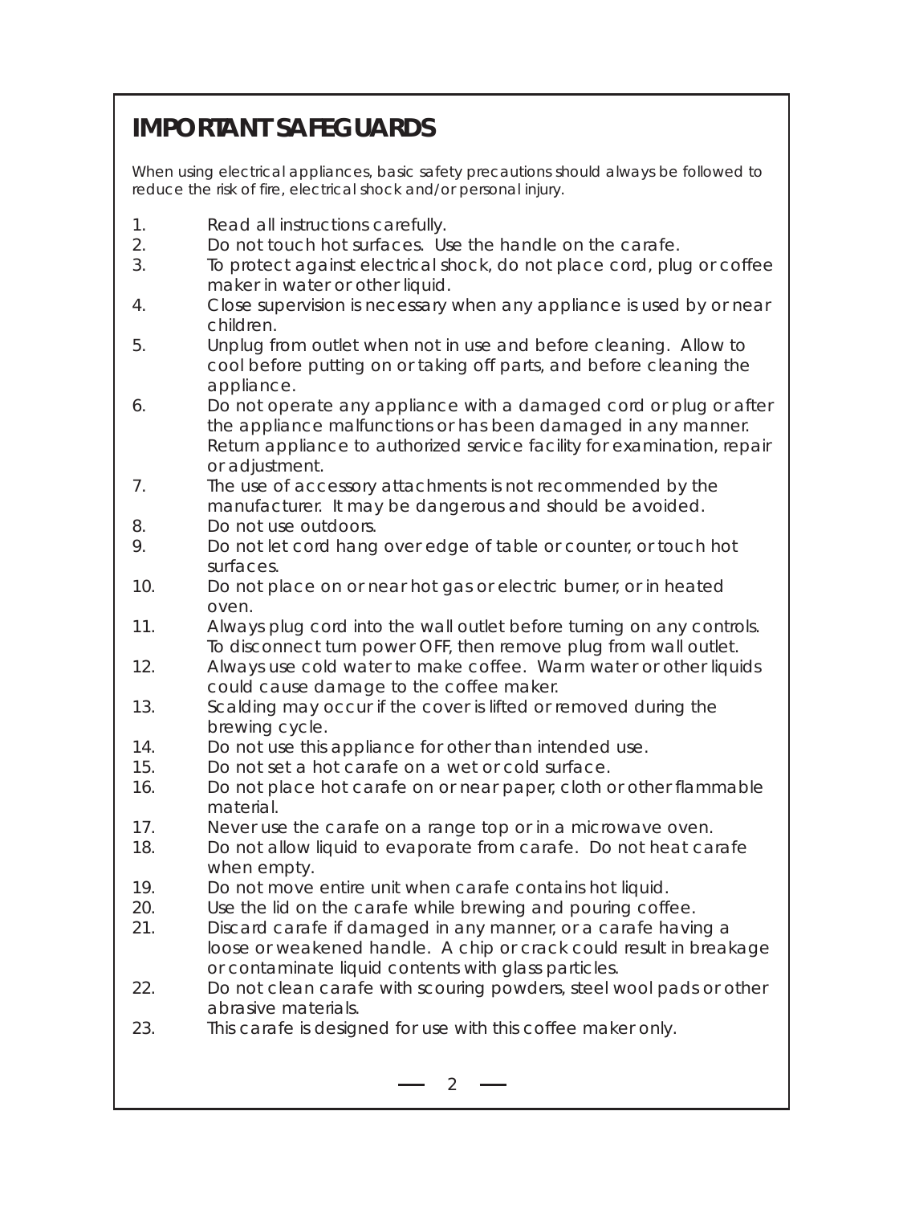## IMPORTANT SAFEGUARDS

When using electrical appliances, basic safety precautions should always be followed to reduce the risk of fire, electrical shock and/or personal injury.

1. Read all instructions carefully.
2. Do not touch hot surfaces. Use the handle on the carafe.
3. To protect against electrical shock, do not place cord, plug or coffee maker in water or other liquid.
4. Close supervision is necessary when any appliance is used by or near children.
5. Unplug from outlet when not in use and before cleaning. Allow to cool before putting on or taking off parts, and before cleaning the appliance.
6. Do not operate any appliance with a damaged cord or plug or after the appliance malfunctions or has been damaged in any manner. Return appliance to authorized service facility for examination, repair or adjustment.
7. The use of accessory attachments is not recommended by the manufacturer. It may be dangerous and should be avoided.
8. Do not use outdoors.
9. Do not let cord hang over edge of table or counter, or touch hot surfaces.
10. Do not place on or near hot gas or electric burner, or in heated oven.
11. Always plug cord into the wall outlet before turning on any controls. To disconnect turn power OFF, then remove plug from wall outlet.
12. Always use cold water to make coffee. Warm water or other liquids could cause damage to the coffee maker.
13. Scalding may occur if the cover is lifted or removed during the brewing cycle.
14. Do not use this appliance for other than intended use.
15. Do not set a hot carafe on a wet or cold surface.
16. Do not place hot carafe on or near paper, cloth or other flammable material.
17. Never use the carafe on a range top or in a microwave oven.
18. Do not allow liquid to evaporate from carafe. Do not heat carafe when empty.
19. Do not move entire unit when carafe contains hot liquid.
20. Use the lid on the carafe while brewing and pouring coffee.
21. Discard carafe if damaged in any manner, or a carafe having a loose or weakened handle. A chip or crack could result in breakage or contaminate liquid contents with glass particles.
22. Do not clean carafe with scouring powders, steel wool pads or other abrasive materials.
23. This carafe is designed for use with this coffee maker only.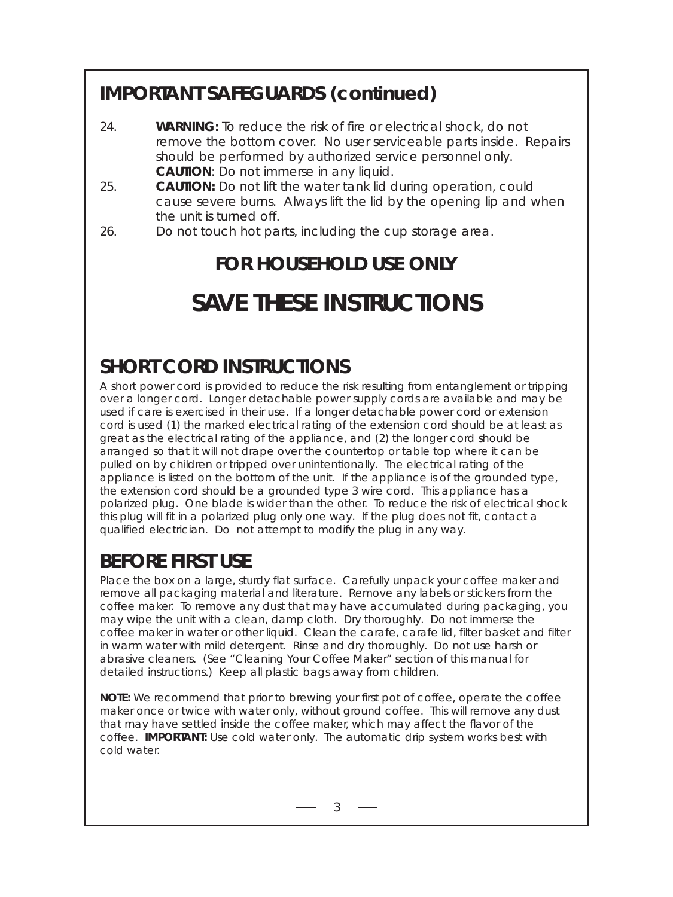## IMPORTANT SAFEGUARDS (continued)

24. **WARNING:** To reduce the risk of fire or electrical shock, do not remove the bottom cover. No user serviceable parts inside. Repairs should be performed by authorized service personnel only. **CAUTION**: Do not immerse in any liquid.
25. **CAUTION:** Do not lift the water tank lid during operation, could cause severe burns. Always lift the lid by the opening lip and when the unit is turned off.
26. Do not touch hot parts, including the cup storage area.

### FOR HOUSEHOLD USE ONLY

# SAVE THESE INSTRUCTIONS

## SHORT CORD INSTRUCTIONS

A short power cord is provided to reduce the risk resulting from entanglement or tripping over a longer cord. Longer detachable power supply cords are available and may be used if care is exercised in their use. If a longer detachable power cord or extension cord is used (1) the marked electrical rating of the extension cord should be at least as great as the electrical rating of the appliance, and (2) the longer cord should be arranged so that it will not drape over the countertop or table top where it can be pulled on by children or tripped over unintentionally. The electrical rating of the appliance is listed on the bottom of the unit. If the appliance is of the grounded type, the extension cord should be a grounded type 3 wire cord. This appliance has a polarized plug. One blade is wider than the other. To reduce the risk of electrical shock this plug will fit in a polarized plug only one way. If the plug does not fit, contact a qualified electrician. Do not attempt to modify the plug in any way.

## BEFORE FIRST USE

Place the box on a large, sturdy flat surface. Carefully unpack your coffee maker and remove all packaging material and literature. Remove any labels or stickers from the coffee maker. To remove any dust that may have accumulated during packaging, you may wipe the unit with a clean, damp cloth. Dry thoroughly. Do not immerse the coffee maker in water or other liquid. Clean the carafe, carafe lid, filter basket and filter in warm water with mild detergent. Rinse and dry thoroughly. Do not use harsh or abrasive cleaners. (See "Cleaning Your Coffee Maker" section of this manual for detailed instructions.) Keep all plastic bags away from children.

**NOTE:** We recommend that prior to brewing your first pot of coffee, operate the coffee maker once or twice with water only, without ground coffee. This will remove any dust that may have settled inside the coffee maker, which may affect the flavor of the coffee. **IMPORTANT:** Use cold water only. The automatic drip system works best with cold water.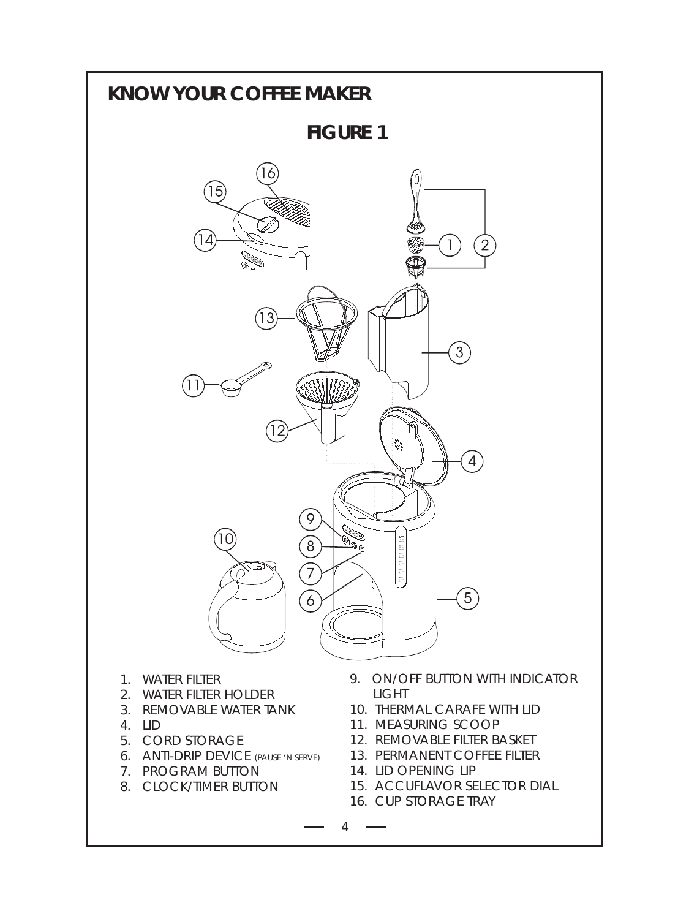# KNOW YOUR COFFEE MAKER

## FIGURE 1

1. WATER FILTER
2. WATER FILTER HOLDER
3. REMOVABLE WATER TANK
4. LID
5. CORD STORAGE
6. ANTI-DRIP DEVICE (PAUSE 'N SERVE)
7. PROGRAM BUTTON
8. CLOCK/TIMER BUTTON
9. ON/OFF BUTTON WITH INDICATOR LIGHT
10. THERMAL CARAFE WITH LID
11. MEASURING SCOOP
12. REMOVABLE FILTER BASKET
13. PERMANENT COFFEE FILTER
14. LID OPENING LIP
15. ACCUFLAVOR SELECTOR DIAL
16. CUP STORAGE TRAY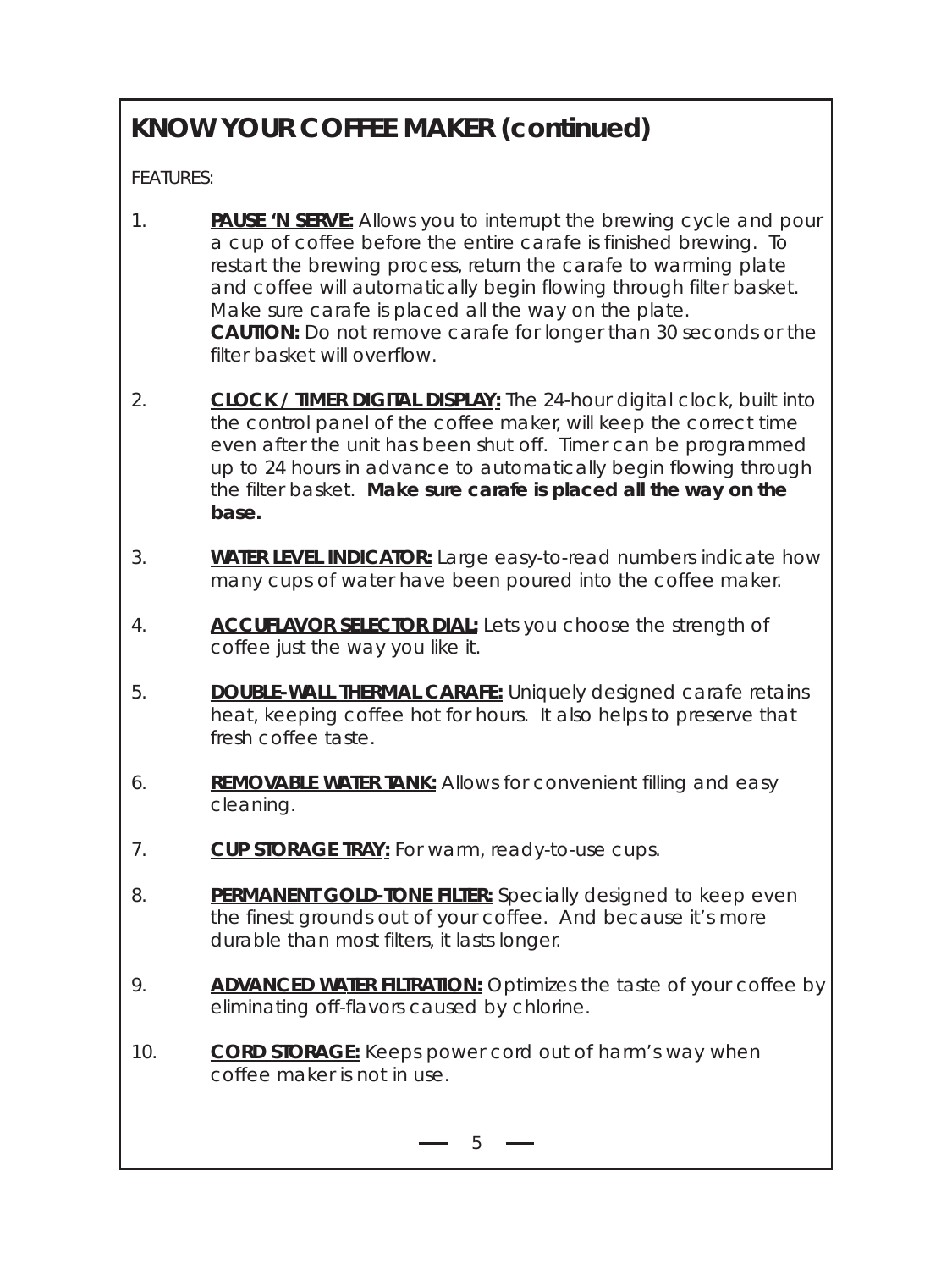# KNOW YOUR COFFEE MAKER (continued)

FEATURES:

1. **PAUSE 'N SERVE:** Allows you to interrupt the brewing cycle and pour a cup of coffee before the entire carafe is finished brewing. To restart the brewing process, return the carafe to warming plate and coffee will automatically begin flowing through filter basket. Make sure carafe is placed all the way on the plate.
   **CAUTION:** Do not remove carafe for longer than 30 seconds or the filter basket will overflow.

2. **CLOCK / TIMER DIGITAL DISPLAY:** The 24-hour digital clock, built into the control panel of the coffee maker, will keep the correct time even after the unit has been shut off. Timer can be programmed up to 24 hours in advance to automatically begin flowing through the filter basket. **Make sure carafe is placed all the way on the base.**

3. **WATER LEVEL INDICATOR:** Large easy-to-read numbers indicate how many cups of water have been poured into the coffee maker.

4. **ACCUFLAVOR SELECTOR DIAL:** Lets you choose the strength of coffee just the way you like it.

5. **DOUBLE-WALL THERMAL CARAFE:** Uniquely designed carafe retains heat, keeping coffee hot for hours. It also helps to preserve that fresh coffee taste.

6. **REMOVABLE WATER TANK:** Allows for convenient filling and easy cleaning.

7. **CUP STORAGE TRAY:** For warm, ready-to-use cups.

8. **PERMANENT GOLD-TONE FILTER:** Specially designed to keep even the finest grounds out of your coffee. And because it's more durable than most filters, it lasts longer.

9. **ADVANCED WATER FILTRATION:** Optimizes the taste of your coffee by eliminating off-flavors caused by chlorine.

10. **CORD STORAGE:** Keeps power cord out of harm's way when coffee maker is not in use.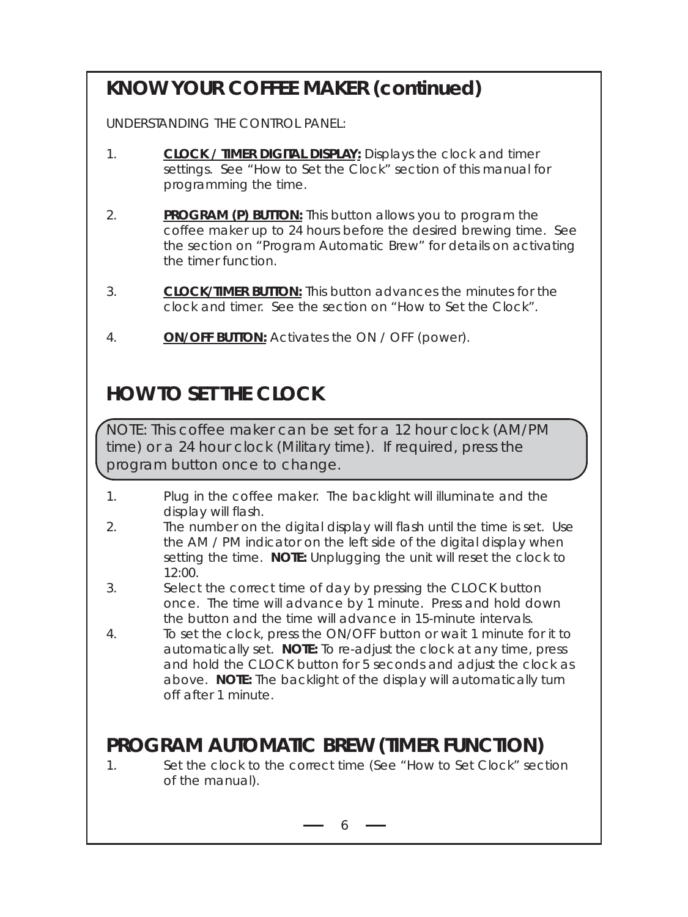## KNOW YOUR COFFEE MAKER (continued)

UNDERSTANDING THE CONTROL PANEL:

1. **CLOCK / TIMER DIGITAL DISPLAY:** Displays the clock and timer settings. See "How to Set the Clock" section of this manual for programming the time.

2. **PROGRAM (P) BUTTON:** This button allows you to program the coffee maker up to 24 hours before the desired brewing time. See the section on "Program Automatic Brew" for details on activating the timer function.

3. **CLOCK/TIMER BUTTON:** This button advances the minutes for the clock and timer. See the section on "How to Set the Clock".

4. **ON/OFF BUTTON:** Activates the ON / OFF (power).

## HOW TO SET THE CLOCK

NOTE: This coffee maker can be set for a 12 hour clock (AM/PM time) or a 24 hour clock (Military time). If required, press the program button once to change.

1. Plug in the coffee maker. The backlight will illuminate and the display will flash.
2. The number on the digital display will flash until the time is set. Use the AM / PM indicator on the left side of the digital display when setting the time. **NOTE:** Unplugging the unit will reset the clock to 12:00.
3. Select the correct time of day by pressing the CLOCK button once. The time will advance by 1 minute. Press and hold down the button and the time will advance in 15-minute intervals.
4. To set the clock, press the ON/OFF button or wait 1 minute for it to automatically set. **NOTE:** To re-adjust the clock at any time, press and hold the CLOCK button for 5 seconds and adjust the clock as above. **NOTE:** The backlight of the display will automatically turn off after 1 minute.

## PROGRAM AUTOMATIC BREW (TIMER FUNCTION)

1. Set the clock to the correct time (See "How to Set Clock" section of the manual).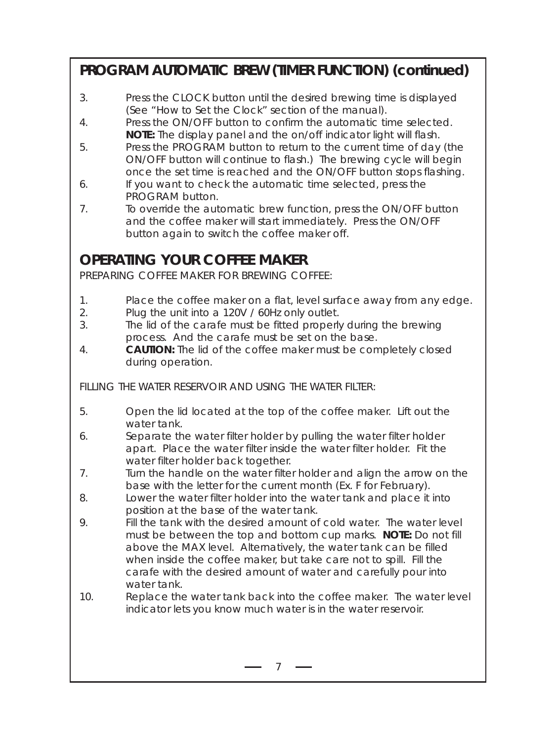## PROGRAM AUTOMATIC BREW (TIMER FUNCTION) (continued)

3. Press the CLOCK button until the desired brewing time is displayed (See "How to Set the Clock" section of the manual).
4. Press the ON/OFF button to confirm the automatic time selected. **NOTE:** The display panel and the on/off indicator light will flash.
5. Press the PROGRAM button to return to the current time of day (the ON/OFF button will continue to flash.) The brewing cycle will begin once the set time is reached and the ON/OFF button stops flashing.
6. If you want to check the automatic time selected, press the PROGRAM button.
7. To override the automatic brew function, press the ON/OFF button and the coffee maker will start immediately. Press the ON/OFF button again to switch the coffee maker off.

## OPERATING YOUR COFFEE MAKER

PREPARING COFFEE MAKER FOR BREWING COFFEE:

1. Place the coffee maker on a flat, level surface away from any edge.
2. Plug the unit into a 120V / 60Hz only outlet.
3. The lid of the carafe must be fitted properly during the brewing process. And the carafe must be set on the base.
4. **CAUTION:** The lid of the coffee maker must be completely closed during operation.

FILLING THE WATER RESERVOIR AND USING THE WATER FILTER:

5. Open the lid located at the top of the coffee maker. Lift out the water tank.
6. Separate the water filter holder by pulling the water filter holder apart. Place the water filter inside the water filter holder. Fit the water filter holder back together.
7. Turn the handle on the water filter holder and align the arrow on the base with the letter for the current month (Ex. F for February).
8. Lower the water filter holder into the water tank and place it into position at the base of the water tank.
9. Fill the tank with the desired amount of cold water. The water level must be between the top and bottom cup marks. **NOTE:** Do not fill above the MAX level. Alternatively, the water tank can be filled when inside the coffee maker, but take care not to spill. Fill the carafe with the desired amount of water and carefully pour into water tank.
10. Replace the water tank back into the coffee maker. The water level indicator lets you know much water is in the water reservoir.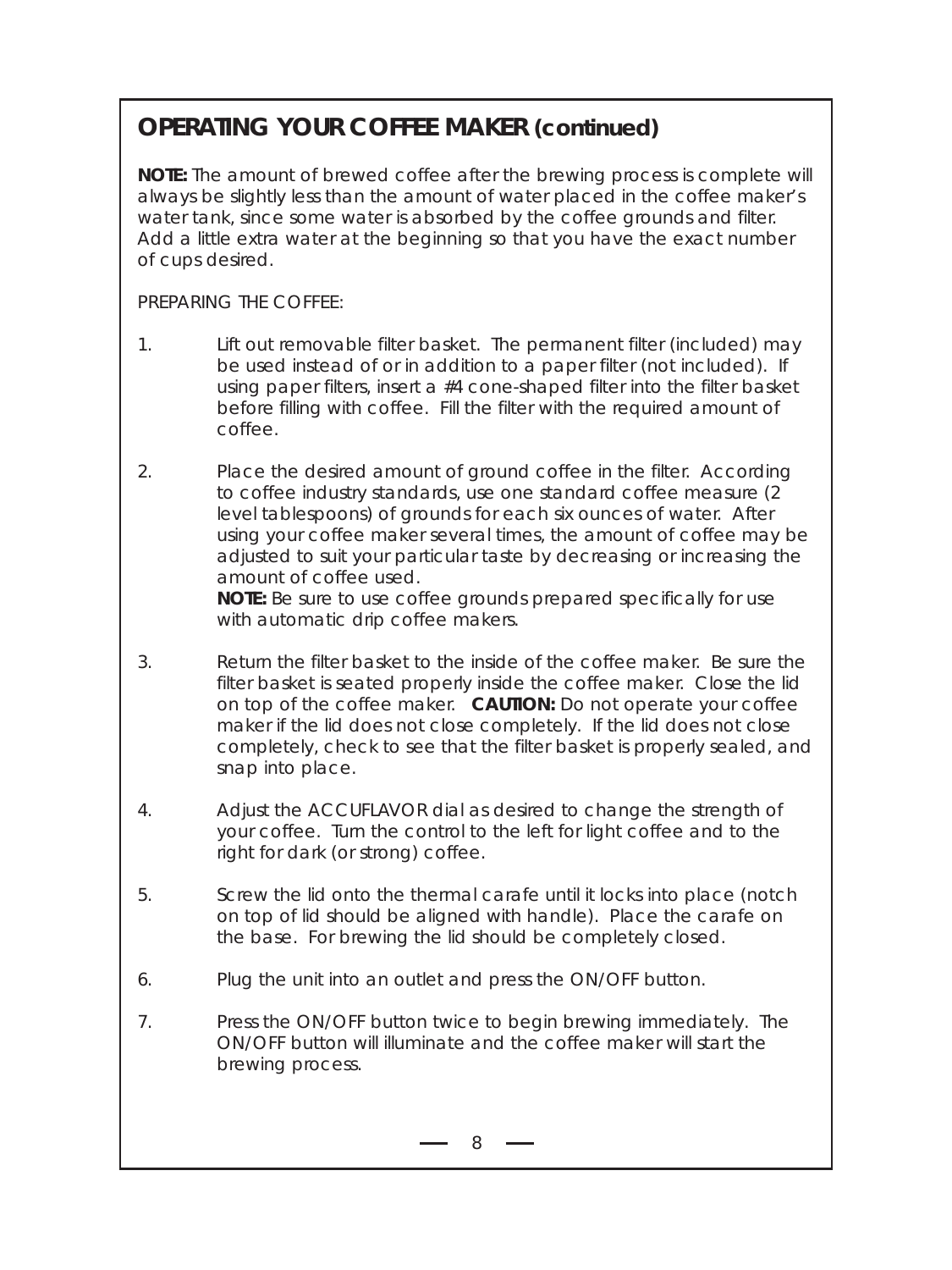## OPERATING YOUR COFFEE MAKER (continued)

**NOTE:** The amount of brewed coffee after the brewing process is complete will always be slightly less than the amount of water placed in the coffee maker's water tank, since some water is absorbed by the coffee grounds and filter. Add a little extra water at the beginning so that you have the exact number of cups desired.

PREPARING THE COFFEE:

1. Lift out removable filter basket. The permanent filter (included) may be used instead of or in addition to a paper filter (not included). If using paper filters, insert a #4 cone-shaped filter into the filter basket before filling with coffee. Fill the filter with the required amount of coffee.

2. Place the desired amount of ground coffee in the filter. According to coffee industry standards, use one standard coffee measure (2 level tablespoons) of grounds for each six ounces of water. After using your coffee maker several times, the amount of coffee may be adjusted to suit your particular taste by decreasing or increasing the amount of coffee used.
   **NOTE:** Be sure to use coffee grounds prepared specifically for use with automatic drip coffee makers.

3. Return the filter basket to the inside of the coffee maker. Be sure the filter basket is seated properly inside the coffee maker. Close the lid on top of the coffee maker. **CAUTION:** Do not operate your coffee maker if the lid does not close completely. If the lid does not close completely, check to see that the filter basket is properly sealed, and snap into place.

4. Adjust the ACCUFLAVOR dial as desired to change the strength of your coffee. Turn the control to the left for light coffee and to the right for dark (or strong) coffee.

5. Screw the lid onto the thermal carafe until it locks into place (notch on top of lid should be aligned with handle). Place the carafe on the base. For brewing the lid should be completely closed.

6. Plug the unit into an outlet and press the ON/OFF button.

7. Press the ON/OFF button twice to begin brewing immediately. The ON/OFF button will illuminate and the coffee maker will start the brewing process.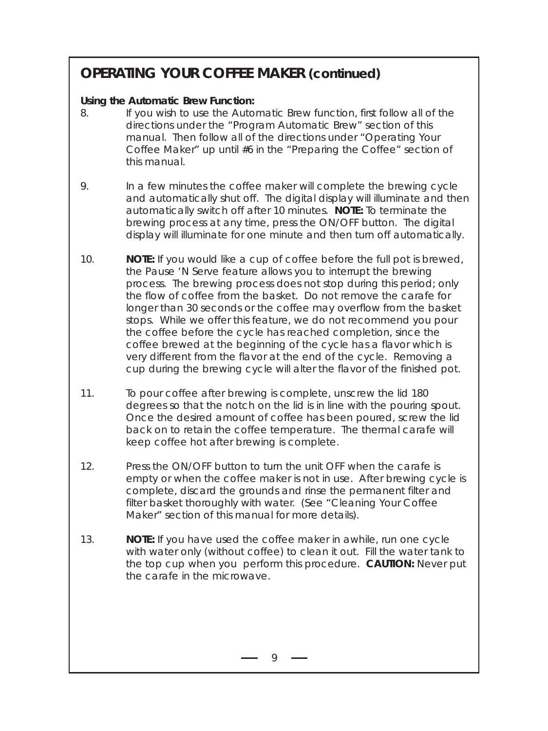## OPERATING YOUR COFFEE MAKER (continued)

**Using the Automatic Brew Function:**

8. If you wish to use the Automatic Brew function, first follow all of the directions under the "Program Automatic Brew" section of this manual. Then follow all of the directions under "Operating Your Coffee Maker" up until #6 in the "Preparing the Coffee" section of this manual.

9. In a few minutes the coffee maker will complete the brewing cycle and automatically shut off. The digital display will illuminate and then automatically switch off after 10 minutes. **NOTE:** To terminate the brewing process at any time, press the ON/OFF button. The digital display will illuminate for one minute and then turn off automatically.

10. **NOTE:** If you would like a cup of coffee before the full pot is brewed, the Pause 'N Serve feature allows you to interrupt the brewing process. The brewing process does not stop during this period; only the flow of coffee from the basket. Do not remove the carafe for longer than 30 seconds or the coffee may overflow from the basket stops. While we offer this feature, we do not recommend you pour the coffee before the cycle has reached completion, since the coffee brewed at the beginning of the cycle has a flavor which is very different from the flavor at the end of the cycle. Removing a cup during the brewing cycle will alter the flavor of the finished pot.

11. To pour coffee after brewing is complete, unscrew the lid 180 degrees so that the notch on the lid is in line with the pouring spout. Once the desired amount of coffee has been poured, screw the lid back on to retain the coffee temperature. The thermal carafe will keep coffee hot after brewing is complete.

12. Press the ON/OFF button to turn the unit OFF when the carafe is empty or when the coffee maker is not in use. After brewing cycle is complete, discard the grounds and rinse the permanent filter and filter basket thoroughly with water. (See "Cleaning Your Coffee Maker" section of this manual for more details).

13. **NOTE:** If you have used the coffee maker in awhile, run one cycle with water only (without coffee) to clean it out. Fill the water tank to the top cup when you perform this procedure. **CAUTION:** Never put the carafe in the microwave.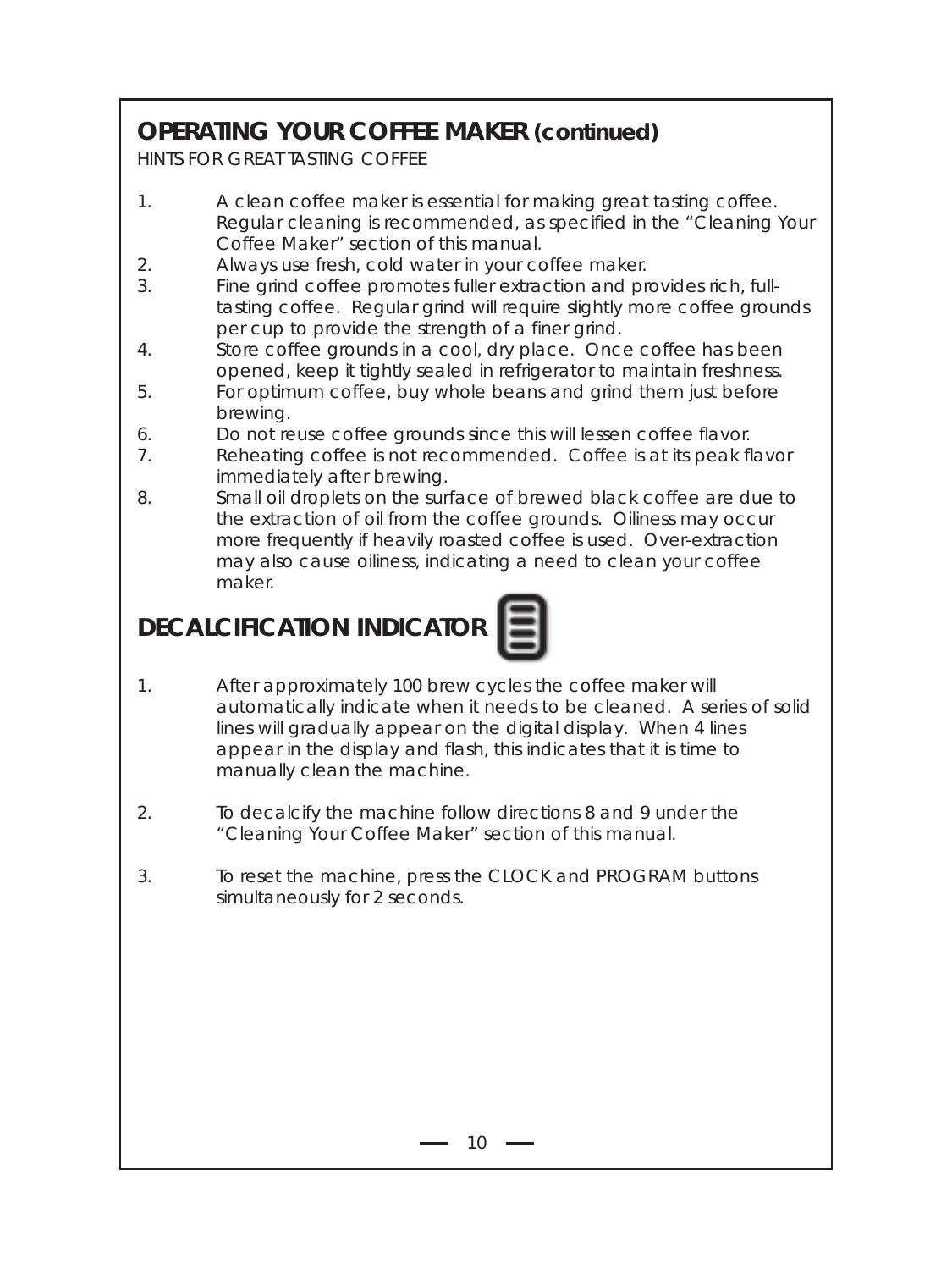## OPERATING YOUR COFFEE MAKER (continued)

HINTS FOR GREAT TASTING COFFEE

1. A clean coffee maker is essential for making great tasting coffee. Regular cleaning is recommended, as specified in the "Cleaning Your Coffee Maker" section of this manual.
2. Always use fresh, cold water in your coffee maker.
3. Fine grind coffee promotes fuller extraction and provides rich, full-tasting coffee. Regular grind will require slightly more coffee grounds per cup to provide the strength of a finer grind.
4. Store coffee grounds in a cool, dry place. Once coffee has been opened, keep it tightly sealed in refrigerator to maintain freshness.
5. For optimum coffee, buy whole beans and grind them just before brewing.
6. Do not reuse coffee grounds since this will lessen coffee flavor.
7. Reheating coffee is not recommended. Coffee is at its peak flavor immediately after brewing.
8. Small oil droplets on the surface of brewed black coffee are due to the extraction of oil from the coffee grounds. Oiliness may occur more frequently if heavily roasted coffee is used. Over-extraction may also cause oiliness, indicating a need to clean your coffee maker.

## DECALCIFICATION INDICATOR

1. After approximately 100 brew cycles the coffee maker will automatically indicate when it needs to be cleaned. A series of solid lines will gradually appear on the digital display. When 4 lines appear in the display and flash, this indicates that it is time to manually clean the machine.

2. To decalcify the machine follow directions 8 and 9 under the "Cleaning Your Coffee Maker" section of this manual.

3. To reset the machine, press the CLOCK and PROGRAM buttons simultaneously for 2 seconds.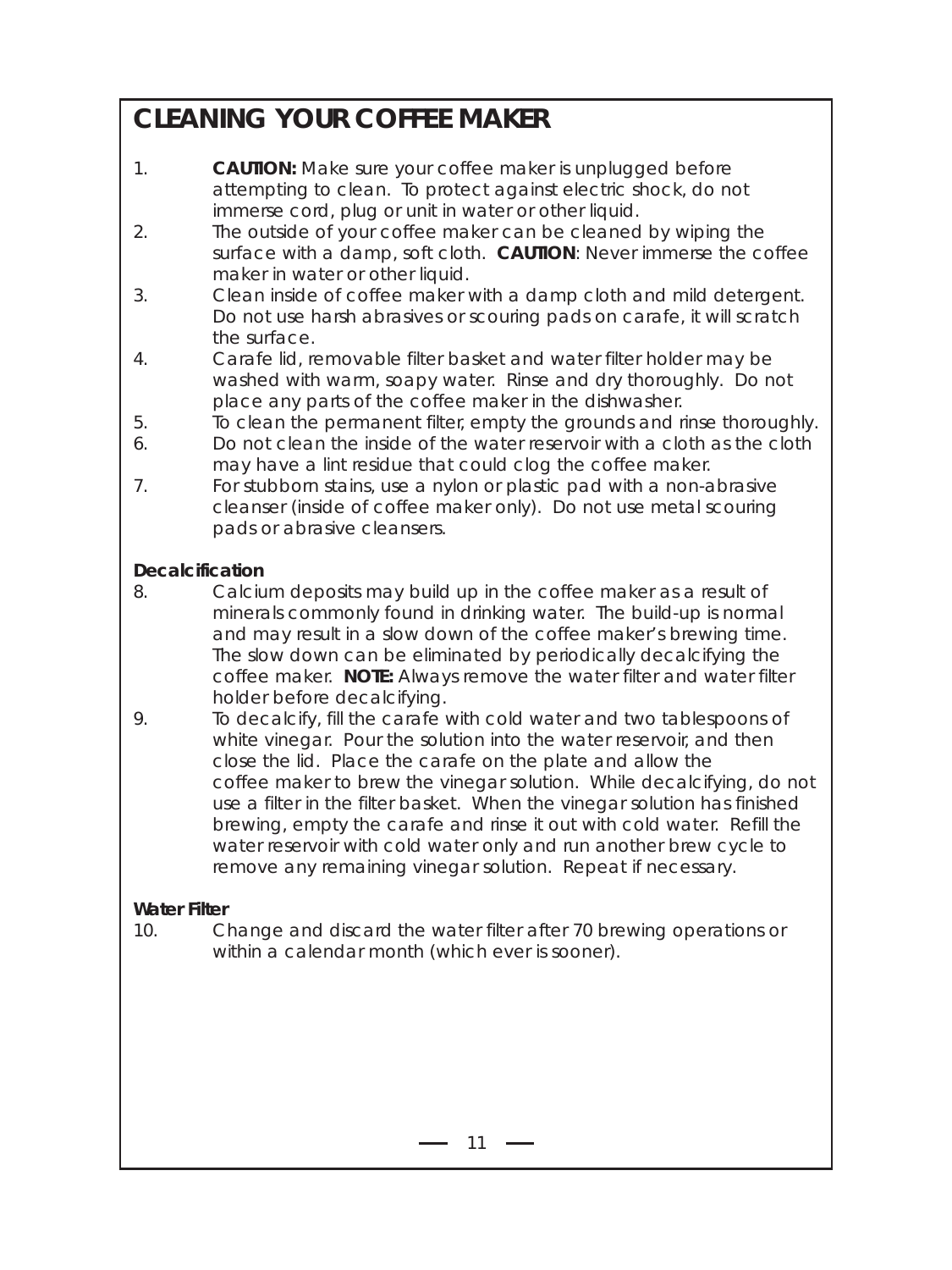# CLEANING YOUR COFFEE MAKER

1. **CAUTION:** Make sure your coffee maker is unplugged before attempting to clean. To protect against electric shock, do not immerse cord, plug or unit in water or other liquid.
2. The outside of your coffee maker can be cleaned by wiping the surface with a damp, soft cloth. **CAUTION**: Never immerse the coffee maker in water or other liquid.
3. Clean inside of coffee maker with a damp cloth and mild detergent. Do not use harsh abrasives or scouring pads on carafe, it will scratch the surface.
4. Carafe lid, removable filter basket and water filter holder may be washed with warm, soapy water. Rinse and dry thoroughly. Do not place any parts of the coffee maker in the dishwasher.
5. To clean the permanent filter, empty the grounds and rinse thoroughly.
6. Do not clean the inside of the water reservoir with a cloth as the cloth may have a lint residue that could clog the coffee maker.
7. For stubborn stains, use a nylon or plastic pad with a non-abrasive cleanser (inside of coffee maker only). Do not use metal scouring pads or abrasive cleansers.

**Decalcification**

8. Calcium deposits may build up in the coffee maker as a result of minerals commonly found in drinking water. The build-up is normal and may result in a slow down of the coffee maker's brewing time. The slow down can be eliminated by periodically decalcifying the coffee maker. **NOTE:** Always remove the water filter and water filter holder before decalcifying.
9. To decalcify, fill the carafe with cold water and two tablespoons of white vinegar. Pour the solution into the water reservoir, and then close the lid. Place the carafe on the plate and allow the coffee maker to brew the vinegar solution. While decalcifying, do not use a filter in the filter basket. When the vinegar solution has finished brewing, empty the carafe and rinse it out with cold water. Refill the water reservoir with cold water only and run another brew cycle to remove any remaining vinegar solution. Repeat if necessary.

**Water Filter**

10. Change and discard the water filter after 70 brewing operations or within a calendar month (which ever is sooner).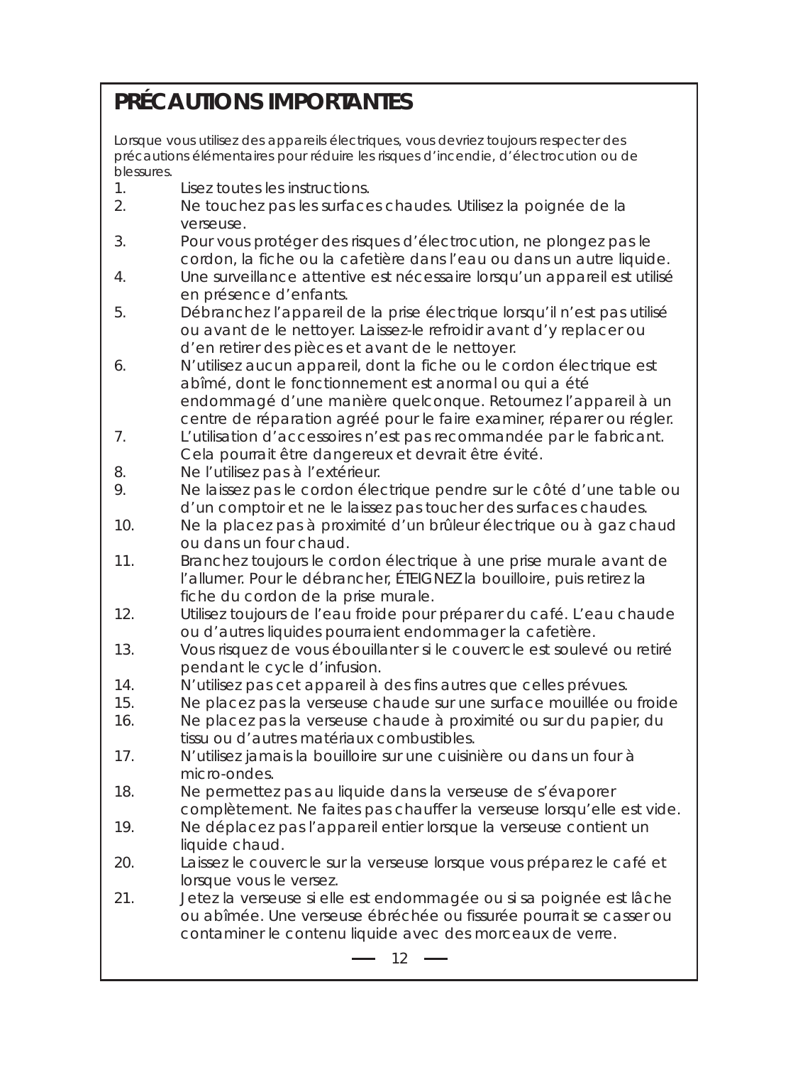# PRÉCAUTIONS IMPORTANTES

Lorsque vous utilisez des appareils électriques, vous devriez toujours respecter des précautions élémentaires pour réduire les risques d'incendie, d'électrocution ou de blessures.

1. Lisez toutes les instructions.
2. Ne touchez pas les surfaces chaudes. Utilisez la poignée de la verseuse.
3. Pour vous protéger des risques d'électrocution, ne plongez pas le cordon, la fiche ou la cafetière dans l'eau ou dans un autre liquide.
4. Une surveillance attentive est nécessaire lorsqu'un appareil est utilisé en présence d'enfants.
5. Débranchez l'appareil de la prise électrique lorsqu'il n'est pas utilisé ou avant de le nettoyer. Laissez-le refroidir avant d'y replacer ou d'en retirer des pièces et avant de le nettoyer.
6. N'utilisez aucun appareil, dont la fiche ou le cordon électrique est abîmé, dont le fonctionnement est anormal ou qui a été endommagé d'une manière quelconque. Retournez l'appareil à un centre de réparation agréé pour le faire examiner, réparer ou régler.
7. L'utilisation d'accessoires n'est pas recommandée par le fabricant. Cela pourrait être dangereux et devrait être évité.
8. Ne l'utilisez pas à l'extérieur.
9. Ne laissez pas le cordon électrique pendre sur le côté d'une table ou d'un comptoir et ne le laissez pas toucher des surfaces chaudes.
10. Ne la placez pas à proximité d'un brûleur électrique ou à gaz chaud ou dans un four chaud.
11. Branchez toujours le cordon électrique à une prise murale avant de l'allumer. Pour le débrancher, ÉTEIGNEZ la bouilloire, puis retirez la fiche du cordon de la prise murale.
12. Utilisez toujours de l'eau froide pour préparer du café. L'eau chaude ou d'autres liquides pourraient endommager la cafetière.
13. Vous risquez de vous ébouillanter si le couvercle est soulevé ou retiré pendant le cycle d'infusion.
14. N'utilisez pas cet appareil à des fins autres que celles prévues.
15. Ne placez pas la verseuse chaude sur une surface mouillée ou froide
16. Ne placez pas la verseuse chaude à proximité ou sur du papier, du tissu ou d'autres matériaux combustibles.
17. N'utilisez jamais la bouilloire sur une cuisinière ou dans un four à micro-ondes.
18. Ne permettez pas au liquide dans la verseuse de s'évaporer complètement. Ne faites pas chauffer la verseuse lorsqu'elle est vide.
19. Ne déplacez pas l'appareil entier lorsque la verseuse contient un liquide chaud.
20. Laissez le couvercle sur la verseuse lorsque vous préparez le café et lorsque vous le versez.
21. Jetez la verseuse si elle est endommagée ou si sa poignée est lâche ou abîmée. Une verseuse ébréchée ou fissurée pourrait se casser ou contaminer le contenu liquide avec des morceaux de verre.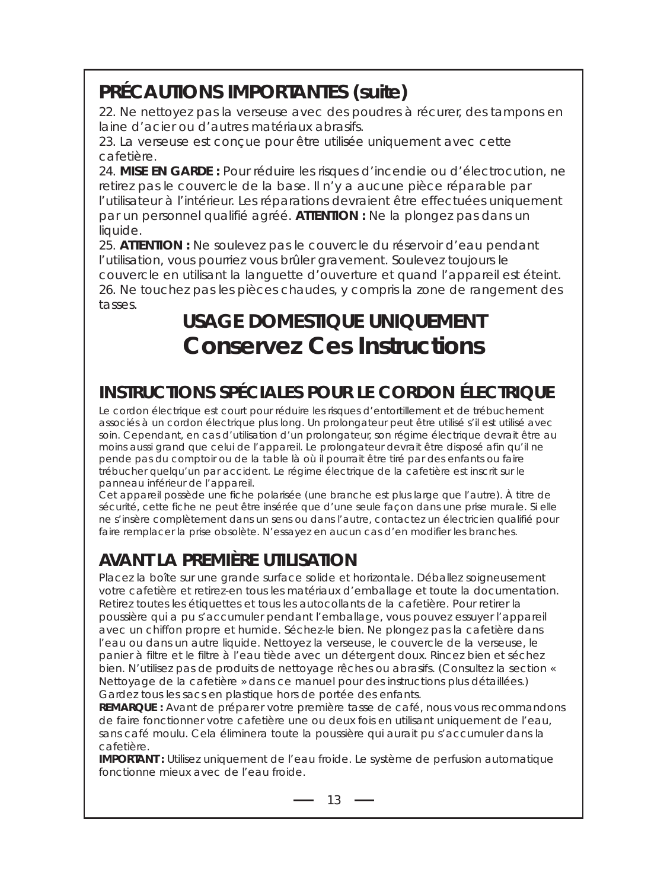## PRÉCAUTIONS IMPORTANTES (suite)

22. Ne nettoyez pas la verseuse avec des poudres à récurer, des tampons en laine d'acier ou d'autres matériaux abrasifs.
23. La verseuse est conçue pour être utilisée uniquement avec cette cafetière.
24. **MISE EN GARDE :** Pour réduire les risques d'incendie ou d'électrocution, ne retirez pas le couvercle de la base. Il n'y a aucune pièce réparable par l'utilisateur à l'intérieur. Les réparations devraient être effectuées uniquement par un personnel qualifié agréé. **ATTENTION :** Ne la plongez pas dans un liquide.
25. **ATTENTION :** Ne soulevez pas le couvercle du réservoir d'eau pendant l'utilisation, vous pourriez vous brûler gravement. Soulevez toujours le couvercle en utilisant la languette d'ouverture et quand l'appareil est éteint.
26. Ne touchez pas les pièces chaudes, y compris la zone de rangement des tasses.

### USAGE DOMESTIQUE UNIQUEMENT

# Conservez Ces Instructions

## INSTRUCTIONS SPÉCIALES POUR LE CORDON ÉLECTRIQUE

Le cordon électrique est court pour réduire les risques d'entortillement et de trébuchement associés à un cordon électrique plus long. Un prolongateur peut être utilisé s'il est utilisé avec soin. Cependant, en cas d'utilisation d'un prolongateur, son régime électrique devrait être au moins aussi grand que celui de l'appareil. Le prolongateur devrait être disposé afin qu'il ne pende pas du comptoir ou de la table là où il pourrait être tiré par des enfants ou faire trébucher quelqu'un par accident. Le régime électrique de la cafetière est inscrit sur le panneau inférieur de l'appareil.

Cet appareil possède une fiche polarisée (une branche est plus large que l'autre). À titre de sécurité, cette fiche ne peut être insérée que d'une seule façon dans une prise murale. Si elle ne s'insère complètement dans un sens ou dans l'autre, contactez un électricien qualifié pour faire remplacer la prise obsolète. N'essayez en aucun cas d'en modifier les branches.

## AVANT LA PREMIÈRE UTILISATION

Placez la boîte sur une grande surface solide et horizontale. Déballez soigneusement votre cafetière et retirez-en tous les matériaux d'emballage et toute la documentation. Retirez toutes les étiquettes et tous les autocollants de la cafetière. Pour retirer la poussière qui a pu s'accumuler pendant l'emballage, vous pouvez essuyer l'appareil avec un chiffon propre et humide. Séchez-le bien. Ne plongez pas la cafetière dans l'eau ou dans un autre liquide. Nettoyez la verseuse, le couvercle de la verseuse, le panier à filtre et le filtre à l'eau tiède avec un détergent doux. Rincez bien et séchez bien. N'utilisez pas de produits de nettoyage rêches ou abrasifs. (Consultez la section « Nettoyage de la cafetière » dans ce manuel pour des instructions plus détaillées.) Gardez tous les sacs en plastique hors de portée des enfants.

**REMARQUE :** Avant de préparer votre première tasse de café, nous vous recommandons de faire fonctionner votre cafetière une ou deux fois en utilisant uniquement de l'eau, sans café moulu. Cela éliminera toute la poussière qui aurait pu s'accumuler dans la cafetière.

**IMPORTANT :** Utilisez uniquement de l'eau froide. Le système de perfusion automatique fonctionne mieux avec de l'eau froide.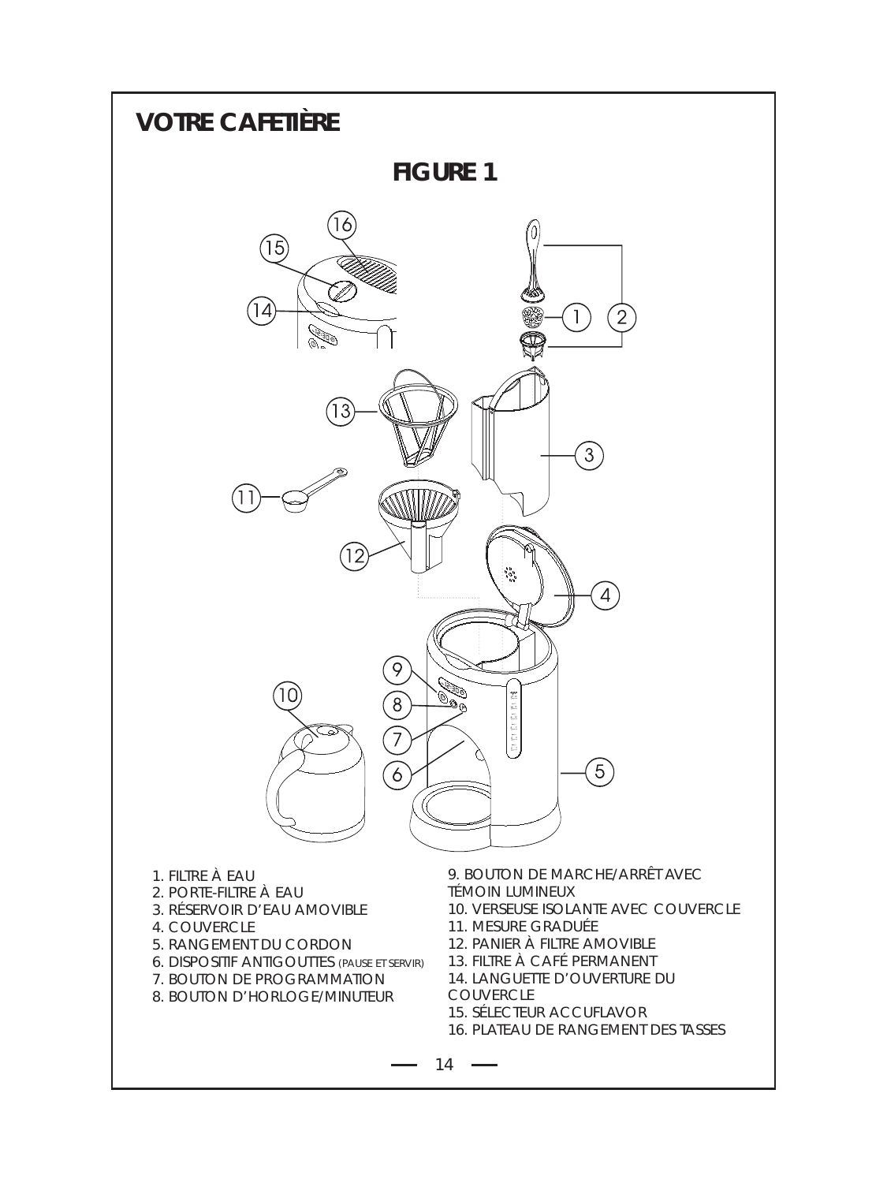# VOTRE CAFETIÈRE

## FIGURE 1

1. FILTRE À EAU
2. PORTE-FILTRE À EAU
3. RÉSERVOIR D'EAU AMOVIBLE
4. COUVERCLE
5. RANGEMENT DU CORDON
6. DISPOSITIF ANTIGOUTTES (PAUSE ET SERVIR)
7. BOUTON DE PROGRAMMATION
8. BOUTON D'HORLOGE/MINUTEUR
9. BOUTON DE MARCHE/ARRÊT AVEC TÉMOIN LUMINEUX
10. VERSEUSE ISOLANTE AVEC COUVERCLE
11. MESURE GRADUÉE
12. PANIER À FILTRE AMOVIBLE
13. FILTRE À CAFÉ PERMANENT
14. LANGUETTE D'OUVERTURE DU COUVERCLE
15. SÉLECTEUR ACCUFLAVOR
16. PLATEAU DE RANGEMENT DES TASSES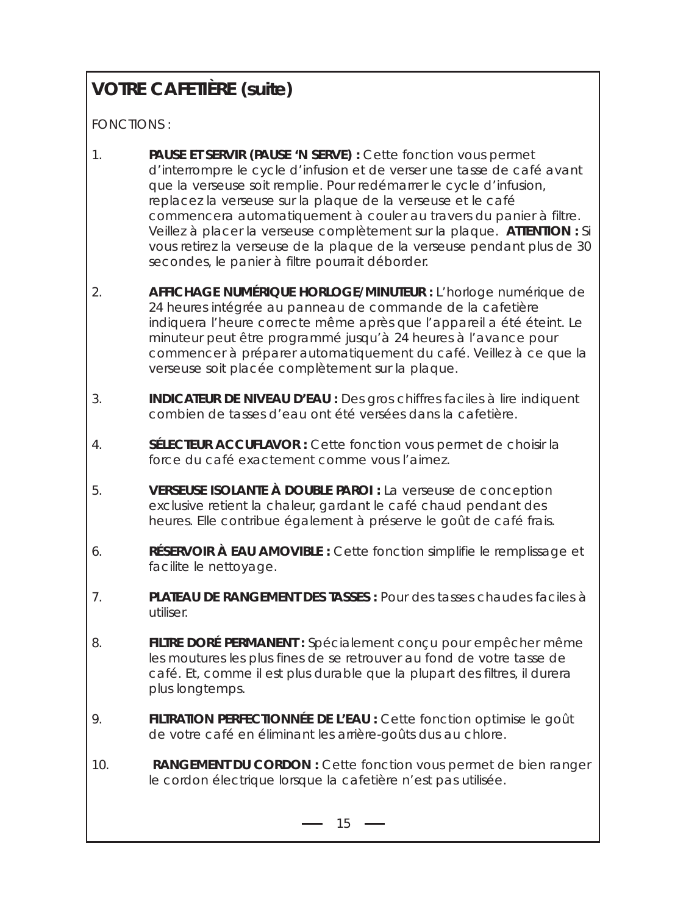## VOTRE CAFETIÈRE (suite)

FONCTIONS :

1. **PAUSE ET SERVIR (PAUSE 'N SERVE) :** Cette fonction vous permet d'interrompre le cycle d'infusion et de verser une tasse de café avant que la verseuse soit remplie. Pour redémarrer le cycle d'infusion, replacez la verseuse sur la plaque de la verseuse et le café commencera automatiquement à couler au travers du panier à filtre. Veillez à placer la verseuse complètement sur la plaque. **ATTENTION :** Si vous retirez la verseuse de la plaque de la verseuse pendant plus de 30 secondes, le panier à filtre pourrait déborder.

2. **AFFICHAGE NUMÉRIQUE HORLOGE/MINUTEUR :** L'horloge numérique de 24 heures intégrée au panneau de commande de la cafetière indiquera l'heure correcte même après que l'appareil a été éteint. Le minuteur peut être programmé jusqu'à 24 heures à l'avance pour commencer à préparer automatiquement du café. Veillez à ce que la verseuse soit placée complètement sur la plaque.

3. **INDICATEUR DE NIVEAU D'EAU :** Des gros chiffres faciles à lire indiquent combien de tasses d'eau ont été versées dans la cafetière.

4. **SÉLECTEUR ACCUFLAVOR :** Cette fonction vous permet de choisir la force du café exactement comme vous l'aimez.

5. **VERSEUSE ISOLANTE À DOUBLE PAROI :** La verseuse de conception exclusive retient la chaleur, gardant le café chaud pendant des heures. Elle contribue également à préserve le goût de café frais.

6. **RÉSERVOIR À EAU AMOVIBLE :** Cette fonction simplifie le remplissage et facilite le nettoyage.

7. **PLATEAU DE RANGEMENT DES TASSES :** Pour des tasses chaudes faciles à utiliser.

8. **FILTRE DORÉ PERMANENT :** Spécialement conçu pour empêcher même les moutures les plus fines de se retrouver au fond de votre tasse de café. Et, comme il est plus durable que la plupart des filtres, il durera plus longtemps.

9. **FILTRATION PERFECTIONNÉE DE L'EAU :** Cette fonction optimise le goût de votre café en éliminant les arrière-goûts dus au chlore.

10. **RANGEMENT DU CORDON :** Cette fonction vous permet de bien ranger le cordon électrique lorsque la cafetière n'est pas utilisée.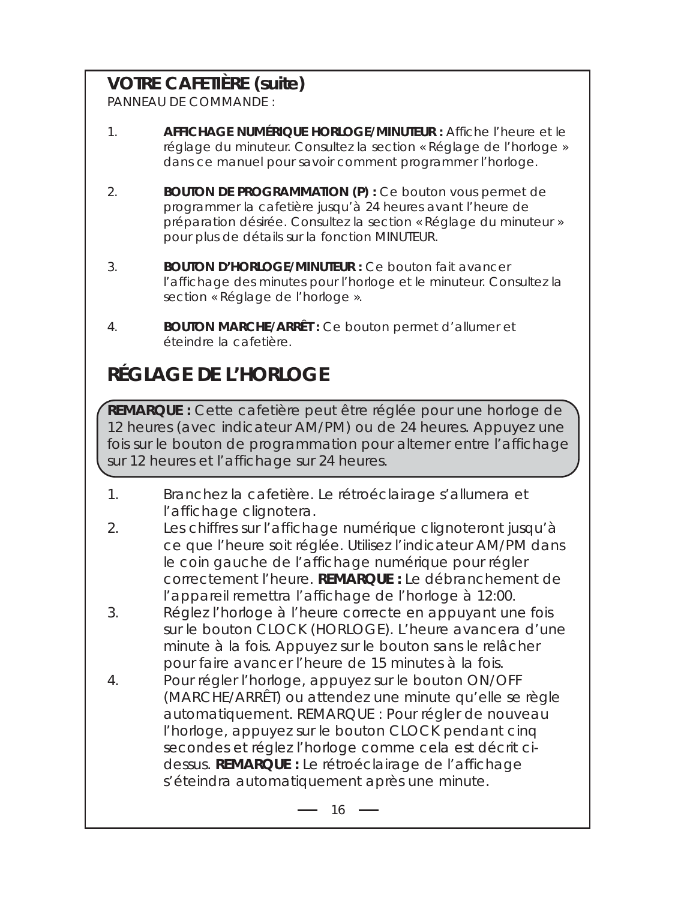## VOTRE CAFETIÈRE (suite)

PANNEAU DE COMMANDE :

1. **AFFICHAGE NUMÉRIQUE HORLOGE/MINUTEUR :** Affiche l’heure et le réglage du minuteur. Consultez la section « Réglage de l’horloge » dans ce manuel pour savoir comment programmer l’horloge.

2. **BOUTON DE PROGRAMMATION (P) :** Ce bouton vous permet de programmer la cafetière jusqu’à 24 heures avant l’heure de préparation désirée. Consultez la section « Réglage du minuteur » pour plus de détails sur la fonction MINUTEUR.

3. **BOUTON D’HORLOGE/MINUTEUR :** Ce bouton fait avancer l’affichage des minutes pour l’horloge et le minuteur. Consultez la section « Réglage de l’horloge ».

4. **BOUTON MARCHE/ARRÊT :** Ce bouton permet d’allumer et éteindre la cafetière.

# RÉGLAGE DE L’HORLOGE

**REMARQUE :** Cette cafetière peut être réglée pour une horloge de 12 heures (avec indicateur AM/PM) ou de 24 heures. Appuyez une fois sur le bouton de programmation pour alterner entre l’affichage sur 12 heures et l’affichage sur 24 heures.

1. Branchez la cafetière. Le rétroéclairage s’allumera et l’affichage clignotera.
2. Les chiffres sur l’affichage numérique clignoteront jusqu’à ce que l’heure soit réglée. Utilisez l’indicateur AM/PM dans le coin gauche de l’affichage numérique pour régler correctement l’heure. **REMARQUE :** Le débranchement de l’appareil remettra l’affichage de l’horloge à 12:00.
3. Réglez l’horloge à l’heure correcte en appuyant une fois sur le bouton CLOCK (HORLOGE). L’heure avancera d’une minute à la fois. Appuyez sur le bouton sans le relâcher pour faire avancer l’heure de 15 minutes à la fois.
4. Pour régler l’horloge, appuyez sur le bouton ON/OFF (MARCHE/ARRÊT) ou attendez une minute qu’elle se règle automatiquement. REMARQUE : Pour régler de nouveau l’horloge, appuyez sur le bouton CLOCK pendant cinq secondes et réglez l’horloge comme cela est décrit ci-dessus. **REMARQUE :** Le rétroéclairage de l’affichage s’éteindra automatiquement après une minute.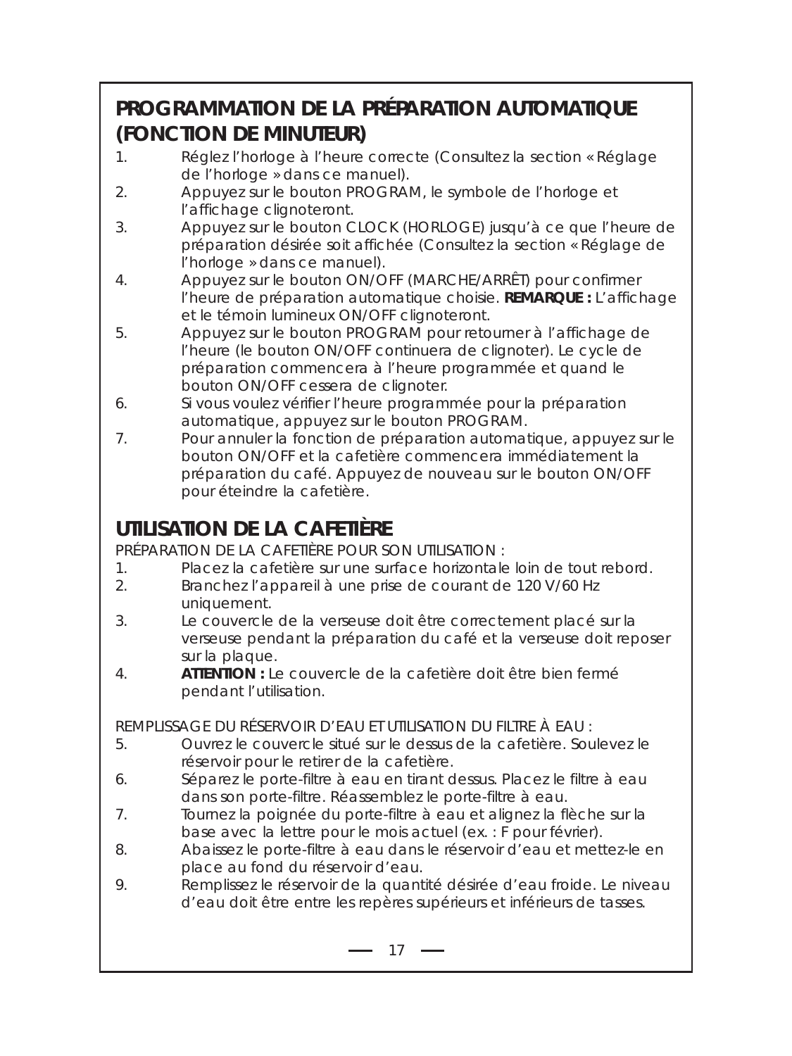## PROGRAMMATION DE LA PRÉPARATION AUTOMATIQUE (FONCTION DE MINUTEUR)

1. Réglez l’horloge à l’heure correcte (Consultez la section « Réglage de l’horloge » dans ce manuel).
2. Appuyez sur le bouton PROGRAM, le symbole de l’horloge et l’affichage clignoteront.
3. Appuyez sur le bouton CLOCK (HORLOGE) jusqu’à ce que l’heure de préparation désirée soit affichée (Consultez la section « Réglage de l’horloge » dans ce manuel).
4. Appuyez sur le bouton ON/OFF (MARCHE/ARRÊT) pour confirmer l’heure de préparation automatique choisie. **REMARQUE :** L’affichage et le témoin lumineux ON/OFF clignoteront.
5. Appuyez sur le bouton PROGRAM pour retourner à l’affichage de l’heure (le bouton ON/OFF continuera de clignoter). Le cycle de préparation commencera à l’heure programmée et quand le bouton ON/OFF cessera de clignoter.
6. Si vous voulez vérifier l’heure programmée pour la préparation automatique, appuyez sur le bouton PROGRAM.
7. Pour annuler la fonction de préparation automatique, appuyez sur le bouton ON/OFF et la cafetière commencera immédiatement la préparation du café. Appuyez de nouveau sur le bouton ON/OFF pour éteindre la cafetière.

## UTILISATION DE LA CAFETIÈRE

PRÉPARATION DE LA CAFETIÈRE POUR SON UTILISATION :

1. Placez la cafetière sur une surface horizontale loin de tout rebord.
2. Branchez l’appareil à une prise de courant de 120 V/60 Hz uniquement.
3. Le couvercle de la verseuse doit être correctement placé sur la verseuse pendant la préparation du café et la verseuse doit reposer sur la plaque.
4. **ATTENTION :** Le couvercle de la cafetière doit être bien fermé pendant l’utilisation.

REMPLISSAGE DU RÉSERVOIR D’EAU ET UTILISATION DU FILTRE À EAU :

5. Ouvrez le couvercle situé sur le dessus de la cafetière. Soulevez le réservoir pour le retirer de la cafetière.
6. Séparez le porte-filtre à eau en tirant dessus. Placez le filtre à eau dans son porte-filtre. Réassemblez le porte-filtre à eau.
7. Tournez la poignée du porte-filtre à eau et alignez la flèche sur la base avec la lettre pour le mois actuel (ex. : F pour février).
8. Abaissez le porte-filtre à eau dans le réservoir d’eau et mettez-le en place au fond du réservoir d’eau.
9. Remplissez le réservoir de la quantité désirée d’eau froide. Le niveau d’eau doit être entre les repères supérieurs et inférieurs de tasses.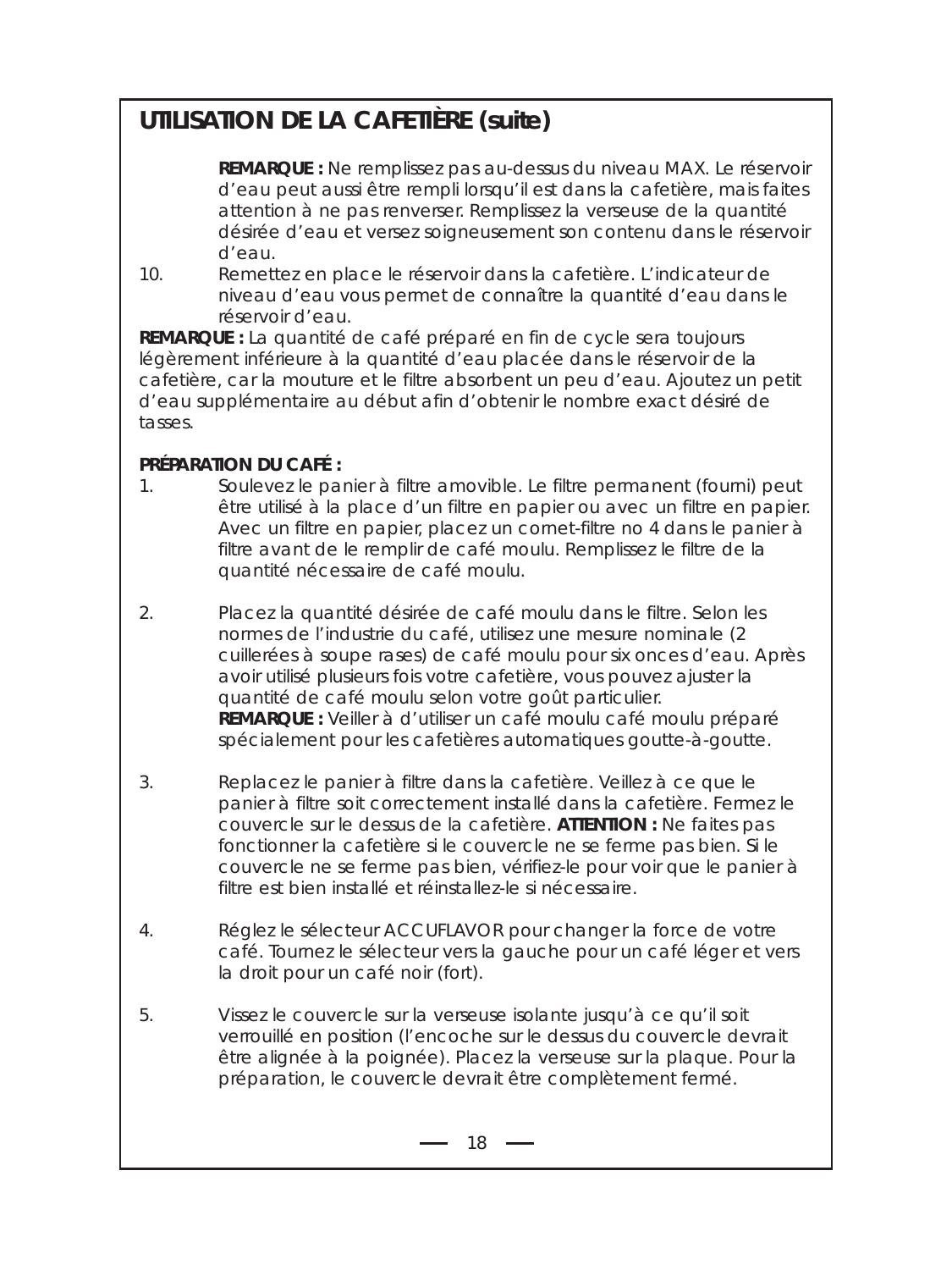## UTILISATION DE LA CAFETIÈRE (suite)

**REMARQUE :** Ne remplissez pas au-dessus du niveau MAX. Le réservoir d'eau peut aussi être rempli lorsqu'il est dans la cafetière, mais faites attention à ne pas renverser. Remplissez la verseuse de la quantité désirée d'eau et versez soigneusement son contenu dans le réservoir d'eau.

10. Remettez en place le réservoir dans la cafetière. L'indicateur de niveau d'eau vous permet de connaître la quantité d'eau dans le réservoir d'eau.

**REMARQUE :** La quantité de café préparé en fin de cycle sera toujours légèrement inférieure à la quantité d'eau placée dans le réservoir de la cafetière, car la mouture et le filtre absorbent un peu d'eau. Ajoutez un petit d'eau supplémentaire au début afin d'obtenir le nombre exact désiré de tasses.

**PRÉPARATION DU CAFÉ :**

1. Soulevez le panier à filtre amovible. Le filtre permanent (fourni) peut être utilisé à la place d'un filtre en papier ou avec un filtre en papier. Avec un filtre en papier, placez un cornet-filtre no 4 dans le panier à filtre avant de le remplir de café moulu. Remplissez le filtre de la quantité nécessaire de café moulu.

2. Placez la quantité désirée de café moulu dans le filtre. Selon les normes de l'industrie du café, utilisez une mesure nominale (2 cuillerées à soupe rases) de café moulu pour six onces d'eau. Après avoir utilisé plusieurs fois votre cafetière, vous pouvez ajuster la quantité de café moulu selon votre goût particulier.
   **REMARQUE :** Veiller à d'utiliser un café moulu café moulu préparé spécialement pour les cafetières automatiques goutte-à-goutte.

3. Replacez le panier à filtre dans la cafetière. Veillez à ce que le panier à filtre soit correctement installé dans la cafetière. Fermez le couvercle sur le dessus de la cafetière. **ATTENTION :** Ne faites pas fonctionner la cafetière si le couvercle ne se ferme pas bien. Si le couvercle ne se ferme pas bien, vérifiez-le pour voir que le panier à filtre est bien installé et réinstallez-le si nécessaire.

4. Réglez le sélecteur ACCUFLAVOR pour changer la force de votre café. Tournez le sélecteur vers la gauche pour un café léger et vers la droit pour un café noir (fort).

5. Vissez le couvercle sur la verseuse isolante jusqu'à ce qu'il soit verrouillé en position (l'encoche sur le dessus du couvercle devrait être alignée à la poignée). Placez la verseuse sur la plaque. Pour la préparation, le couvercle devrait être complètement fermé.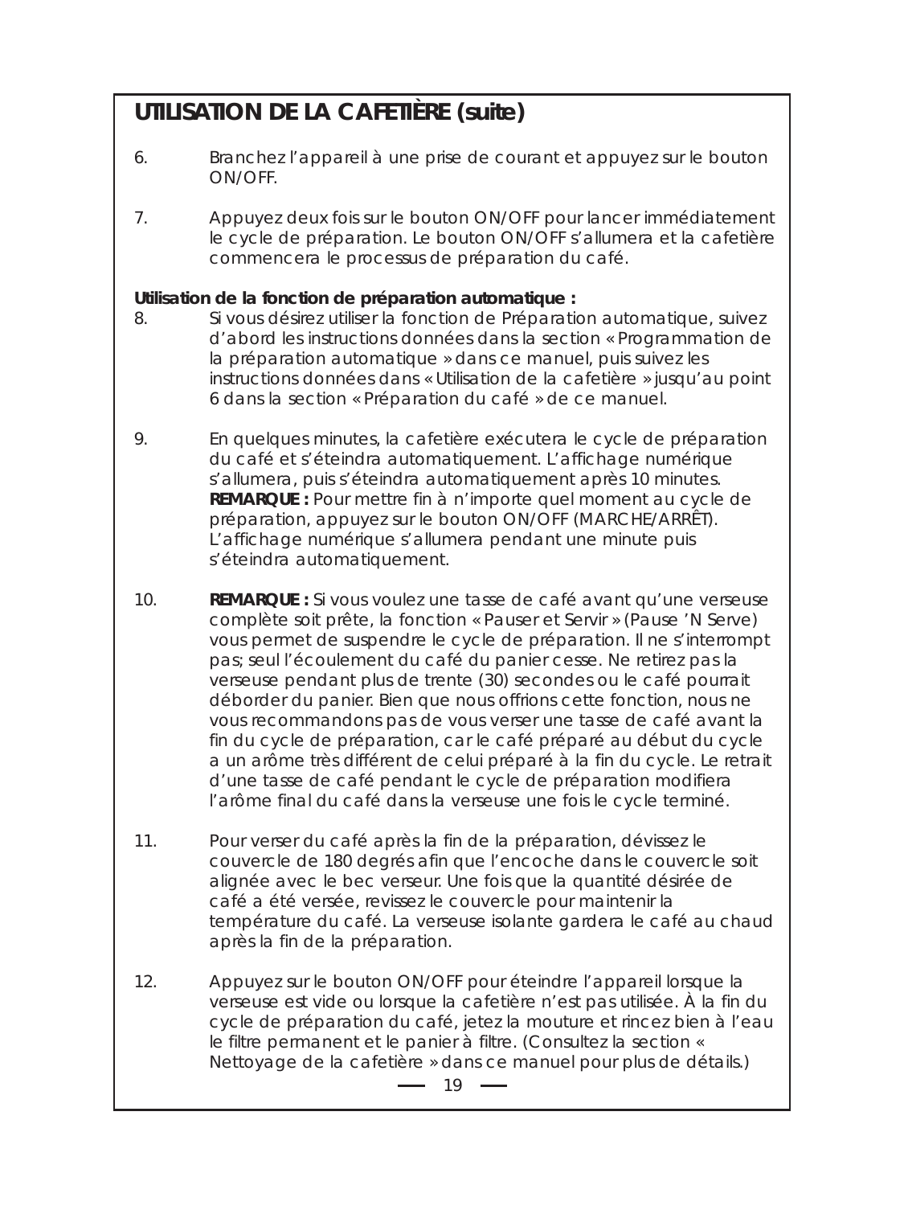## UTILISATION DE LA CAFETIÈRE (suite)

6. Branchez l'appareil à une prise de courant et appuyez sur le bouton ON/OFF.

7. Appuyez deux fois sur le bouton ON/OFF pour lancer immédiatement le cycle de préparation. Le bouton ON/OFF s'allumera et la cafetière commencera le processus de préparation du café.

**Utilisation de la fonction de préparation automatique :**

8. Si vous désirez utiliser la fonction de Préparation automatique, suivez d'abord les instructions données dans la section « Programmation de la préparation automatique » dans ce manuel, puis suivez les instructions données dans « Utilisation de la cafetière » jusqu'au point 6 dans la section « Préparation du café » de ce manuel.

9. En quelques minutes, la cafetière exécutera le cycle de préparation du café et s'éteindra automatiquement. L'affichage numérique s'allumera, puis s'éteindra automatiquement après 10 minutes. **REMARQUE :** Pour mettre fin à n'importe quel moment au cycle de préparation, appuyez sur le bouton ON/OFF (MARCHE/ARRÊT). L'affichage numérique s'allumera pendant une minute puis s'éteindra automatiquement.

10. **REMARQUE :** Si vous voulez une tasse de café avant qu'une verseuse complète soit prête, la fonction « Pauser et Servir » (Pause 'N Serve) vous permet de suspendre le cycle de préparation. Il ne s'interrompt pas; seul l'écoulement du café du panier cesse. Ne retirez pas la verseuse pendant plus de trente (30) secondes ou le café pourrait déborder du panier. Bien que nous offrions cette fonction, nous ne vous recommandons pas de vous verser une tasse de café avant la fin du cycle de préparation, car le café préparé au début du cycle a un arôme très différent de celui préparé à la fin du cycle. Le retrait d'une tasse de café pendant le cycle de préparation modifiera l'arôme final du café dans la verseuse une fois le cycle terminé.

11. Pour verser du café après la fin de la préparation, dévissez le couvercle de 180 degrés afin que l'encoche dans le couvercle soit alignée avec le bec verseur. Une fois que la quantité désirée de café a été versée, revissez le couvercle pour maintenir la température du café. La verseuse isolante gardera le café au chaud après la fin de la préparation.

12. Appuyez sur le bouton ON/OFF pour éteindre l'appareil lorsque la verseuse est vide ou lorsque la cafetière n'est pas utilisée. À la fin du cycle de préparation du café, jetez la mouture et rincez bien à l'eau le filtre permanent et le panier à filtre. (Consultez la section « Nettoyage de la cafetière » dans ce manuel pour plus de détails.)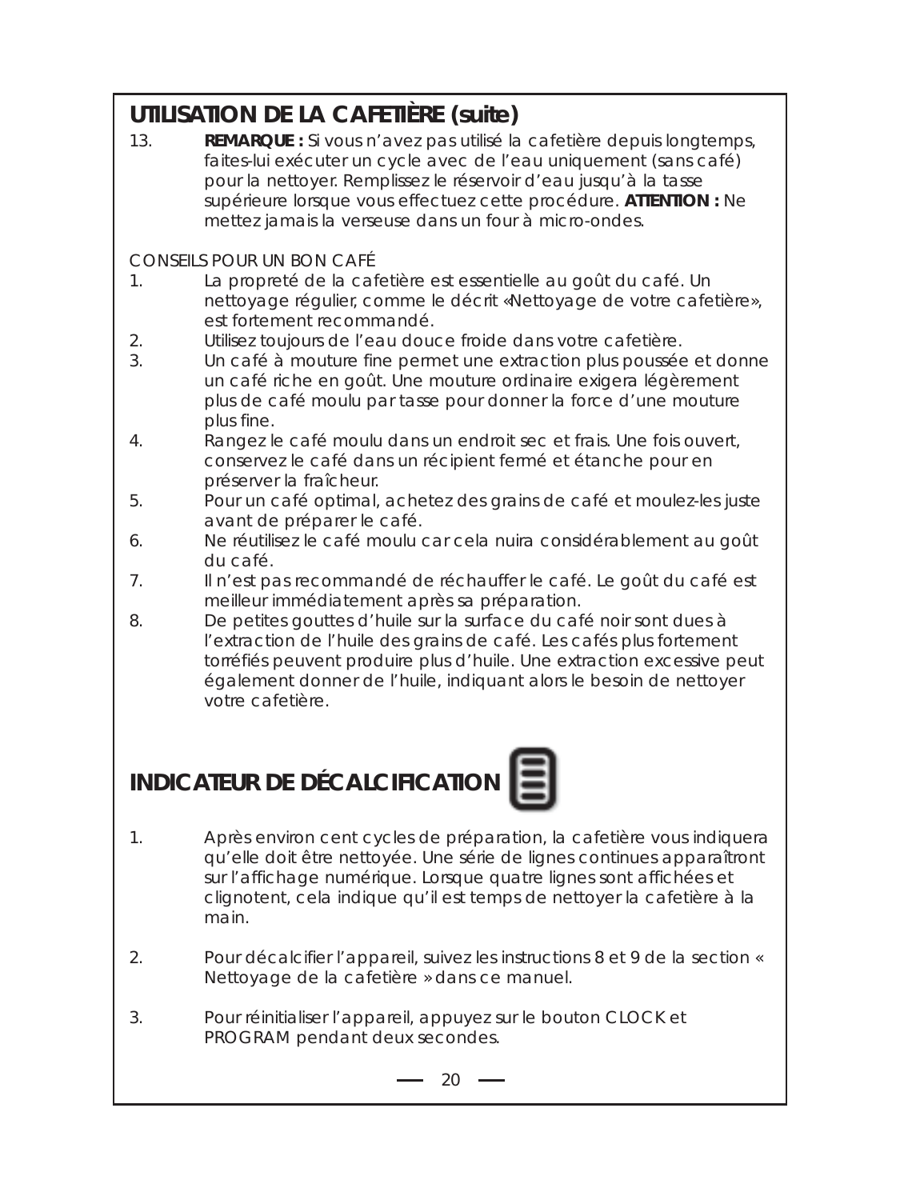## UTILISATION DE LA CAFETIÈRE (suite)

13. **REMARQUE :** Si vous n'avez pas utilisé la cafetière depuis longtemps, faites-lui exécuter un cycle avec de l'eau uniquement (sans café) pour la nettoyer. Remplissez le réservoir d'eau jusqu'à la tasse supérieure lorsque vous effectuez cette procédure. **ATTENTION :** Ne mettez jamais la verseuse dans un four à micro-ondes.

CONSEILS POUR UN BON CAFÉ

1. La propreté de la cafetière est essentielle au goût du café. Un nettoyage régulier, comme le décrit «Nettoyage de votre cafetière», est fortement recommandé.
2. Utilisez toujours de l'eau douce froide dans votre cafetière.
3. Un café à mouture fine permet une extraction plus poussée et donne un café riche en goût. Une mouture ordinaire exigera légèrement plus de café moulu par tasse pour donner la force d'une mouture plus fine.
4. Rangez le café moulu dans un endroit sec et frais. Une fois ouvert, conservez le café dans un récipient fermé et étanche pour en préserver la fraîcheur.
5. Pour un café optimal, achetez des grains de café et moulez-les juste avant de préparer le café.
6. Ne réutilisez le café moulu car cela nuira considérablement au goût du café.
7. Il n'est pas recommandé de réchauffer le café. Le goût du café est meilleur immédiatement après sa préparation.
8. De petites gouttes d'huile sur la surface du café noir sont dues à l'extraction de l'huile des grains de café. Les cafés plus fortement torréfiés peuvent produire plus d'huile. Une extraction excessive peut également donner de l'huile, indiquant alors le besoin de nettoyer votre cafetière.

## INDICATEUR DE DÉCALCIFICATION

1. Après environ cent cycles de préparation, la cafetière vous indiquera qu'elle doit être nettoyée. Une série de lignes continues apparaîtront sur l'affichage numérique. Lorsque quatre lignes sont affichées et clignotent, cela indique qu'il est temps de nettoyer la cafetière à la main.

2. Pour décalcifier l'appareil, suivez les instructions 8 et 9 de la section « Nettoyage de la cafetière » dans ce manuel.

3. Pour réinitialiser l'appareil, appuyez sur le bouton CLOCK et PROGRAM pendant deux secondes.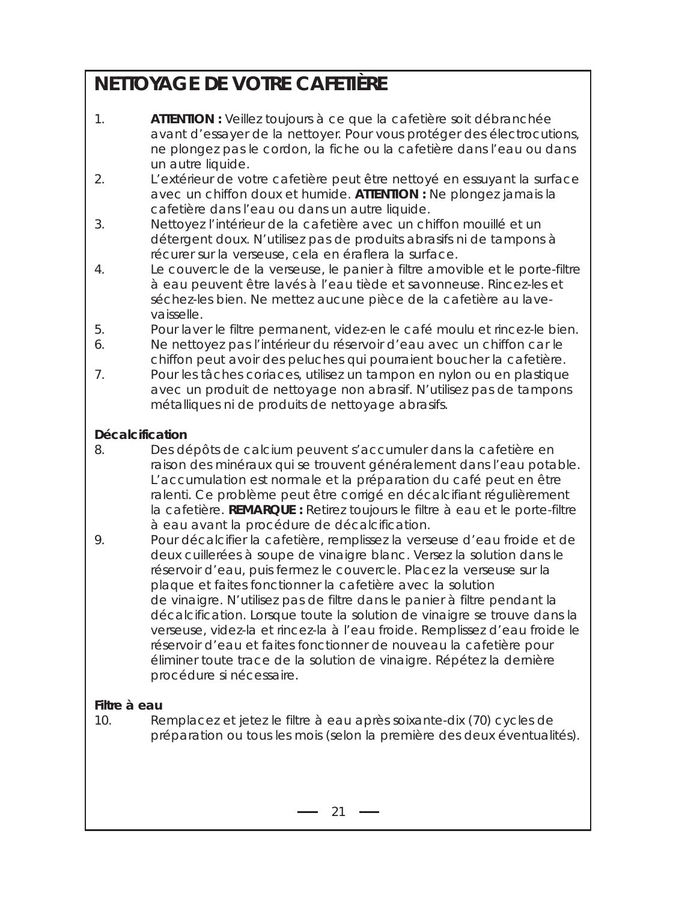# NETTOYAGE DE VOTRE CAFETIÈRE

1. **ATTENTION :** Veillez toujours à ce que la cafetière soit débranchée avant d'essayer de la nettoyer. Pour vous protéger des électrocutions, ne plongez pas le cordon, la fiche ou la cafetière dans l'eau ou dans un autre liquide.
2. L'extérieur de votre cafetière peut être nettoyé en essuyant la surface avec un chiffon doux et humide. **ATTENTION :** Ne plongez jamais la cafetière dans l'eau ou dans un autre liquide.
3. Nettoyez l'intérieur de la cafetière avec un chiffon mouillé et un détergent doux. N'utilisez pas de produits abrasifs ni de tampons à récurer sur la verseuse, cela en éraflera la surface.
4. Le couvercle de la verseuse, le panier à filtre amovible et le porte-filtre à eau peuvent être lavés à l'eau tiède et savonneuse. Rincez-les et séchez-les bien. Ne mettez aucune pièce de la cafetière au lave-vaisselle.
5. Pour laver le filtre permanent, videz-en le café moulu et rincez-le bien.
6. Ne nettoyez pas l'intérieur du réservoir d'eau avec un chiffon car le chiffon peut avoir des peluches qui pourraient boucher la cafetière.
7. Pour les tâches coriaces, utilisez un tampon en nylon ou en plastique avec un produit de nettoyage non abrasif. N'utilisez pas de tampons métalliques ni de produits de nettoyage abrasifs.

**Décalcification**

8. Des dépôts de calcium peuvent s'accumuler dans la cafetière en raison des minéraux qui se trouvent généralement dans l'eau potable. L'accumulation est normale et la préparation du café peut en être ralenti. Ce problème peut être corrigé en décalcifiant régulièrement la cafetière. **REMARQUE :** Retirez toujours le filtre à eau et le porte-filtre à eau avant la procédure de décalcification.
9. Pour décalcifier la cafetière, remplissez la verseuse d'eau froide et de deux cuillerées à soupe de vinaigre blanc. Versez la solution dans le réservoir d'eau, puis fermez le couvercle. Placez la verseuse sur la plaque et faites fonctionner la cafetière avec la solution de vinaigre. N'utilisez pas de filtre dans le panier à filtre pendant la décalcification. Lorsque toute la solution de vinaigre se trouve dans la verseuse, videz-la et rincez-la à l'eau froide. Remplissez d'eau froide le réservoir d'eau et faites fonctionner de nouveau la cafetière pour éliminer toute trace de la solution de vinaigre. Répétez la dernière procédure si nécessaire.

**Filtre à eau**

10. Remplacez et jetez le filtre à eau après soixante-dix (70) cycles de préparation ou tous les mois (selon la première des deux éventualités).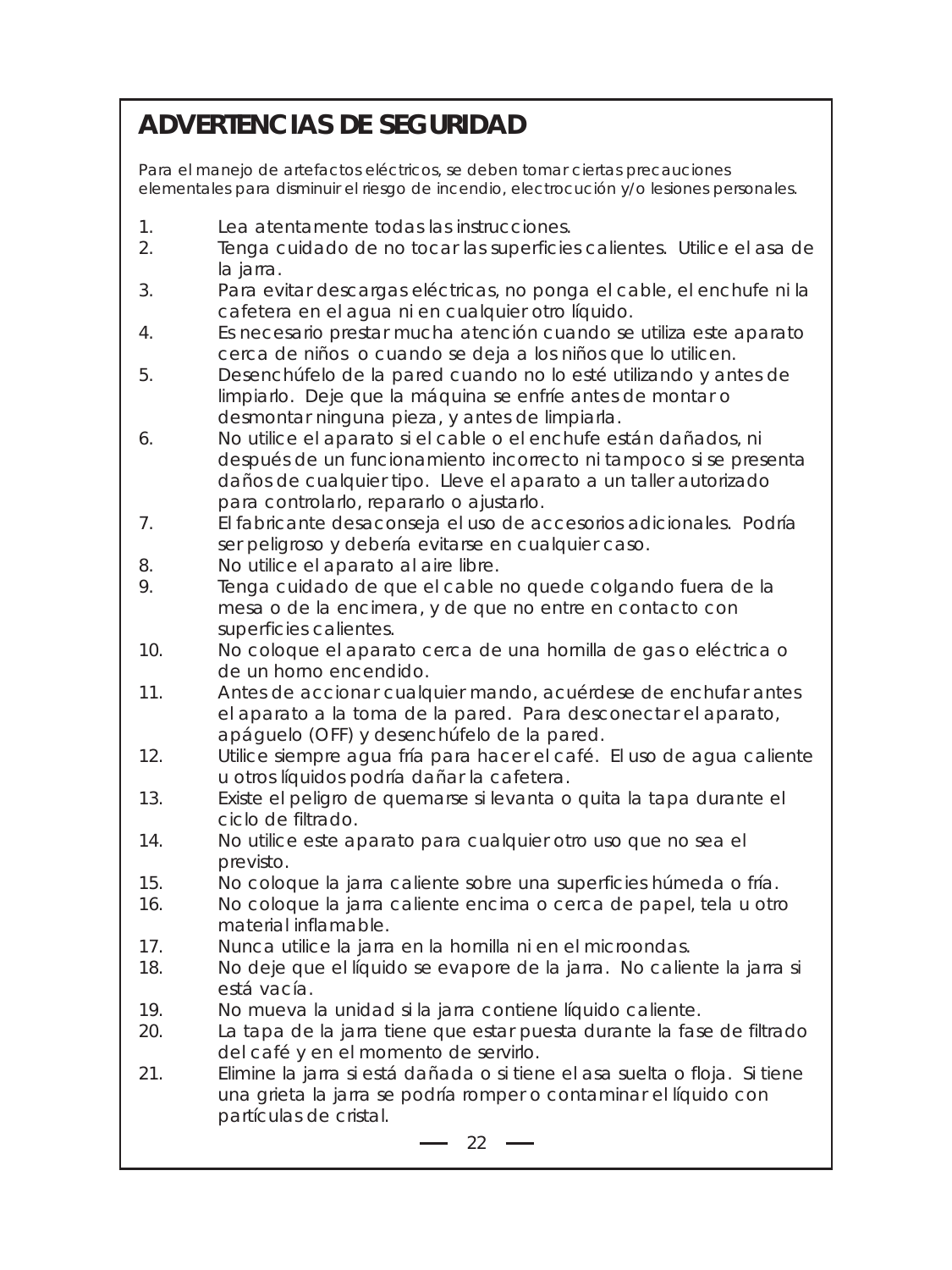# ADVERTENCIAS DE SEGURIDAD

Para el manejo de artefactos eléctricos, se deben tomar ciertas precauciones elementales para disminuir el riesgo de incendio, electrocución y/o lesiones personales.

1. Lea atentamente todas las instrucciones.
2. Tenga cuidado de no tocar las superficies calientes. Utilice el asa de la jarra.
3. Para evitar descargas eléctricas, no ponga el cable, el enchufe ni la cafetera en el agua ni en cualquier otro líquido.
4. Es necesario prestar mucha atención cuando se utiliza este aparato cerca de niños o cuando se deja a los niños que lo utilicen.
5. Desenchúfelo de la pared cuando no lo esté utilizando y antes de limpiarlo. Deje que la máquina se enfríe antes de montar o desmontar ninguna pieza, y antes de limpiarla.
6. No utilice el aparato si el cable o el enchufe están dañados, ni después de un funcionamiento incorrecto ni tampoco si se presenta daños de cualquier tipo. Lleve el aparato a un taller autorizado para controlarlo, repararlo o ajustarlo.
7. El fabricante desaconseja el uso de accesorios adicionales. Podría ser peligroso y debería evitarse en cualquier caso.
8. No utilice el aparato al aire libre.
9. Tenga cuidado de que el cable no quede colgando fuera de la mesa o de la encimera, y de que no entre en contacto con superficies calientes.
10. No coloque el aparato cerca de una hornilla de gas o eléctrica o de un horno encendido.
11. Antes de accionar cualquier mando, acuérdese de enchufar antes el aparato a la toma de la pared. Para desconectar el aparato, apáguelo (OFF) y desenchúfelo de la pared.
12. Utilice siempre agua fría para hacer el café. El uso de agua caliente u otros líquidos podría dañar la cafetera.
13. Existe el peligro de quemarse si levanta o quita la tapa durante el ciclo de filtrado.
14. No utilice este aparato para cualquier otro uso que no sea el previsto.
15. No coloque la jarra caliente sobre una superficies húmeda o fría.
16. No coloque la jarra caliente encima o cerca de papel, tela u otro material inflamable.
17. Nunca utilice la jarra en la hornilla ni en el microondas.
18. No deje que el líquido se evapore de la jarra. No caliente la jarra si está vacía.
19. No mueva la unidad si la jarra contiene líquido caliente.
20. La tapa de la jarra tiene que estar puesta durante la fase de filtrado del café y en el momento de servirlo.
21. Elimine la jarra si está dañada o si tiene el asa suelta o floja. Si tiene una grieta la jarra se podría romper o contaminar el líquido con partículas de cristal.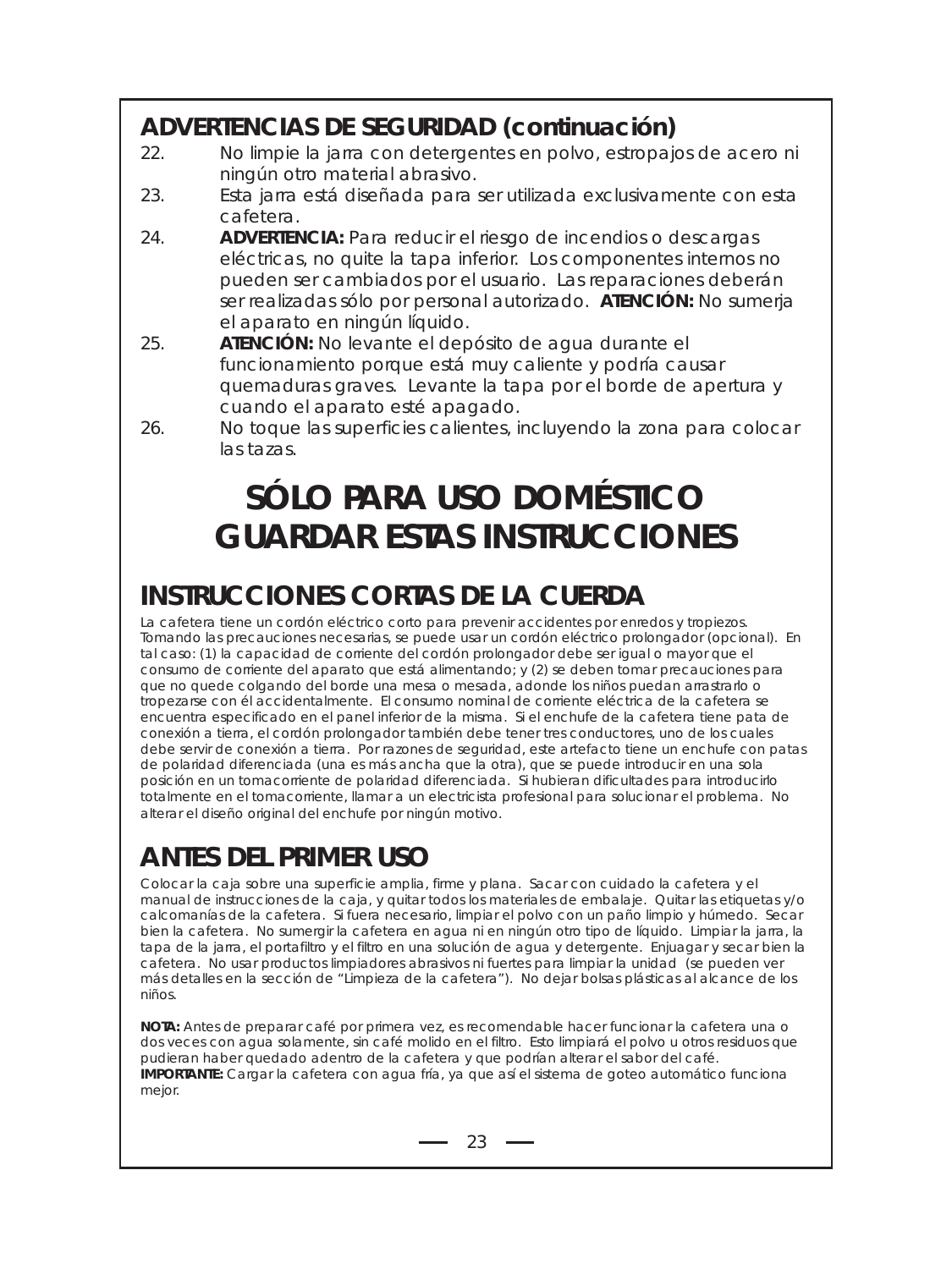## ADVERTENCIAS DE SEGURIDAD (continuación)

22. No limpie la jarra con detergentes en polvo, estropajos de acero ni ningún otro material abrasivo.
23. Esta jarra está diseñada para ser utilizada exclusivamente con esta cafetera.
24. **ADVERTENCIA:** Para reducir el riesgo de incendios o descargas eléctricas, no quite la tapa inferior. Los componentes internos no pueden ser cambiados por el usuario. Las reparaciones deberán ser realizadas sólo por personal autorizado. **ATENCIÓN:** No sumerja el aparato en ningún líquido.
25. **ATENCIÓN:** No levante el depósito de agua durante el funcionamiento porque está muy caliente y podría causar quemaduras graves. Levante la tapa por el borde de apertura y cuando el aparato esté apagado.
26. No toque las superficies calientes, incluyendo la zona para colocar las tazas.

# SÓLO PARA USO DOMÉSTICO
# GUARDAR ESTAS INSTRUCCIONES

## INSTRUCCIONES CORTAS DE LA CUERDA

La cafetera tiene un cordón eléctrico corto para prevenir accidentes por enredos y tropiezos. Tomando las precauciones necesarias, se puede usar un cordón eléctrico prolongador (opcional). En tal caso: (1) la capacidad de corriente del cordón prolongador debe ser igual o mayor que el consumo de corriente del aparato que está alimentando; y (2) se deben tomar precauciones para que no quede colgando del borde una mesa o mesada, adonde los niños puedan arrastrarlo o tropezarse con él accidentalmente. El consumo nominal de corriente eléctrica de la cafetera se encuentra especificado en el panel inferior de la misma. Si el enchufe de la cafetera tiene pata de conexión a tierra, el cordón prolongador también debe tener tres conductores, uno de los cuales debe servir de conexión a tierra. Por razones de seguridad, este artefacto tiene un enchufe con patas de polaridad diferenciada (una es más ancha que la otra), que se puede introducir en una sola posición en un tomacorriente de polaridad diferenciada. Si hubieran dificultades para introducirlo totalmente en el tomacorriente, llamar a un electricista profesional para solucionar el problema. No alterar el diseño original del enchufe por ningún motivo.

## ANTES DEL PRIMER USO

Colocar la caja sobre una superficie amplia, firme y plana. Sacar con cuidado la cafetera y el manual de instrucciones de la caja, y quitar todos los materiales de embalaje. Quitar las etiquetas y/o calcomanías de la cafetera. Si fuera necesario, limpiar el polvo con un paño limpio y húmedo. Secar bien la cafetera. No sumergir la cafetera en agua ni en ningún otro tipo de líquido. Limpiar la jarra, la tapa de la jarra, el portafiltro y el filtro en una solución de agua y detergente. Enjuagar y secar bien la cafetera. No usar productos limpiadores abrasivos ni fuertes para limpiar la unidad (se pueden ver más detalles en la sección de "Limpieza de la cafetera"). No dejar bolsas plásticas al alcance de los niños.

**NOTA:** Antes de preparar café por primera vez, es recomendable hacer funcionar la cafetera una o dos veces con agua solamente, sin café molido en el filtro. Esto limpiará el polvo u otros residuos que pudieran haber quedado adentro de la cafetera y que podrían alterar el sabor del café.
**IMPORTANTE:** Cargar la cafetera con agua fría, ya que así el sistema de goteo automático funciona mejor.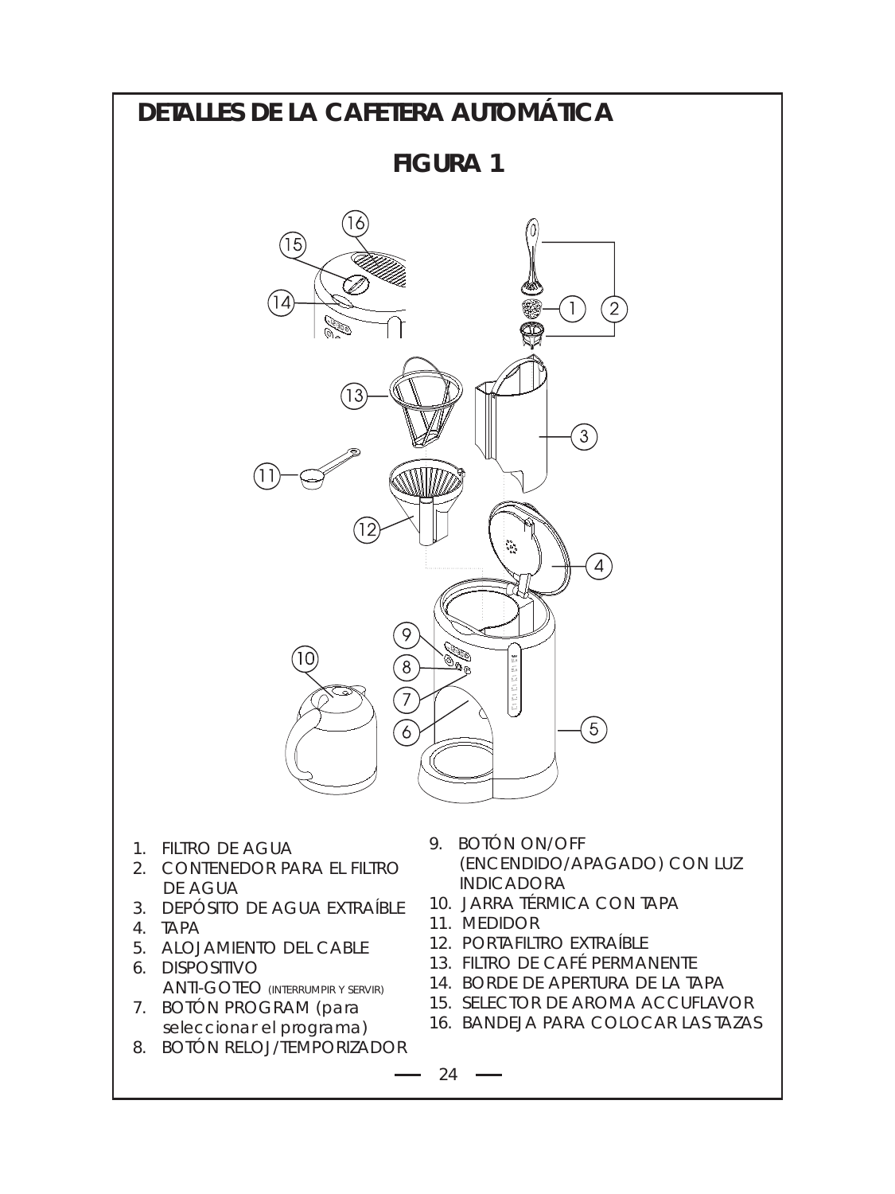# DETALLES DE LA CAFETERA AUTOMÁTICA

## FIGURA 1

1. FILTRO DE AGUA
2. CONTENEDOR PARA EL FILTRO DE AGUA
3. DEPÓSITO DE AGUA EXTRAÍBLE
4. TAPA
5. ALOJAMIENTO DEL CABLE
6. DISPOSITIVO ANTI-GOTEO (INTERRUMPIR Y SERVIR)
7. BOTÓN PROGRAM (para seleccionar el programa)
8. BOTÓN RELOJ/TEMPORIZADOR
9. BOTÓN ON/OFF (ENCENDIDO/APAGADO) CON LUZ INDICADORA
10. JARRA TÉRMICA CON TAPA
11. MEDIDOR
12. PORTAFILTRO EXTRAÍBLE
13. FILTRO DE CAFÉ PERMANENTE
14. BORDE DE APERTURA DE LA TAPA
15. SELECTOR DE AROMA ACCUFLAVOR
16. BANDEJA PARA COLOCAR LAS TAZAS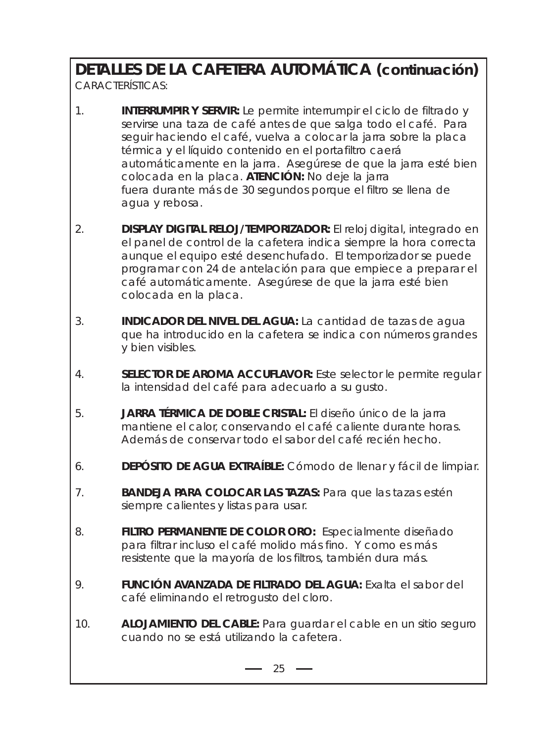# DETALLES DE LA CAFETERA AUTOMÁTICA (continuación)

CARACTERÍSTICAS:

1. **INTERRUMPIR Y SERVIR:** Le permite interrumpir el ciclo de filtrado y servirse una taza de café antes de que salga todo el café. Para seguir haciendo el café, vuelva a colocar la jarra sobre la placa térmica y el líquido contenido en el portafiltro caerá automáticamente en la jarra. Asegúrese de que la jarra esté bien colocada en la placa. **ATENCIÓN:** No deje la jarra fuera durante más de 30 segundos porque el filtro se llena de agua y rebosa.

2. **DISPLAY DIGITAL RELOJ/TEMPORIZADOR:** El reloj digital, integrado en el panel de control de la cafetera indica siempre la hora correcta aunque el equipo esté desenchufado. El temporizador se puede programar con 24 de antelación para que empiece a preparar el café automáticamente. Asegúrese de que la jarra esté bien colocada en la placa.

3. **INDICADOR DEL NIVEL DEL AGUA:** La cantidad de tazas de agua que ha introducido en la cafetera se indica con números grandes y bien visibles.

4. **SELECTOR DE AROMA ACCUFLAVOR:** Este selector le permite regular la intensidad del café para adecuarlo a su gusto.

5. **JARRA TÉRMICA DE DOBLE CRISTAL:** El diseño único de la jarra mantiene el calor, conservando el café caliente durante horas. Además de conservar todo el sabor del café recién hecho.

6. **DEPÓSITO DE AGUA EXTRAÍBLE:** Cómodo de llenar y fácil de limpiar.

7. **BANDEJA PARA COLOCAR LAS TAZAS:** Para que las tazas estén siempre calientes y listas para usar.

8. **FILTRO PERMANENTE DE COLOR ORO:** Especialmente diseñado para filtrar incluso el café molido más fino. Y como es más resistente que la mayoría de los filtros, también dura más.

9. **FUNCIÓN AVANZADA DE FILTRADO DEL AGUA:** Exalta el sabor del café eliminando el retrogusto del cloro.

10. **ALOJAMIENTO DEL CABLE:** Para guardar el cable en un sitio seguro cuando no se está utilizando la cafetera.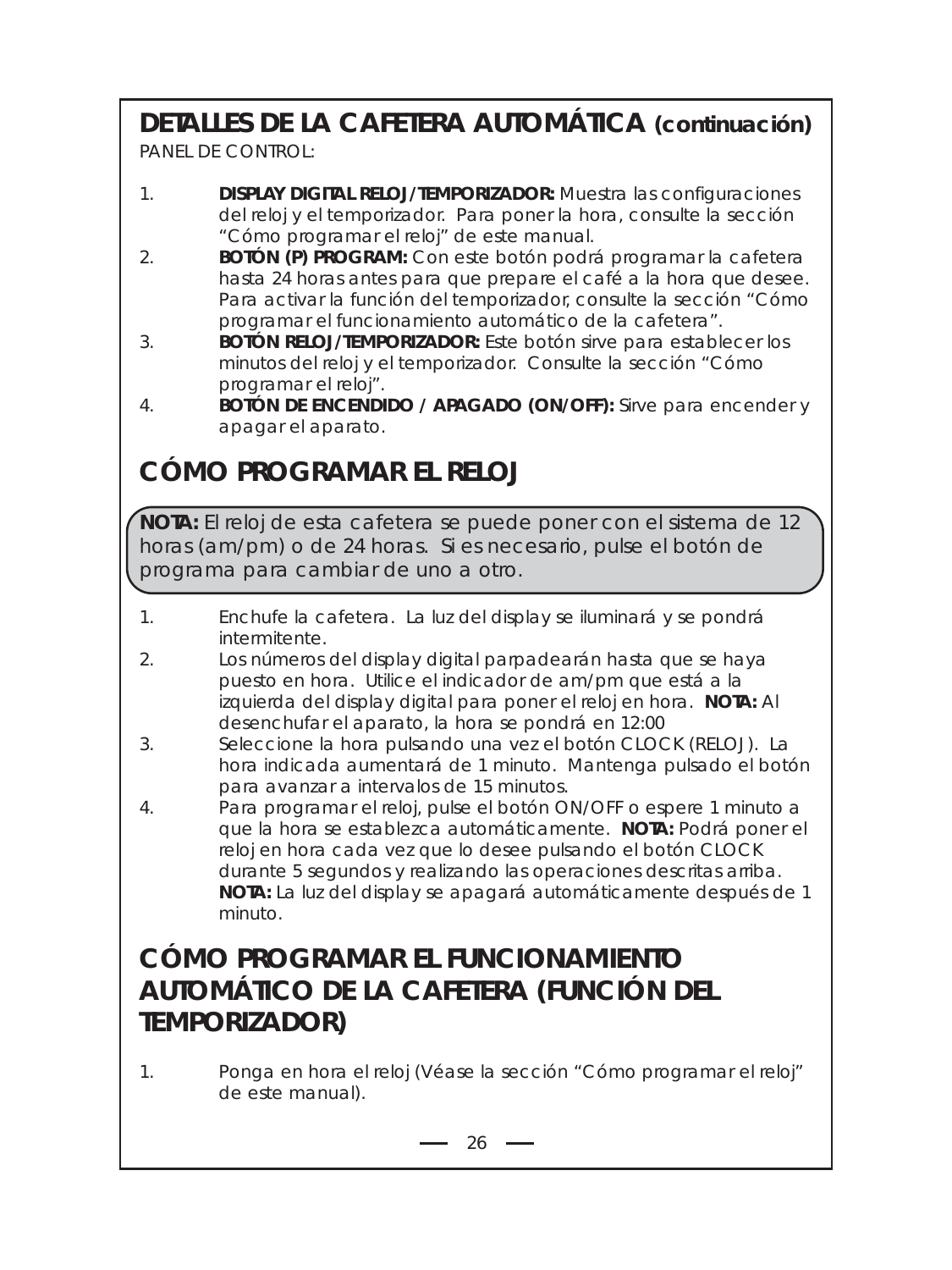## DETALLES DE LA CAFETERA AUTOMÁTICA (continuación)

PANEL DE CONTROL:

1. **DISPLAY DIGITAL RELOJ/TEMPORIZADOR:** Muestra las configuraciones del reloj y el temporizador. Para poner la hora, consulte la sección “Cómo programar el reloj” de este manual.
2. **BOTÓN (P) PROGRAM:** Con este botón podrá programar la cafetera hasta 24 horas antes para que prepare el café a la hora que desee. Para activar la función del temporizador, consulte la sección “Cómo programar el funcionamiento automático de la cafetera”.
3. **BOTÓN RELOJ/TEMPORIZADOR:** Este botón sirve para establecer los minutos del reloj y el temporizador. Consulte la sección “Cómo programar el reloj”.
4. **BOTÓN DE ENCENDIDO / APAGADO (ON/OFF):** Sirve para encender y apagar el aparato.

## CÓMO PROGRAMAR EL RELOJ

**NOTA:** El reloj de esta cafetera se puede poner con el sistema de 12 horas (am/pm) o de 24 horas. Si es necesario, pulse el botón de programa para cambiar de uno a otro.

1. Enchufe la cafetera. La luz del display se iluminará y se pondrá intermitente.
2. Los números del display digital parpadearán hasta que se haya puesto en hora. Utilice el indicador de am/pm que está a la izquierda del display digital para poner el reloj en hora. **NOTA:** Al desenchufar el aparato, la hora se pondrá en 12:00
3. Seleccione la hora pulsando una vez el botón CLOCK (RELOJ). La hora indicada aumentará de 1 minuto. Mantenga pulsado el botón para avanzar a intervalos de 15 minutos.
4. Para programar el reloj, pulse el botón ON/OFF o espere 1 minuto a que la hora se establezca automáticamente. **NOTA:** Podrá poner el reloj en hora cada vez que lo desee pulsando el botón CLOCK durante 5 segundos y realizando las operaciones descritas arriba. **NOTA:** La luz del display se apagará automáticamente después de 1 minuto.

## CÓMO PROGRAMAR EL FUNCIONAMIENTO AUTOMÁTICO DE LA CAFETERA (FUNCIÓN DEL TEMPORIZADOR)

1. Ponga en hora el reloj (Véase la sección “Cómo programar el reloj” de este manual).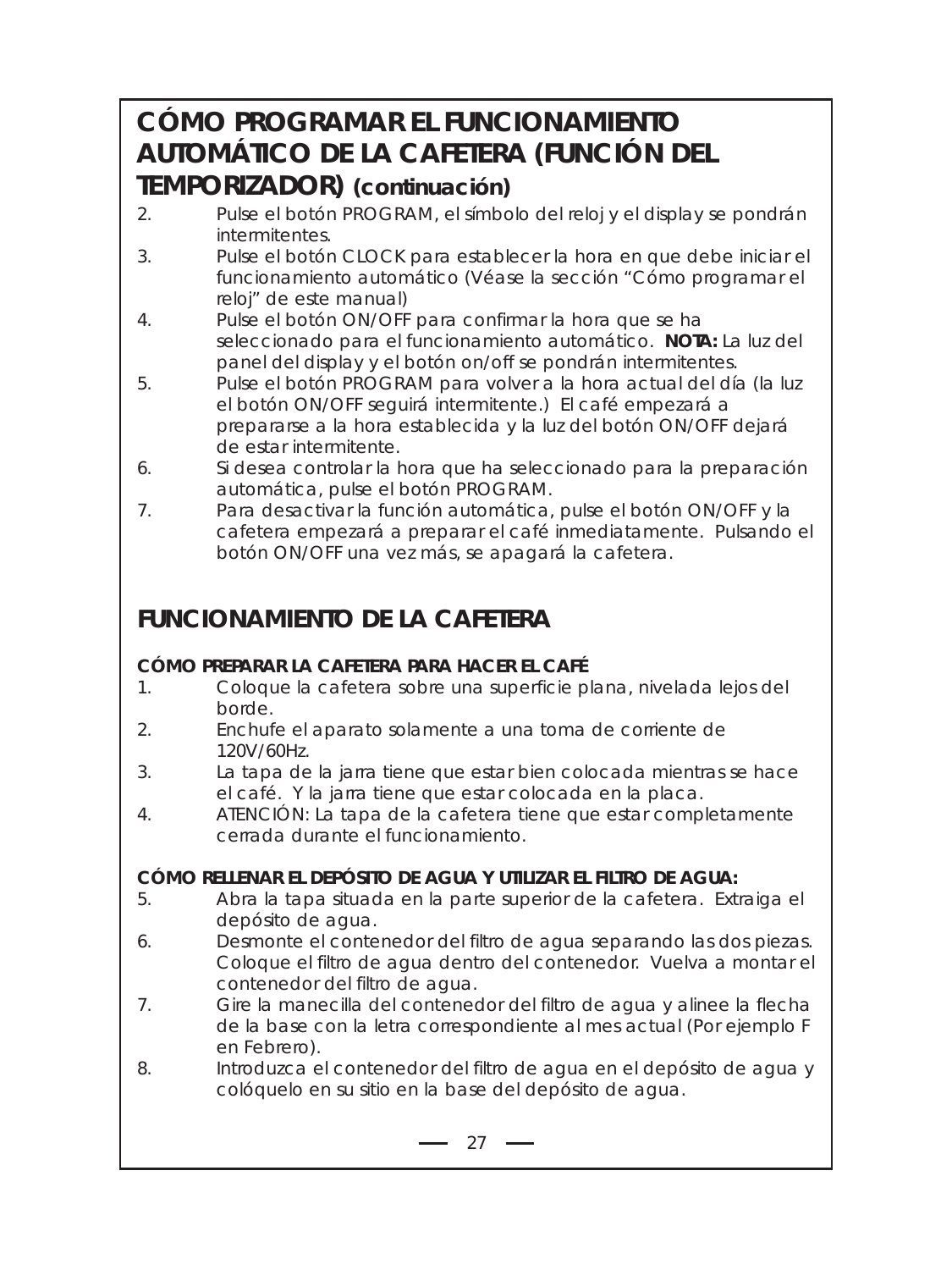## CÓMO PROGRAMAR EL FUNCIONAMIENTO AUTOMÁTICO DE LA CAFETERA (FUNCIÓN DEL TEMPORIZADOR) (continuación)

2. Pulse el botón PROGRAM, el símbolo del reloj y el display se pondrán intermitentes.
3. Pulse el botón CLOCK para establecer la hora en que debe iniciar el funcionamiento automático (Véase la sección "Cómo programar el reloj" de este manual)
4. Pulse el botón ON/OFF para confirmar la hora que se ha seleccionado para el funcionamiento automático. **NOTA:** La luz del panel del display y el botón on/off se pondrán intermitentes.
5. Pulse el botón PROGRAM para volver a la hora actual del día (la luz el botón ON/OFF seguirá intermitente.) El café empezará a prepararse a la hora establecida y la luz del botón ON/OFF dejará de estar intermitente.
6. Si desea controlar la hora que ha seleccionado para la preparación automática, pulse el botón PROGRAM.
7. Para desactivar la función automática, pulse el botón ON/OFF y la cafetera empezará a preparar el café inmediatamente. Pulsando el botón ON/OFF una vez más, se apagará la cafetera.

## FUNCIONAMIENTO DE LA CAFETERA

**CÓMO PREPARAR LA CAFETERA PARA HACER EL CAFÉ**

1. Coloque la cafetera sobre una superficie plana, nivelada lejos del borde.
2. Enchufe el aparato solamente a una toma de corriente de 120V/60Hz.
3. La tapa de la jarra tiene que estar bien colocada mientras se hace el café. Y la jarra tiene que estar colocada en la placa.
4. ATENCIÓN: La tapa de la cafetera tiene que estar completamente cerrada durante el funcionamiento.

**CÓMO RELLENAR EL DEPÓSITO DE AGUA Y UTILIZAR EL FILTRO DE AGUA:**

5. Abra la tapa situada en la parte superior de la cafetera. Extraiga el depósito de agua.
6. Desmonte el contenedor del filtro de agua separando las dos piezas. Coloque el filtro de agua dentro del contenedor. Vuelva a montar el contenedor del filtro de agua.
7. Gire la manecilla del contenedor del filtro de agua y alinee la flecha de la base con la letra correspondiente al mes actual (Por ejemplo F en Febrero).
8. Introduzca el contenedor del filtro de agua en el depósito de agua y colóquelo en su sitio en la base del depósito de agua.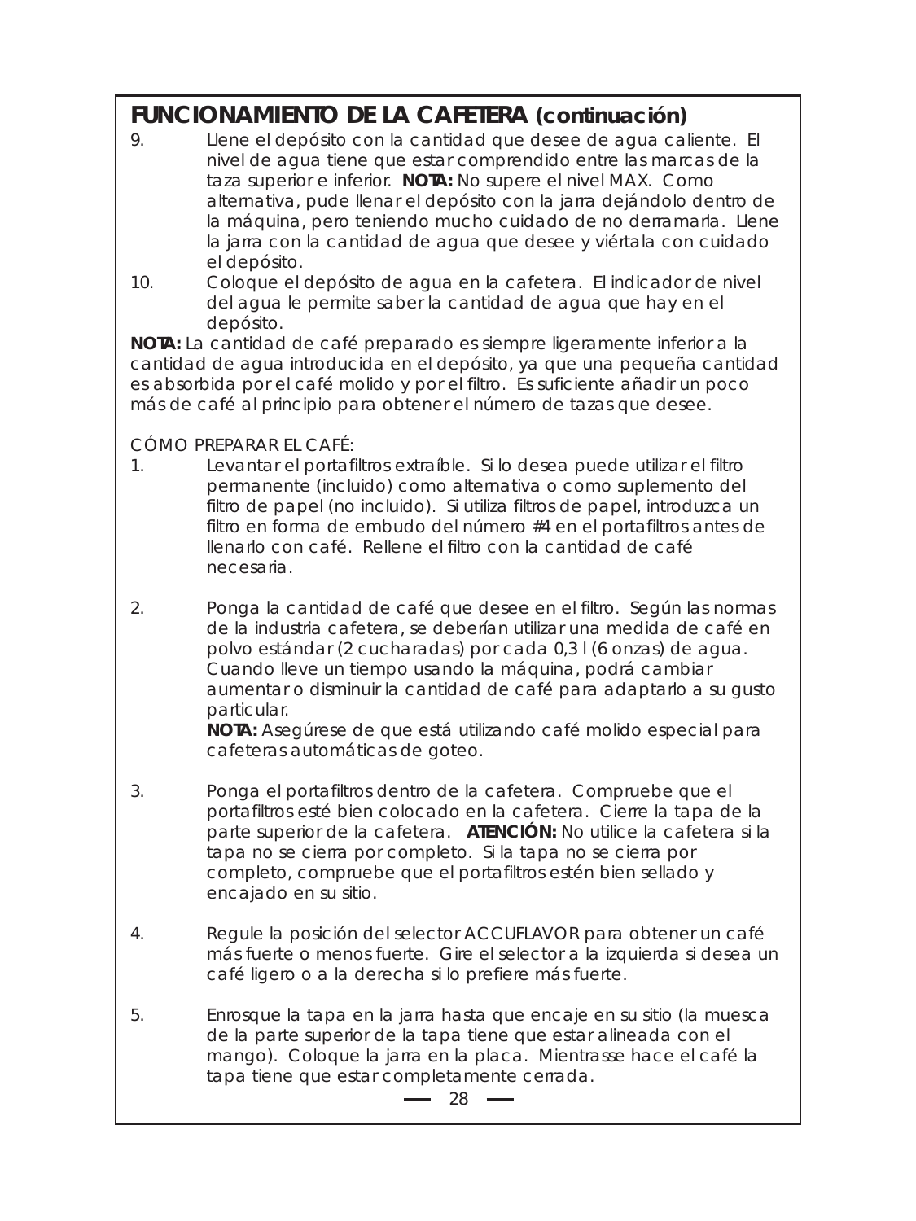## FUNCIONAMIENTO DE LA CAFETERA (continuación)

9. Llene el depósito con la cantidad que desee de agua caliente. El nivel de agua tiene que estar comprendido entre las marcas de la taza superior e inferior. **NOTA:** No supere el nivel MAX. Como alternativa, pude llenar el depósito con la jarra dejándolo dentro de la máquina, pero teniendo mucho cuidado de no derramarla. Llene la jarra con la cantidad de agua que desee y viértala con cuidado el depósito.
10. Coloque el depósito de agua en la cafetera. El indicador de nivel del agua le permite saber la cantidad de agua que hay en el depósito.

**NOTA:** La cantidad de café preparado es siempre ligeramente inferior a la cantidad de agua introducida en el depósito, ya que una pequeña cantidad es absorbida por el café molido y por el filtro. Es suficiente añadir un poco más de café al principio para obtener el número de tazas que desee.

CÓMO PREPARAR EL CAFÉ:

1. Levantar el portafiltros extraíble. Si lo desea puede utilizar el filtro permanente (incluido) como alternativa o como suplemento del filtro de papel (no incluido). Si utiliza filtros de papel, introduzca un filtro en forma de embudo del número #4 en el portafiltros antes de llenarlo con café. Rellene el filtro con la cantidad de café necesaria.

2. Ponga la cantidad de café que desee en el filtro. Según las normas de la industria cafetera, se deberían utilizar una medida de café en polvo estándar (2 cucharadas) por cada 0,3 l (6 onzas) de agua. Cuando lleve un tiempo usando la máquina, podrá cambiar aumentar o disminuir la cantidad de café para adaptarlo a su gusto particular.
   **NOTA:** Asegúrese de que está utilizando café molido especial para cafeteras automáticas de goteo.

3. Ponga el portafiltros dentro de la cafetera. Compruebe que el portafiltros esté bien colocado en la cafetera. Cierre la tapa de la parte superior de la cafetera. **ATENCIÓN:** No utilice la cafetera si la tapa no se cierra por completo. Si la tapa no se cierra por completo, compruebe que el portafiltros estén bien sellado y encajado en su sitio.

4. Regule la posición del selector ACCUFLAVOR para obtener un café más fuerte o menos fuerte. Gire el selector a la izquierda si desea un café ligero o a la derecha si lo prefiere más fuerte.

5. Enrosque la tapa en la jarra hasta que encaje en su sitio (la muesca de la parte superior de la tapa tiene que estar alineada con el mango). Coloque la jarra en la placa. Mientrasse hace el café la tapa tiene que estar completamente cerrada.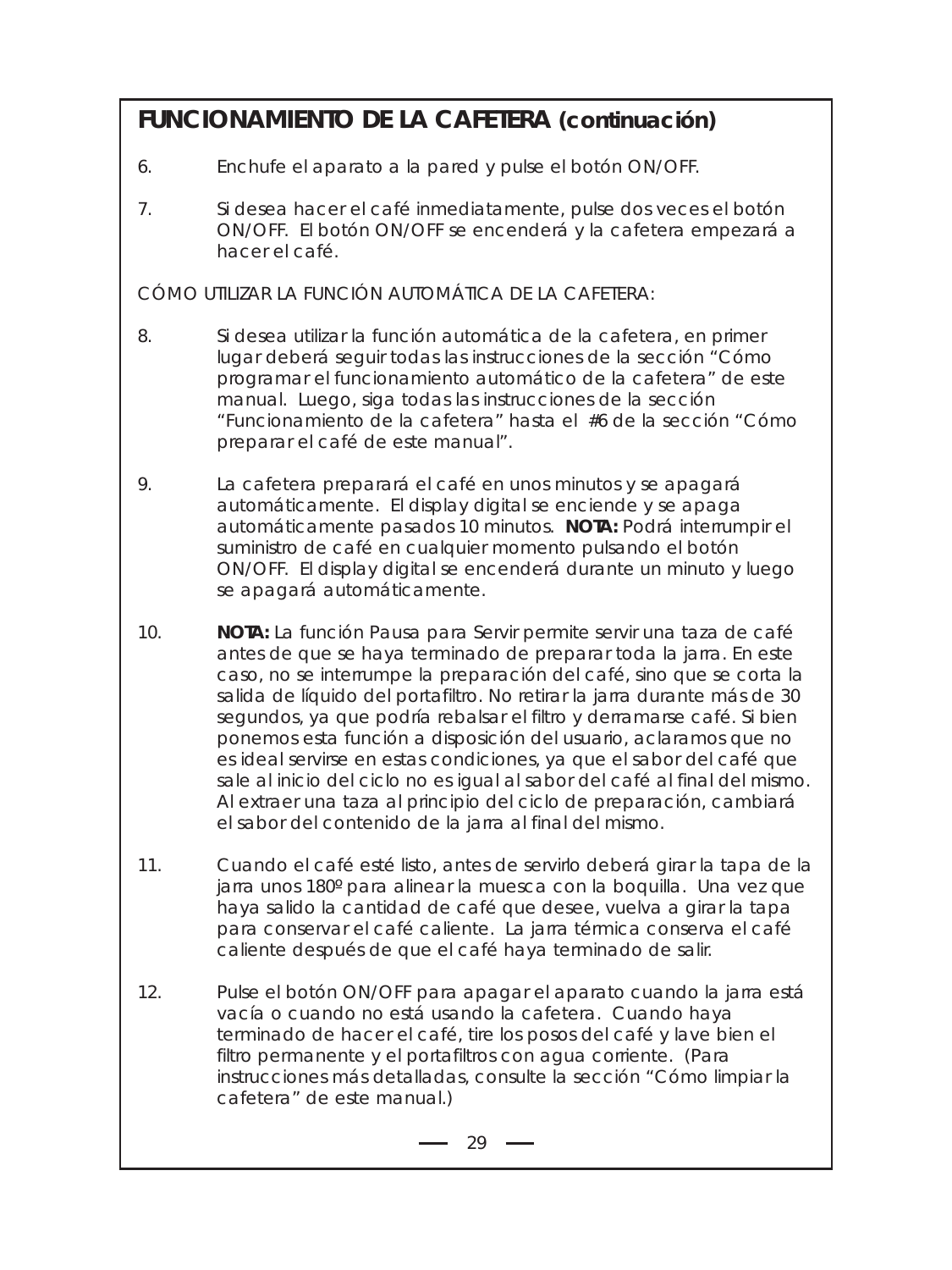## FUNCIONAMIENTO DE LA CAFETERA (continuación)

6. Enchufe el aparato a la pared y pulse el botón ON/OFF.

7. Si desea hacer el café inmediatamente, pulse dos veces el botón ON/OFF. El botón ON/OFF se encenderá y la cafetera empezará a hacer el café.

CÓMO UTILIZAR LA FUNCIÓN AUTOMÁTICA DE LA CAFETERA:

8. Si desea utilizar la función automática de la cafetera, en primer lugar deberá seguir todas las instrucciones de la sección "Cómo programar el funcionamiento automático de la cafetera" de este manual. Luego, siga todas las instrucciones de la sección "Funcionamiento de la cafetera" hasta el #6 de la sección "Cómo preparar el café de este manual".

9. La cafetera preparará el café en unos minutos y se apagará automáticamente. El display digital se enciende y se apaga automáticamente pasados 10 minutos. **NOTA:** Podrá interrumpir el suministro de café en cualquier momento pulsando el botón ON/OFF. El display digital se encenderá durante un minuto y luego se apagará automáticamente.

10. **NOTA:** La función Pausa para Servir permite servir una taza de café antes de que se haya terminado de preparar toda la jarra. En este caso, no se interrumpe la preparación del café, sino que se corta la salida de líquido del portafiltro. No retirar la jarra durante más de 30 segundos, ya que podría rebalsar el filtro y derramarse café. Si bien ponemos esta función a disposición del usuario, aclaramos que no es ideal servirse en estas condiciones, ya que el sabor del café que sale al inicio del ciclo no es igual al sabor del café al final del mismo. Al extraer una taza al principio del ciclo de preparación, cambiará el sabor del contenido de la jarra al final del mismo.

11. Cuando el café esté listo, antes de servirlo deberá girar la tapa de la jarra unos 180º para alinear la muesca con la boquilla. Una vez que haya salido la cantidad de café que desee, vuelva a girar la tapa para conservar el café caliente. La jarra térmica conserva el café caliente después de que el café haya terminado de salir.

12. Pulse el botón ON/OFF para apagar el aparato cuando la jarra está vacía o cuando no está usando la cafetera. Cuando haya terminado de hacer el café, tire los posos del café y lave bien el filtro permanente y el portafiltros con agua corriente. (Para instrucciones más detalladas, consulte la sección "Cómo limpiar la cafetera" de este manual.)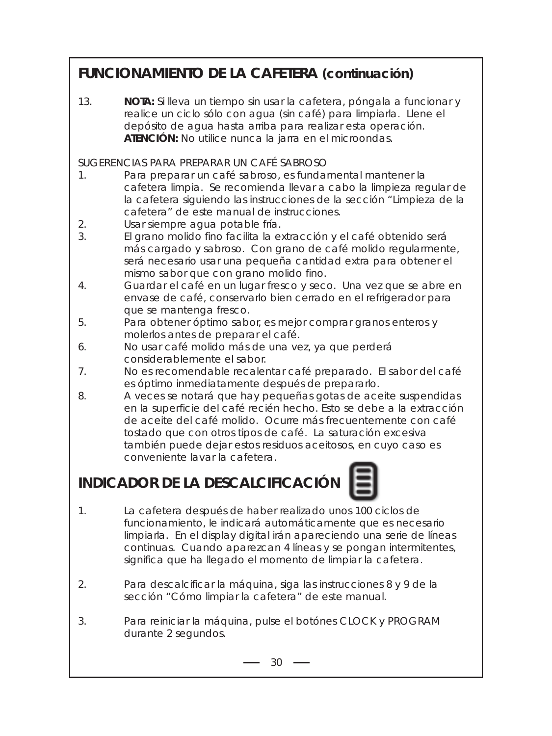## FUNCIONAMIENTO DE LA CAFETERA (continuación)

13. **NOTA:** Si lleva un tiempo sin usar la cafetera, póngala a funcionar y realice un ciclo sólo con agua (sin café) para limpiarla. Llene el depósito de agua hasta arriba para realizar esta operación.
**ATENCIÓN:** No utilice nunca la jarra en el microondas.

SUGERENCIAS PARA PREPARAR UN CAFÉ SABROSO

1. Para preparar un café sabroso, es fundamental mantener la cafetera limpia. Se recomienda llevar a cabo la limpieza regular de la cafetera siguiendo las instrucciones de la sección “Limpieza de la cafetera” de este manual de instrucciones.
2. Usar siempre agua potable fría.
3. El grano molido fino facilita la extracción y el café obtenido será más cargado y sabroso. Con grano de café molido regularmente, será necesario usar una pequeña cantidad extra para obtener el mismo sabor que con grano molido fino.
4. Guardar el café en un lugar fresco y seco. Una vez que se abre en envase de café, conservarlo bien cerrado en el refrigerador para que se mantenga fresco.
5. Para obtener óptimo sabor, es mejor comprar granos enteros y molerlos antes de preparar el café.
6. No usar café molido más de una vez, ya que perderá considerablemente el sabor.
7. No es recomendable recalentar café preparado. El sabor del café es óptimo inmediatamente después de prepararlo.
8. A veces se notará que hay pequeñas gotas de aceite suspendidas en la superficie del café recién hecho. Esto se debe a la extracción de aceite del café molido. Ocurre más frecuentemente con café tostado que con otros tipos de café. La saturación excesiva también puede dejar estos residuos aceitosos, en cuyo caso es conveniente lavar la cafetera.

## INDICADOR DE LA DESCALCIFICACIÓN

1. La cafetera después de haber realizado unos 100 ciclos de funcionamiento, le indicará automáticamente que es necesario limpiarla. En el display digital irán apareciendo una serie de líneas continuas. Cuando aparezcan 4 líneas y se pongan intermitentes, significa que ha llegado el momento de limpiar la cafetera.

2. Para descalcificar la máquina, siga las instrucciones 8 y 9 de la sección “Cómo limpiar la cafetera” de este manual.

3. Para reiniciar la máquina, pulse el botónes CLOCK y PROGRAM durante 2 segundos.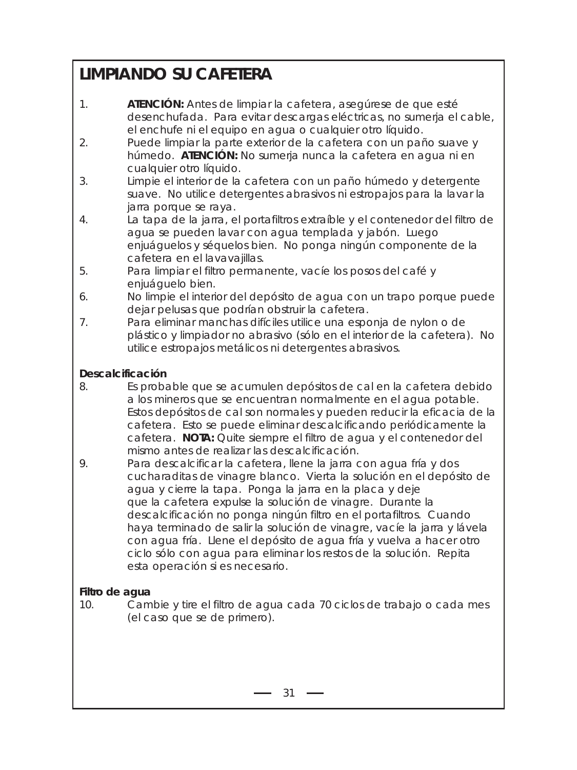# LIMPIANDO SU CAFETERA

1. **ATENCIÓN:** Antes de limpiar la cafetera, asegúrese de que esté desenchufada. Para evitar descargas eléctricas, no sumerja el cable, el enchufe ni el equipo en agua o cualquier otro líquido.
2. Puede limpiar la parte exterior de la cafetera con un paño suave y húmedo. **ATENCIÓN:** No sumerja nunca la cafetera en agua ni en cualquier otro líquido.
3. Limpie el interior de la cafetera con un paño húmedo y detergente suave. No utilice detergentes abrasivos ni estropajos para la lavar la jarra porque se raya.
4. La tapa de la jarra, el portafiltros extraíble y el contenedor del filtro de agua se pueden lavar con agua templada y jabón. Luego enjuáguelos y séquelos bien. No ponga ningún componente de la cafetera en el lavavajillas.
5. Para limpiar el filtro permanente, vacíe los posos del café y enjuáguelo bien.
6. No limpie el interior del depósito de agua con un trapo porque puede dejar pelusas que podrían obstruir la cafetera.
7. Para eliminar manchas difíciles utilice una esponja de nylon o de plástico y limpiador no abrasivo (sólo en el interior de la cafetera). No utilice estropajos metálicos ni detergentes abrasivos.

**Descalcificación**

8. Es probable que se acumulen depósitos de cal en la cafetera debido a los mineros que se encuentran normalmente en el agua potable. Estos depósitos de cal son normales y pueden reducir la eficacia de la cafetera. Esto se puede eliminar descalcificando periódicamente la cafetera. **NOTA:** Quite siempre el filtro de agua y el contenedor del mismo antes de realizar las descalcificación.
9. Para descalcificar la cafetera, llene la jarra con agua fría y dos cucharaditas de vinagre blanco. Vierta la solución en el depósito de agua y cierre la tapa. Ponga la jarra en la placa y deje que la cafetera expulse la solución de vinagre. Durante la descalcificación no ponga ningún filtro en el portafiltros. Cuando haya terminado de salir la solución de vinagre, vacíe la jarra y lávela con agua fría. Llene el depósito de agua fría y vuelva a hacer otro ciclo sólo con agua para eliminar los restos de la solución. Repita esta operación si es necesario.

**Filtro de agua**

10. Cambie y tire el filtro de agua cada 70 ciclos de trabajo o cada mes (el caso que se de primero).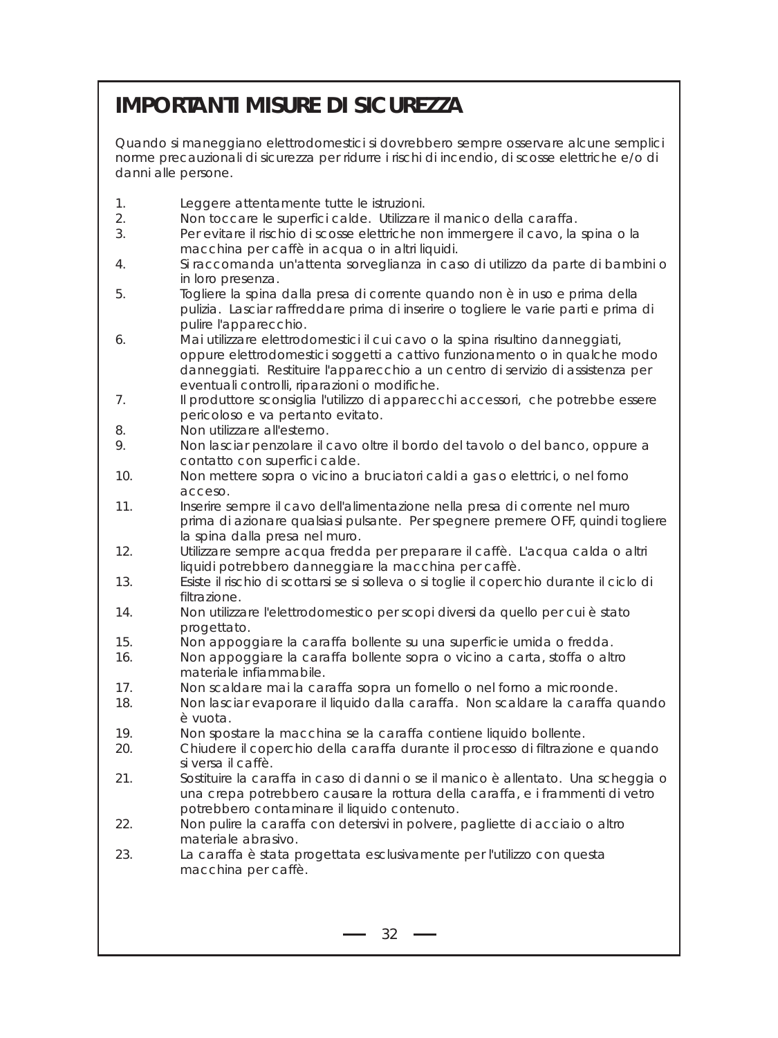# IMPORTANTI MISURE DI SICUREZZA

Quando si maneggiano elettrodomestici si dovrebbero sempre osservare alcune semplici norme precauzionali di sicurezza per ridurre i rischi di incendio, di scosse elettriche e/o di danni alle persone.

1. Leggere attentamente tutte le istruzioni.
2. Non toccare le superfici calde. Utilizzare il manico della caraffa.
3. Per evitare il rischio di scosse elettriche non immergere il cavo, la spina o la macchina per caffè in acqua o in altri liquidi.
4. Si raccomanda un'attenta sorveglianza in caso di utilizzo da parte di bambini o in loro presenza.
5. Togliere la spina dalla presa di corrente quando non è in uso e prima della pulizia. Lasciar raffreddare prima di inserire o togliere le varie parti e prima di pulire l'apparecchio.
6. Mai utilizzare elettrodomestici il cui cavo o la spina risultino danneggiati, oppure elettrodomestici soggetti a cattivo funzionamento o in qualche modo danneggiati. Restituire l'apparecchio a un centro di servizio di assistenza per eventuali controlli, riparazioni o modifiche.
7. Il produttore sconsiglia l'utilizzo di apparecchi accessori, che potrebbe essere pericoloso e va pertanto evitato.
8. Non utilizzare all'esterno.
9. Non lasciar penzolare il cavo oltre il bordo del tavolo o del banco, oppure a contatto con superfici calde.
10. Non mettere sopra o vicino a bruciatori caldi a gas o elettrici, o nel forno acceso.
11. Inserire sempre il cavo dell'alimentazione nella presa di corrente nel muro prima di azionare qualsiasi pulsante. Per spegnere premere OFF, quindi togliere la spina dalla presa nel muro.
12. Utilizzare sempre acqua fredda per preparare il caffè. L'acqua calda o altri liquidi potrebbero danneggiare la macchina per caffè.
13. Esiste il rischio di scottarsi se si solleva o si toglie il coperchio durante il ciclo di filtrazione.
14. Non utilizzare l'elettrodomestico per scopi diversi da quello per cui è stato progettato.
15. Non appoggiare la caraffa bollente su una superficie umida o fredda.
16. Non appoggiare la caraffa bollente sopra o vicino a carta, stoffa o altro materiale infiammabile.
17. Non scaldare mai la caraffa sopra un fornello o nel forno a microonde.
18. Non lasciar evaporare il liquido dalla caraffa. Non scaldare la caraffa quando è vuota.
19. Non spostare la macchina se la caraffa contiene liquido bollente.
20. Chiudere il coperchio della caraffa durante il processo di filtrazione e quando si versa il caffè.
21. Sostituire la caraffa in caso di danni o se il manico è allentato. Una scheggia o una crepa potrebbero causare la rottura della caraffa, e i frammenti di vetro potrebbero contaminare il liquido contenuto.
22. Non pulire la caraffa con detersivi in polvere, pagliette di acciaio o altro materiale abrasivo.
23. La caraffa è stata progettata esclusivamente per l'utilizzo con questa macchina per caffè.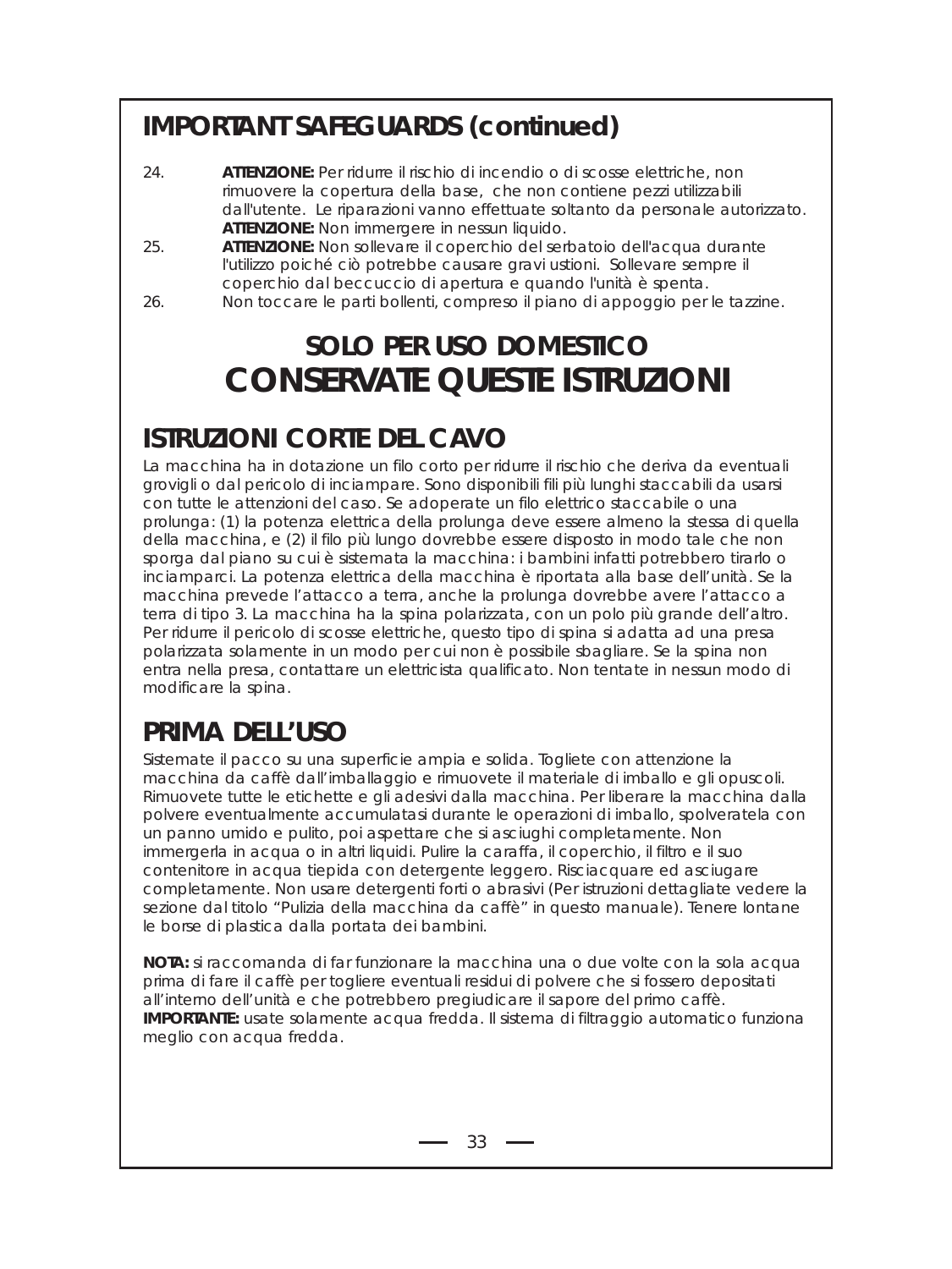## IMPORTANT SAFEGUARDS (continued)

24. **ATTENZIONE:** Per ridurre il rischio di incendio o di scosse elettriche, non rimuovere la copertura della base, che non contiene pezzi utilizzabili dall'utente. Le riparazioni vanno effettuate soltanto da personale autorizzato. **ATTENZIONE:** Non immergere in nessun liquido.
25. **ATTENZIONE:** Non sollevare il coperchio del serbatoio dell'acqua durante l'utilizzo poiché ciò potrebbe causare gravi ustioni. Sollevare sempre il coperchio dal beccuccio di apertura e quando l'unità è spenta.
26. Non toccare le parti bollenti, compreso il piano di appoggio per le tazzine.

### SOLO PER USO DOMESTICO

# CONSERVATE QUESTE ISTRUZIONI

## ISTRUZIONI CORTE DEL CAVO

La macchina ha in dotazione un filo corto per ridurre il rischio che deriva da eventuali grovigli o dal pericolo di inciampare. Sono disponibili fili più lunghi staccabili da usarsi con tutte le attenzioni del caso. Se adoperate un filo elettrico staccabile o una prolunga: (1) la potenza elettrica della prolunga deve essere almeno la stessa di quella della macchina, e (2) il filo più lungo dovrebbe essere disposto in modo tale che non sporga dal piano su cui è sistemata la macchina: i bambini infatti potrebbero tirarlo o inciamparci. La potenza elettrica della macchina è riportata alla base dell'unità. Se la macchina prevede l'attacco a terra, anche la prolunga dovrebbe avere l'attacco a terra di tipo 3. La macchina ha la spina polarizzata, con un polo più grande dell'altro. Per ridurre il pericolo di scosse elettriche, questo tipo di spina si adatta ad una presa polarizzata solamente in un modo per cui non è possibile sbagliare. Se la spina non entra nella presa, contattare un elettricista qualificato. Non tentate in nessun modo di modificare la spina.

## PRIMA DELL'USO

Sistemate il pacco su una superficie ampia e solida. Togliete con attenzione la macchina da caffè dall'imballaggio e rimuovete il materiale di imballo e gli opuscoli. Rimuovete tutte le etichette e gli adesivi dalla macchina. Per liberare la macchina dalla polvere eventualmente accumulatasi durante le operazioni di imballo, spolveratela con un panno umido e pulito, poi aspettare che si asciughi completamente. Non immergerla in acqua o in altri liquidi. Pulire la caraffa, il coperchio, il filtro e il suo contenitore in acqua tiepida con detergente leggero. Risciacquare ed asciugare completamente. Non usare detergenti forti o abrasivi (Per istruzioni dettagliate vedere la sezione dal titolo "Pulizia della macchina da caffè" in questo manuale). Tenere lontane le borse di plastica dalla portata dei bambini.

**NOTA:** si raccomanda di far funzionare la macchina una o due volte con la sola acqua prima di fare il caffè per togliere eventuali residui di polvere che si fossero depositati all'interno dell'unità e che potrebbero pregiudicare il sapore del primo caffè.
**IMPORTANTE:** usate solamente acqua fredda. Il sistema di filtraggio automatico funziona meglio con acqua fredda.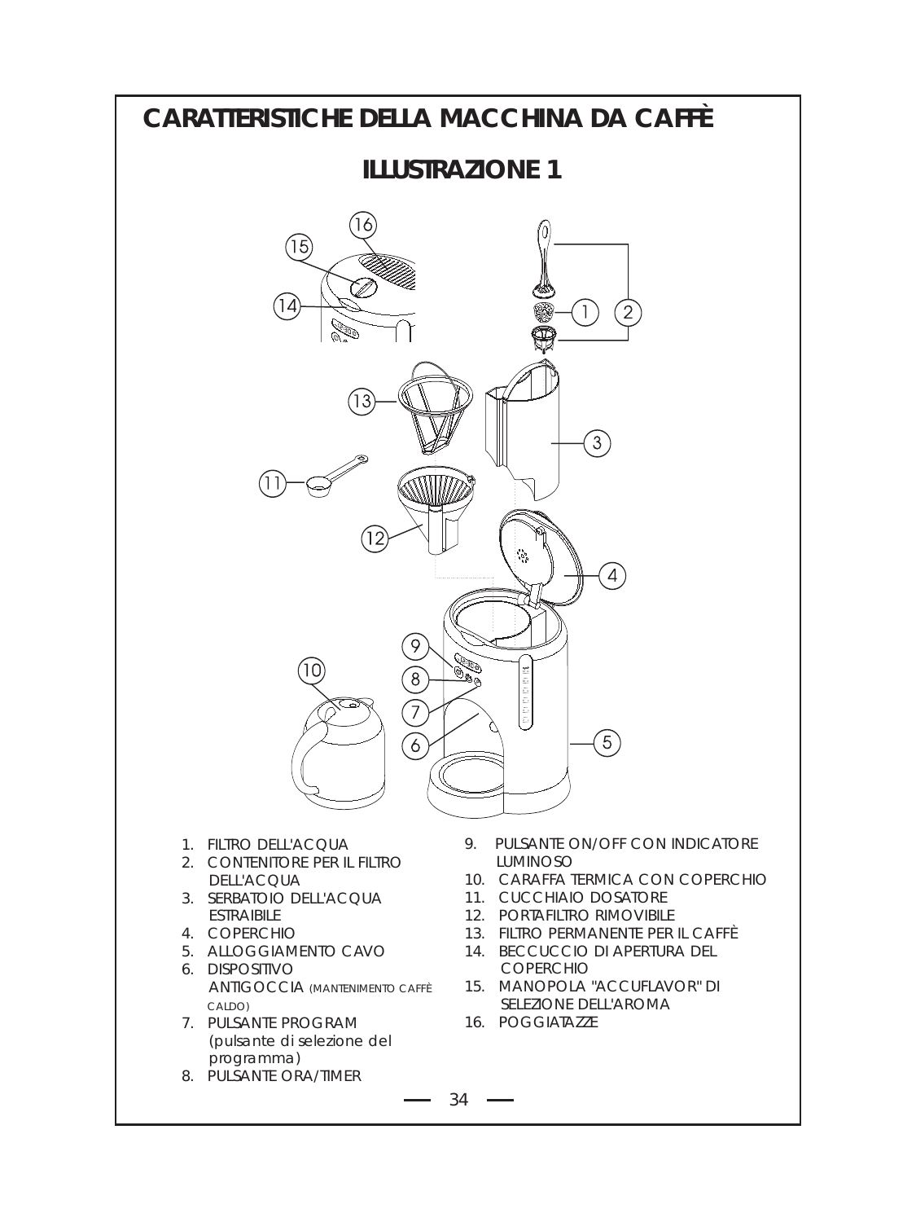# CARATTERISTICHE DELLA MACCHINA DA CAFFÈ

## ILLUSTRAZIONE 1

1. FILTRO DELL'ACQUA
2. CONTENITORE PER IL FILTRO DELL'ACQUA
3. SERBATOIO DELL'ACQUA ESTRAIBILE
4. COPERCHIO
5. ALLOGGIAMENTO CAVO
6. DISPOSITIVO ANTIGOCCIA (MANTENIMENTO CAFFÈ CALDO)
7. PULSANTE PROGRAM (pulsante di selezione del programma)
8. PULSANTE ORA/TIMER
9. PULSANTE ON/OFF CON INDICATORE LUMINOSO
10. CARAFFA TERMICA CON COPERCHIO
11. CUCCHIAIO DOSATORE
12. PORTAFILTRO RIMOVIBILE
13. FILTRO PERMANENTE PER IL CAFFÈ
14. BECCUCCIO DI APERTURA DEL COPERCHIO
15. MANOPOLA "ACCUFLAVOR" DI SELEZIONE DELL'AROMA
16. POGGIATAZZE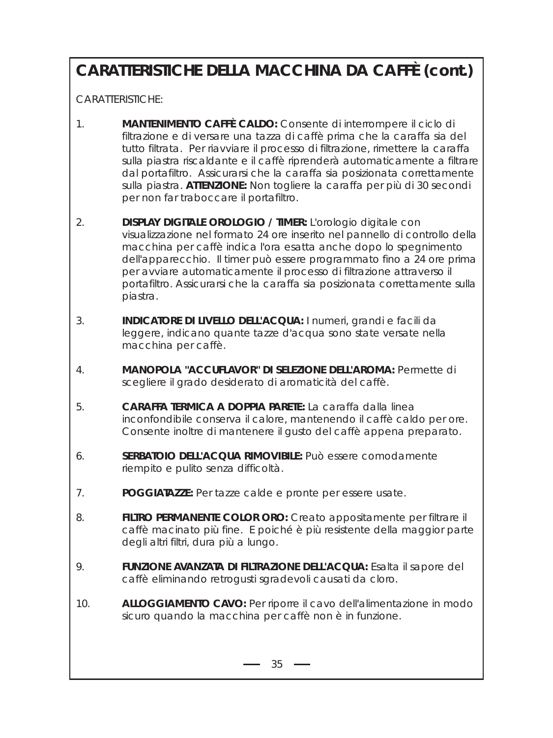# CARATTERISTICHE DELLA MACCHINA DA CAFFÈ (cont.)

CARATTERISTICHE:

1. **MANTENIMENTO CAFFÈ CALDO:** Consente di interrompere il ciclo di filtrazione e di versare una tazza di caffè prima che la caraffa sia del tutto filtrata. Per riavviare il processo di filtrazione, rimettere la caraffa sulla piastra riscaldante e il caffè riprenderà automaticamente a filtrare dal portafiltro. Assicurarsi che la caraffa sia posizionata correttamente sulla piastra. **ATTENZIONE:** Non togliere la caraffa per più di 30 secondi per non far traboccare il portafiltro.

2. **DISPLAY DIGITALE OROLOGIO / TIMER:** L'orologio digitale con visualizzazione nel formato 24 ore inserito nel pannello di controllo della macchina per caffè indica l'ora esatta anche dopo lo spegnimento dell'apparecchio. Il timer può essere programmato fino a 24 ore prima per avviare automaticamente il processo di filtrazione attraverso il portafiltro. Assicurarsi che la caraffa sia posizionata correttamente sulla piastra.

3. **INDICATORE DI LIVELLO DELL'ACQUA:** I numeri, grandi e facili da leggere, indicano quante tazze d'acqua sono state versate nella macchina per caffè.

4. **MANOPOLA "ACCUFLAVOR" DI SELEZIONE DELL'AROMA:** Permette di scegliere il grado desiderato di aromaticità del caffè.

5. **CARAFFA TERMICA A DOPPIA PARETE:** La caraffa dalla linea inconfondibile conserva il calore, mantenendo il caffè caldo per ore. Consente inoltre di mantenere il gusto del caffè appena preparato.

6. **SERBATOIO DELL'ACQUA RIMOVIBILE:** Può essere comodamente riempito e pulito senza difficoltà.

7. **POGGIATAZZE:** Per tazze calde e pronte per essere usate.

8. **FILTRO PERMANENTE COLOR ORO:** Creato appositamente per filtrare il caffè macinato più fine. E poiché è più resistente della maggior parte degli altri filtri, dura più a lungo.

9. **FUNZIONE AVANZATA DI FILTRAZIONE DELL'ACQUA:** Esalta il sapore del caffè eliminando retrogusti sgradevoli causati da cloro.

10. **ALLOGGIAMENTO CAVO:** Per riporre il cavo dell'alimentazione in modo sicuro quando la macchina per caffè non è in funzione.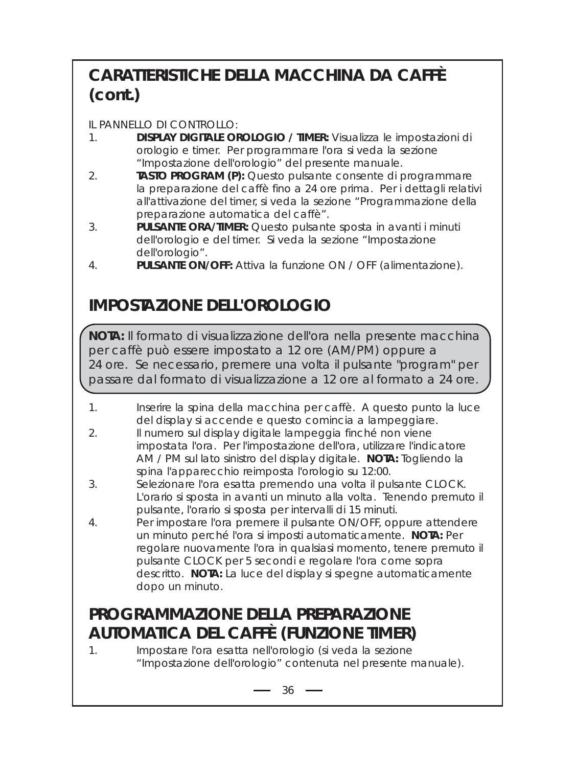## CARATTERISTICHE DELLA MACCHINA DA CAFFÈ (cont.)

IL PANNELLO DI CONTROLLO:

1. **DISPLAY DIGITALE OROLOGIO / TIMER:** Visualizza le impostazioni di orologio e timer. Per programmare l'ora si veda la sezione "Impostazione dell'orologio" del presente manuale.
2. **TASTO PROGRAM (P):** Questo pulsante consente di programmare la preparazione del caffè fino a 24 ore prima. Per i dettagli relativi all'attivazione del timer, si veda la sezione "Programmazione della preparazione automatica del caffè".
3. **PULSANTE ORA/TIMER:** Questo pulsante sposta in avanti i minuti dell'orologio e del timer. Si veda la sezione "Impostazione dell'orologio".
4. **PULSANTE ON/OFF:** Attiva la funzione ON / OFF (alimentazione).

## IMPOSTAZIONE DELL'OROLOGIO

**NOTA:** Il formato di visualizzazione dell'ora nella presente macchina per caffè può essere impostato a 12 ore (AM/PM) oppure a 24 ore. Se necessario, premere una volta il pulsante "program" per passare dal formato di visualizzazione a 12 ore al formato a 24 ore.

1. Inserire la spina della macchina per caffè. A questo punto la luce del display si accende e questo comincia a lampeggiare.
2. Il numero sul display digitale lampeggia finché non viene impostata l'ora. Per l'impostazione dell'ora, utilizzare l'indicatore AM / PM sul lato sinistro del display digitale. **NOTA:** Togliendo la spina l'apparecchio reimposta l'orologio su 12:00.
3. Selezionare l'ora esatta premendo una volta il pulsante CLOCK. L'orario si sposta in avanti un minuto alla volta. Tenendo premuto il pulsante, l'orario si sposta per intervalli di 15 minuti.
4. Per impostare l'ora premere il pulsante ON/OFF, oppure attendere un minuto perché l'ora si imposti automaticamente. **NOTA:** Per regolare nuovamente l'ora in qualsiasi momento, tenere premuto il pulsante CLOCK per 5 secondi e regolare l'ora come sopra descritto. **NOTA:** La luce del display si spegne automaticamente dopo un minuto.

## PROGRAMMAZIONE DELLA PREPARAZIONE AUTOMATICA DEL CAFFÈ (FUNZIONE TIMER)

1. Impostare l'ora esatta nell'orologio (si veda la sezione "Impostazione dell'orologio" contenuta nel presente manuale).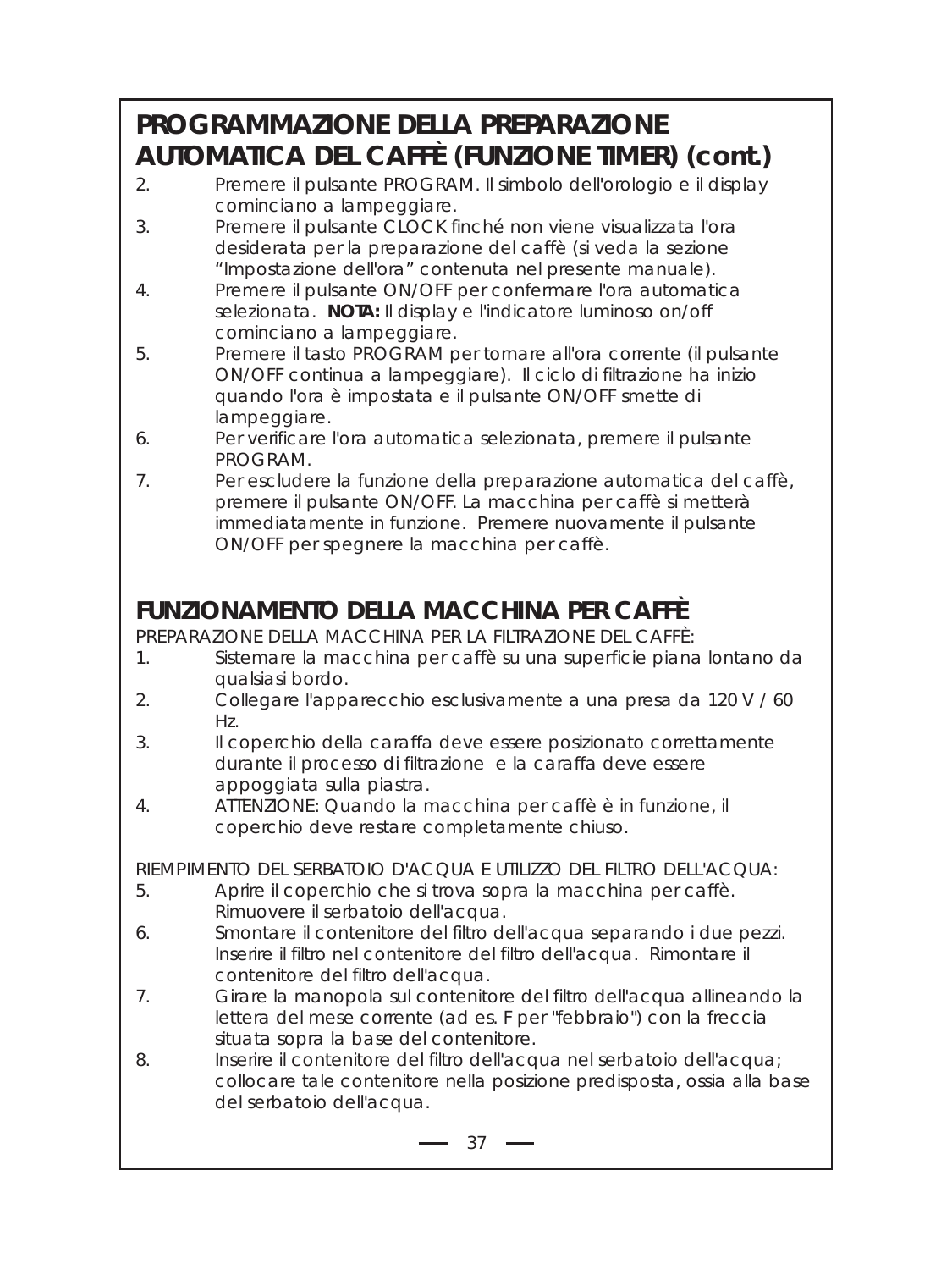## PROGRAMMAZIONE DELLA PREPARAZIONE AUTOMATICA DEL CAFFÈ (FUNZIONE TIMER) (cont.)

2. Premere il pulsante PROGRAM. Il simbolo dell'orologio e il display cominciano a lampeggiare.
3. Premere il pulsante CLOCK finché non viene visualizzata l'ora desiderata per la preparazione del caffè (si veda la sezione “Impostazione dell'ora” contenuta nel presente manuale).
4. Premere il pulsante ON/OFF per confermare l'ora automatica selezionata. **NOTA:** Il display e l'indicatore luminoso on/off cominciano a lampeggiare.
5. Premere il tasto PROGRAM per tornare all'ora corrente (il pulsante ON/OFF continua a lampeggiare). Il ciclo di filtrazione ha inizio quando l'ora è impostata e il pulsante ON/OFF smette di lampeggiare.
6. Per verificare l'ora automatica selezionata, premere il pulsante PROGRAM.
7. Per escludere la funzione della preparazione automatica del caffè, premere il pulsante ON/OFF. La macchina per caffè si metterà immediatamente in funzione. Premere nuovamente il pulsante ON/OFF per spegnere la macchina per caffè.

## FUNZIONAMENTO DELLA MACCHINA PER CAFFÈ

PREPARAZIONE DELLA MACCHINA PER LA FILTRAZIONE DEL CAFFÈ:

1. Sistemare la macchina per caffè su una superficie piana lontano da qualsiasi bordo.
2. Collegare l'apparecchio esclusivamente a una presa da 120 V / 60 Hz.
3. Il coperchio della caraffa deve essere posizionato correttamente durante il processo di filtrazione e la caraffa deve essere appoggiata sulla piastra.
4. ATTENZIONE: Quando la macchina per caffè è in funzione, il coperchio deve restare completamente chiuso.

RIEMPIMENTO DEL SERBATOIO D'ACQUA E UTILIZZO DEL FILTRO DELL'ACQUA:

5. Aprire il coperchio che si trova sopra la macchina per caffè. Rimuovere il serbatoio dell'acqua.
6. Smontare il contenitore del filtro dell'acqua separando i due pezzi. Inserire il filtro nel contenitore del filtro dell'acqua. Rimontare il contenitore del filtro dell'acqua.
7. Girare la manopola sul contenitore del filtro dell'acqua allineando la lettera del mese corrente (ad es. F per "febbraio") con la freccia situata sopra la base del contenitore.
8. Inserire il contenitore del filtro dell'acqua nel serbatoio dell'acqua; collocare tale contenitore nella posizione predisposta, ossia alla base del serbatoio dell'acqua.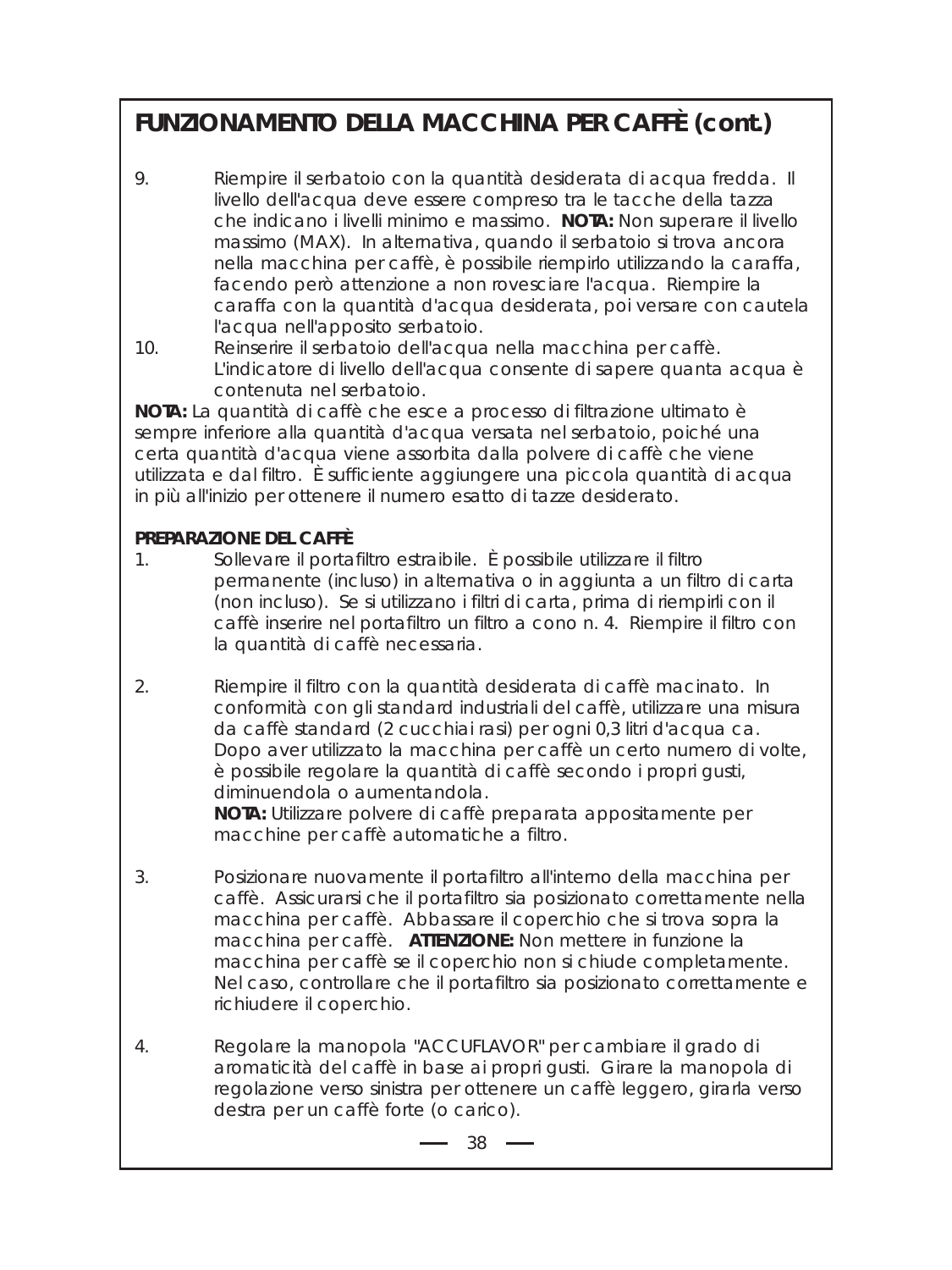## FUNZIONAMENTO DELLA MACCHINA PER CAFFÈ (cont.)

9. Riempire il serbatoio con la quantità desiderata di acqua fredda. Il livello dell'acqua deve essere compreso tra le tacche della tazza che indicano i livelli minimo e massimo. **NOTA:** Non superare il livello massimo (MAX). In alternativa, quando il serbatoio si trova ancora nella macchina per caffè, è possibile riempirlo utilizzando la caraffa, facendo però attenzione a non rovesciare l'acqua. Riempire la caraffa con la quantità d'acqua desiderata, poi versare con cautela l'acqua nell'apposito serbatoio.
10. Reinserire il serbatoio dell'acqua nella macchina per caffè. L'indicatore di livello dell'acqua consente di sapere quanta acqua è contenuta nel serbatoio.

**NOTA:** La quantità di caffè che esce a processo di filtrazione ultimato è sempre inferiore alla quantità d'acqua versata nel serbatoio, poiché una certa quantità d'acqua viene assorbita dalla polvere di caffè che viene utilizzata e dal filtro. È sufficiente aggiungere una piccola quantità di acqua in più all'inizio per ottenere il numero esatto di tazze desiderato.

**PREPARAZIONE DEL CAFFÈ**

1. Sollevare il portafiltro estraibile. È possibile utilizzare il filtro permanente (incluso) in alternativa o in aggiunta a un filtro di carta (non incluso). Se si utilizzano i filtri di carta, prima di riempirli con il caffè inserire nel portafiltro un filtro a cono n. 4. Riempire il filtro con la quantità di caffè necessaria.

2. Riempire il filtro con la quantità desiderata di caffè macinato. In conformità con gli standard industriali del caffè, utilizzare una misura da caffè standard (2 cucchiai rasi) per ogni 0,3 litri d'acqua ca. Dopo aver utilizzato la macchina per caffè un certo numero di volte, è possibile regolare la quantità di caffè secondo i propri gusti, diminuendola o aumentandola.
   **NOTA:** Utilizzare polvere di caffè preparata appositamente per macchine per caffè automatiche a filtro.

3. Posizionare nuovamente il portafiltro all'interno della macchina per caffè. Assicurarsi che il portafiltro sia posizionato correttamente nella macchina per caffè. Abbassare il coperchio che si trova sopra la macchina per caffè. **ATTENZIONE:** Non mettere in funzione la macchina per caffè se il coperchio non si chiude completamente. Nel caso, controllare che il portafiltro sia posizionato correttamente e richiudere il coperchio.

4. Regolare la manopola "ACCUFLAVOR" per cambiare il grado di aromaticità del caffè in base ai propri gusti. Girare la manopola di regolazione verso sinistra per ottenere un caffè leggero, girarla verso destra per un caffè forte (o carico).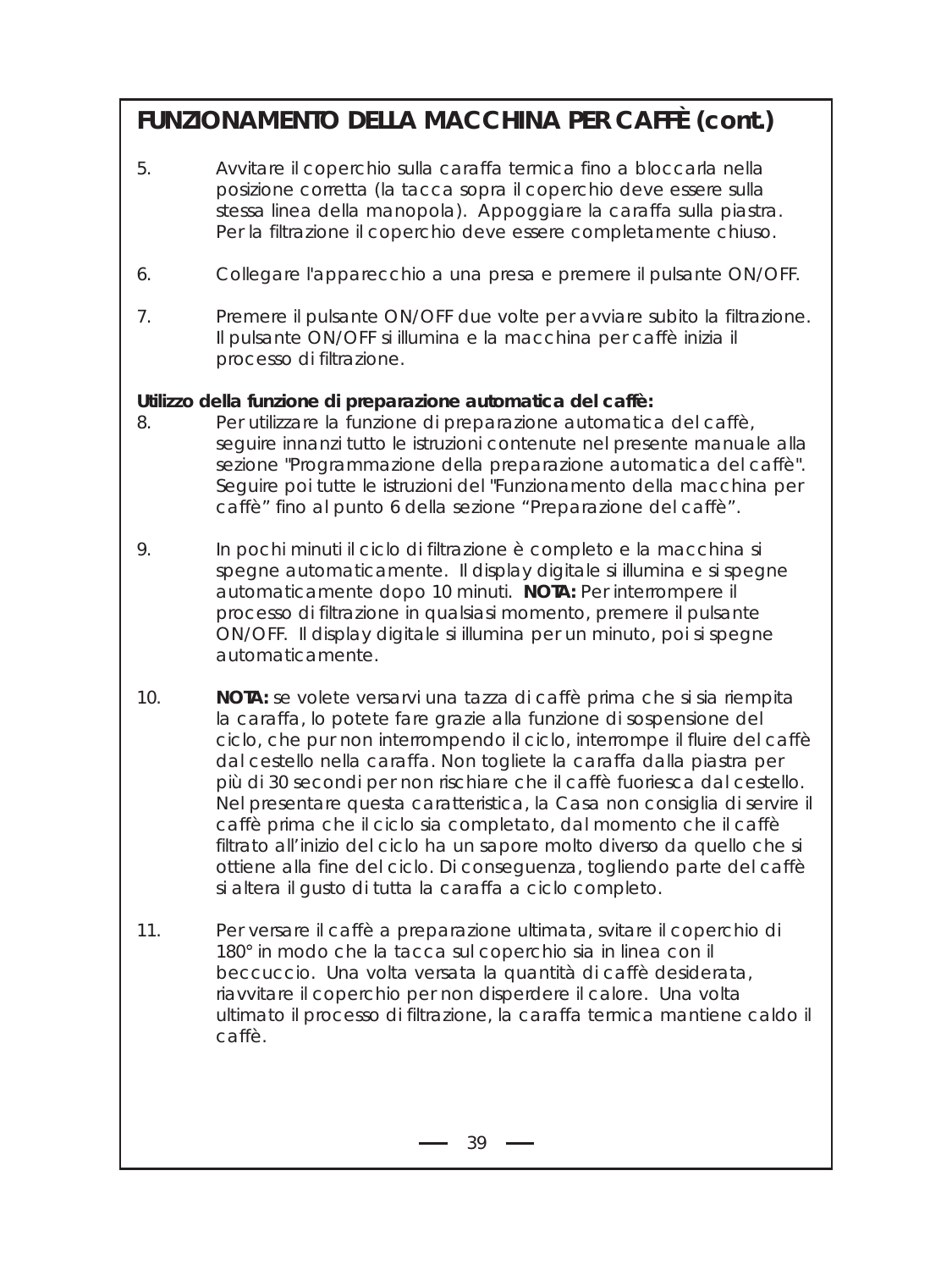## FUNZIONAMENTO DELLA MACCHINA PER CAFFÈ (cont.)

5. Avvitare il coperchio sulla caraffa termica fino a bloccarla nella posizione corretta (la tacca sopra il coperchio deve essere sulla stessa linea della manopola). Appoggiare la caraffa sulla piastra. Per la filtrazione il coperchio deve essere completamente chiuso.

6. Collegare l'apparecchio a una presa e premere il pulsante ON/OFF.

7. Premere il pulsante ON/OFF due volte per avviare subito la filtrazione. Il pulsante ON/OFF si illumina e la macchina per caffè inizia il processo di filtrazione.

**Utilizzo della funzione di preparazione automatica del caffè:**

8. Per utilizzare la funzione di preparazione automatica del caffè, seguire innanzi tutto le istruzioni contenute nel presente manuale alla sezione "Programmazione della preparazione automatica del caffè". Seguire poi tutte le istruzioni del "Funzionamento della macchina per caffè" fino al punto 6 della sezione "Preparazione del caffè".

9. In pochi minuti il ciclo di filtrazione è completo e la macchina si spegne automaticamente. Il display digitale si illumina e si spegne automaticamente dopo 10 minuti. **NOTA:** Per interrompere il processo di filtrazione in qualsiasi momento, premere il pulsante ON/OFF. Il display digitale si illumina per un minuto, poi si spegne automaticamente.

10. **NOTA:** se volete versarvi una tazza di caffè prima che si sia riempita la caraffa, lo potete fare grazie alla funzione di sospensione del ciclo, che pur non interrompendo il ciclo, interrompe il fluire del caffè dal cestello nella caraffa. Non togliete la caraffa dalla piastra per più di 30 secondi per non rischiare che il caffè fuoriesca dal cestello. Nel presentare questa caratteristica, la Casa non consiglia di servire il caffè prima che il ciclo sia completato, dal momento che il caffè filtrato all'inizio del ciclo ha un sapore molto diverso da quello che si ottiene alla fine del ciclo. Di conseguenza, togliendo parte del caffè si altera il gusto di tutta la caraffa a ciclo completo.

11. Per versare il caffè a preparazione ultimata, svitare il coperchio di 180° in modo che la tacca sul coperchio sia in linea con il beccuccio. Una volta versata la quantità di caffè desiderata, riavvitare il coperchio per non disperdere il calore. Una volta ultimato il processo di filtrazione, la caraffa termica mantiene caldo il caffè.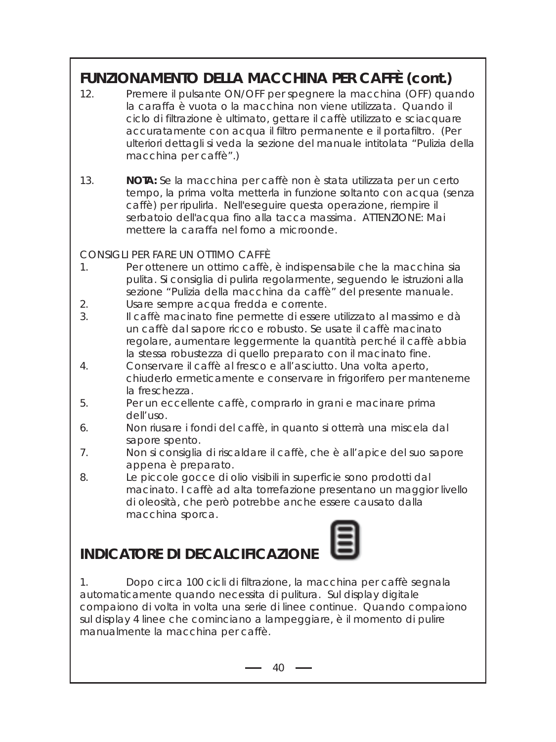## FUNZIONAMENTO DELLA MACCHINA PER CAFFÈ (cont.)

12. Premere il pulsante ON/OFF per spegnere la macchina (OFF) quando la caraffa è vuota o la macchina non viene utilizzata. Quando il ciclo di filtrazione è ultimato, gettare il caffè utilizzato e sciacquare accuratamente con acqua il filtro permanente e il portafiltro. (Per ulteriori dettagli si veda la sezione del manuale intitolata "Pulizia della macchina per caffè".)

13. **NOTA:** Se la macchina per caffè non è stata utilizzata per un certo tempo, la prima volta metterla in funzione soltanto con acqua (senza caffè) per ripulirla. Nell'eseguire questa operazione, riempire il serbatoio dell'acqua fino alla tacca massima. ATTENZIONE: Mai mettere la caraffa nel forno a microonde.

CONSIGLI PER FARE UN OTTIMO CAFFÈ

1. Per ottenere un ottimo caffè, è indispensabile che la macchina sia pulita. Si consiglia di pulirla regolarmente, seguendo le istruzioni alla sezione "Pulizia della macchina da caffè" del presente manuale.
2. Usare sempre acqua fredda e corrente.
3. Il caffè macinato fine permette di essere utilizzato al massimo e dà un caffè dal sapore ricco e robusto. Se usate il caffè macinato regolare, aumentare leggermente la quantità perché il caffè abbia la stessa robustezza di quello preparato con il macinato fine.
4. Conservare il caffè al fresco e all'asciutto. Una volta aperto, chiuderlo ermeticamente e conservare in frigorifero per mantenerne la freschezza.
5. Per un eccellente caffè, comprarlo in grani e macinare prima dell'uso.
6. Non riusare i fondi del caffè, in quanto si otterrà una miscela dal sapore spento.
7. Non si consiglia di riscaldare il caffè, che è all'apice del suo sapore appena è preparato.
8. Le piccole gocce di olio visibili in superficie sono prodotti dal macinato. I caffè ad alta torrefazione presentano un maggior livello di oleosità, che però potrebbe anche essere causato dalla macchina sporca.

## INDICATORE DI DECALCIFICAZIONE

1. Dopo circa 100 cicli di filtrazione, la macchina per caffè segnala automaticamente quando necessita di pulitura. Sul display digitale compaiono di volta in volta una serie di linee continue. Quando compaiono sul display 4 linee che cominciano a lampeggiare, è il momento di pulire manualmente la macchina per caffè.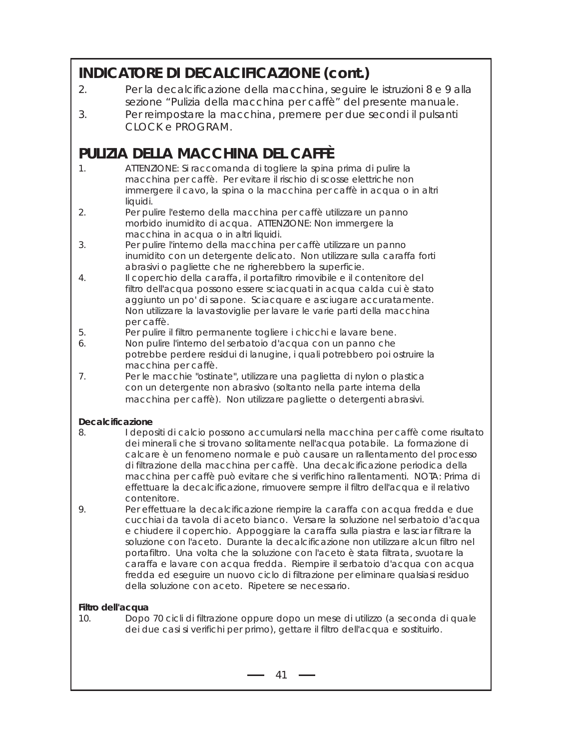## INDICATORE DI DECALCIFICAZIONE (cont.)

2. Per la decalcificazione della macchina, seguire le istruzioni 8 e 9 alla sezione "Pulizia della macchina per caffè" del presente manuale.
3. Per reimpostare la macchina, premere per due secondi il pulsanti CLOCK e PROGRAM.

## PULIZIA DELLA MACCHINA DEL CAFFÈ

1. ATTENZIONE: Si raccomanda di togliere la spina prima di pulire la macchina per caffè. Per evitare il rischio di scosse elettriche non immergere il cavo, la spina o la macchina per caffè in acqua o in altri liquidi.
2. Per pulire l'esterno della macchina per caffè utilizzare un panno morbido inumidito di acqua. ATTENZIONE: Non immergere la macchina in acqua o in altri liquidi.
3. Per pulire l'interno della macchina per caffè utilizzare un panno inumidito con un detergente delicato. Non utilizzare sulla caraffa forti abrasivi o pagliette che ne righerebbero la superficie.
4. Il coperchio della caraffa, il portafiltro rimovibile e il contenitore del filtro dell'acqua possono essere sciacquati in acqua calda cui è stato aggiunto un po' di sapone. Sciacquare e asciugare accuratamente. Non utilizzare la lavastoviglie per lavare le varie parti della macchina per caffè.
5. Per pulire il filtro permanente togliere i chicchi e lavare bene.
6. Non pulire l'interno del serbatoio d'acqua con un panno che potrebbe perdere residui di lanugine, i quali potrebbero poi ostruire la macchina per caffè.
7. Per le macchie "ostinate", utilizzare una paglietta di nylon o plastica con un detergente non abrasivo (soltanto nella parte interna della macchina per caffè). Non utilizzare pagliette o detergenti abrasivi.

**Decalcificazione**

8. I depositi di calcio possono accumularsi nella macchina per caffè come risultato dei minerali che si trovano solitamente nell'acqua potabile. La formazione di calcare è un fenomeno normale e può causare un rallentamento del processo di filtrazione della macchina per caffè. Una decalcificazione periodica della macchina per caffè può evitare che si verifichino rallentamenti. NOTA: Prima di effettuare la decalcificazione, rimuovere sempre il filtro dell'acqua e il relativo contenitore.
9. Per effettuare la decalcificazione riempire la caraffa con acqua fredda e due cucchiai da tavola di aceto bianco. Versare la soluzione nel serbatoio d'acqua e chiudere il coperchio. Appoggiare la caraffa sulla piastra e lasciar filtrare la soluzione con l'aceto. Durante la decalcificazione non utilizzare alcun filtro nel portafiltro. Una volta che la soluzione con l'aceto è stata filtrata, svuotare la caraffa e lavare con acqua fredda. Riempire il serbatoio d'acqua con acqua fredda ed eseguire un nuovo ciclo di filtrazione per eliminare qualsiasi residuo della soluzione con aceto. Ripetere se necessario.

**Filtro dell'acqua**

10. Dopo 70 cicli di filtrazione oppure dopo un mese di utilizzo (a seconda di quale dei due casi si verifichi per primo), gettare il filtro dell'acqua e sostituirlo.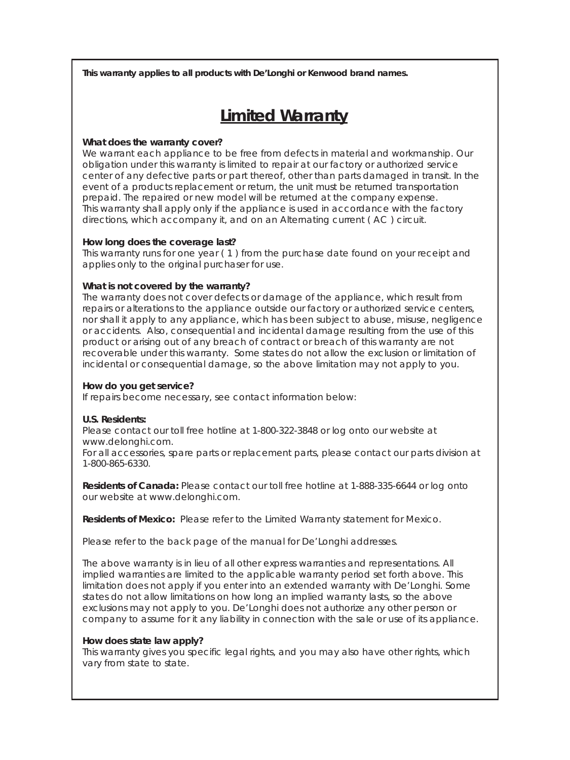**This warranty applies to all products with De'Longhi or Kenwood brand names.**

# Limited Warranty

**What does the warranty cover?**
We warrant each appliance to be free from defects in material and workmanship. Our obligation under this warranty is limited to repair at our factory or authorized service center of any defective parts or part thereof, other than parts damaged in transit. In the event of a products replacement or return, the unit must be returned transportation prepaid. The repaired or new model will be returned at the company expense.
This warranty shall apply only if the appliance is used in accordance with the factory directions, which accompany it, and on an Alternating current ( AC ) circuit.

**How long does the coverage last?**
This warranty runs for one year ( 1 ) from the purchase date found on your receipt and applies only to the original purchaser for use.

**What is not covered by the warranty?**
The warranty does not cover defects or damage of the appliance, which result from repairs or alterations to the appliance outside our factory or authorized service centers, nor shall it apply to any appliance, which has been subject to abuse, misuse, negligence or accidents. Also, consequential and incidental damage resulting from the use of this product or arising out of any breach of contract or breach of this warranty are not recoverable under this warranty. Some states do not allow the exclusion or limitation of incidental or consequential damage, so the above limitation may not apply to you.

**How do you get service?**
If repairs become necessary, see contact information below:

**U.S. Residents:**
Please contact our toll free hotline at 1-800-322-3848 or log onto our website at www.delonghi.com.
For all accessories, spare parts or replacement parts, please contact our parts division at 1-800-865-6330.

**Residents of Canada:** Please contact our toll free hotline at 1-888-335-6644 or log onto our website at www.delonghi.com.

**Residents of Mexico:** Please refer to the Limited Warranty statement for Mexico.

Please refer to the back page of the manual for De'Longhi addresses.

The above warranty is in lieu of all other express warranties and representations. All implied warranties are limited to the applicable warranty period set forth above. This limitation does not apply if you enter into an extended warranty with De'Longhi. Some states do not allow limitations on how long an implied warranty lasts, so the above exclusions may not apply to you. De'Longhi does not authorize any other person or company to assume for it any liability in connection with the sale or use of its appliance.

**How does state law apply?**
This warranty gives you specific legal rights, and you may also have other rights, which vary from state to state.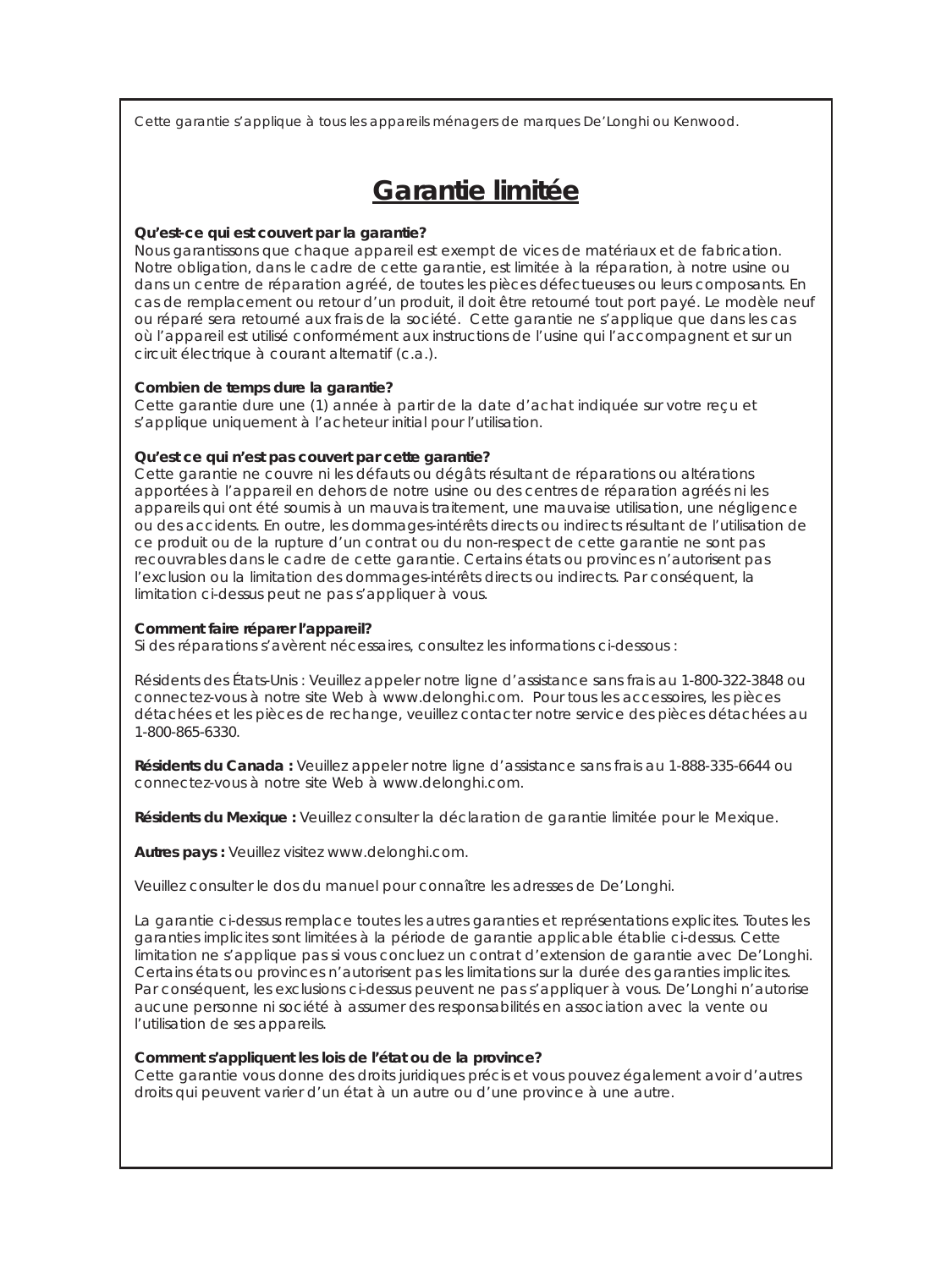Cette garantie s'applique à tous les appareils ménagers de marques De'Longhi ou Kenwood.

# Garantie limitée

**Qu'est-ce qui est couvert par la garantie?**
Nous garantissons que chaque appareil est exempt de vices de matériaux et de fabrication. Notre obligation, dans le cadre de cette garantie, est limitée à la réparation, à notre usine ou dans un centre de réparation agréé, de toutes les pièces défectueuses ou leurs composants. En cas de remplacement ou retour d'un produit, il doit être retourné tout port payé. Le modèle neuf ou réparé sera retourné aux frais de la société. Cette garantie ne s'applique que dans les cas où l'appareil est utilisé conformément aux instructions de l'usine qui l'accompagnent et sur un circuit électrique à courant alternatif (c.a.).

**Combien de temps dure la garantie?**
Cette garantie dure une (1) année à partir de la date d'achat indiquée sur votre reçu et s'applique uniquement à l'acheteur initial pour l'utilisation.

**Qu'est ce qui n'est pas couvert par cette garantie?**
Cette garantie ne couvre ni les défauts ou dégâts résultant de réparations ou altérations apportées à l'appareil en dehors de notre usine ou des centres de réparation agréés ni les appareils qui ont été soumis à un mauvais traitement, une mauvaise utilisation, une négligence ou des accidents. En outre, les dommages-intérêts directs ou indirects résultant de l'utilisation de ce produit ou de la rupture d'un contrat ou du non-respect de cette garantie ne sont pas recouvrables dans le cadre de cette garantie. Certains états ou provinces n'autorisent pas l'exclusion ou la limitation des dommages-intérêts directs ou indirects. Par conséquent, la limitation ci-dessus peut ne pas s'appliquer à vous.

**Comment faire réparer l'appareil?**
Si des réparations s'avèrent nécessaires, consultez les informations ci-dessous :

Résidents des États-Unis : Veuillez appeler notre ligne d'assistance sans frais au 1-800-322-3848 ou connectez-vous à notre site Web à www.delonghi.com. Pour tous les accessoires, les pièces détachées et les pièces de rechange, veuillez contacter notre service des pièces détachées au 1-800-865-6330.

**Résidents du Canada :** Veuillez appeler notre ligne d'assistance sans frais au 1-888-335-6644 ou connectez-vous à notre site Web à www.delonghi.com.

**Résidents du Mexique :** Veuillez consulter la déclaration de garantie limitée pour le Mexique.

**Autres pays :** Veuillez visitez www.delonghi.com.

Veuillez consulter le dos du manuel pour connaître les adresses de De'Longhi.

La garantie ci-dessus remplace toutes les autres garanties et représentations explicites. Toutes les garanties implicites sont limitées à la période de garantie applicable établie ci-dessus. Cette limitation ne s'applique pas si vous concluez un contrat d'extension de garantie avec De'Longhi. Certains états ou provinces n'autorisent pas les limitations sur la durée des garanties implicites. Par conséquent, les exclusions ci-dessus peuvent ne pas s'appliquer à vous. De'Longhi n'autorise aucune personne ni société à assumer des responsabilités en association avec la vente ou l'utilisation de ses appareils.

**Comment s'appliquent les lois de l'état ou de la province?**
Cette garantie vous donne des droits juridiques précis et vous pouvez également avoir d'autres droits qui peuvent varier d'un état à un autre ou d'une province à une autre.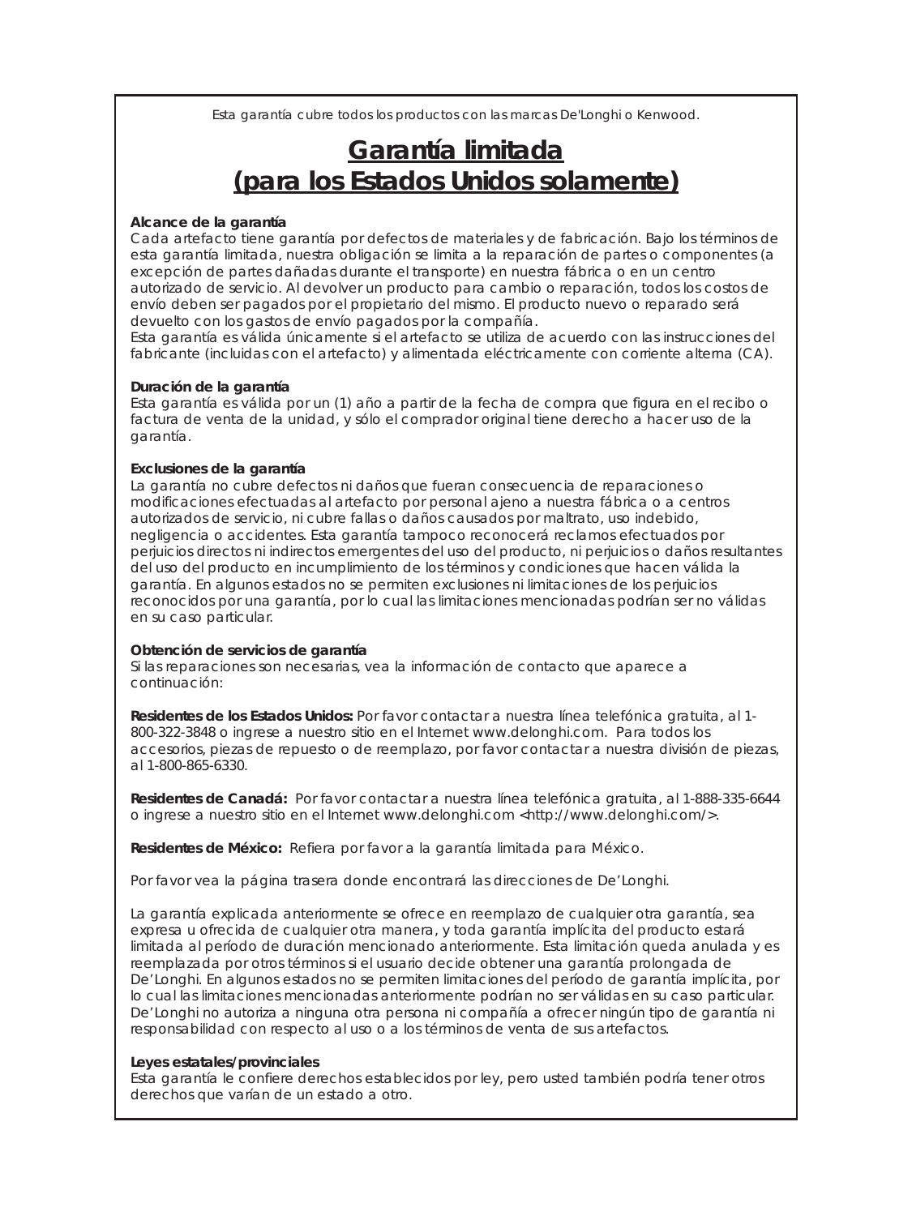Esta garantía cubre todos los productos con las marcas De'Longhi o Kenwood.

# Garantía limitada (para los Estados Unidos solamente)

**Alcance de la garantía**
Cada artefacto tiene garantía por defectos de materiales y de fabricación. Bajo los términos de esta garantía limitada, nuestra obligación se limita a la reparación de partes o componentes (a excepción de partes dañadas durante el transporte) en nuestra fábrica o en un centro autorizado de servicio. Al devolver un producto para cambio o reparación, todos los costos de envío deben ser pagados por el propietario del mismo. El producto nuevo o reparado será devuelto con los gastos de envío pagados por la compañía.
Esta garantía es válida únicamente si el artefacto se utiliza de acuerdo con las instrucciones del fabricante (incluidas con el artefacto) y alimentada eléctricamente con corriente alterna (CA).

**Duración de la garantía**
Esta garantía es válida por un (1) año a partir de la fecha de compra que figura en el recibo o factura de venta de la unidad, y sólo el comprador original tiene derecho a hacer uso de la garantía.

**Exclusiones de la garantía**
La garantía no cubre defectos ni daños que fueran consecuencia de reparaciones o modificaciones efectuadas al artefacto por personal ajeno a nuestra fábrica o a centros autorizados de servicio, ni cubre fallas o daños causados por maltrato, uso indebido, negligencia o accidentes. Esta garantía tampoco reconocerá reclamos efectuados por perjuicios directos ni indirectos emergentes del uso del producto, ni perjuicios o daños resultantes del uso del producto en incumplimiento de los términos y condiciones que hacen válida la garantía. En algunos estados no se permiten exclusiones ni limitaciones de los perjuicios reconocidos por una garantía, por lo cual las limitaciones mencionadas podrían ser no válidas en su caso particular.

**Obtención de servicios de garantía**
Si las reparaciones son necesarias, vea la información de contacto que aparece a continuación:

**Residentes de los Estados Unidos:** Por favor contactar a nuestra línea telefónica gratuita, al 1-800-322-3848 o ingrese a nuestro sitio en el Internet www.delonghi.com. Para todos los accesorios, piezas de repuesto o de reemplazo, por favor contactar a nuestra división de piezas, al 1-800-865-6330.

**Residentes de Canadá:** Por favor contactar a nuestra línea telefónica gratuita, al 1-888-335-6644 o ingrese a nuestro sitio en el Internet www.delonghi.com <http://www.delonghi.com/>.

**Residentes de México:** Refiera por favor a la garantía limitada para México.

Por favor vea la página trasera donde encontrará las direcciones de De'Longhi.

La garantía explicada anteriormente se ofrece en reemplazo de cualquier otra garantía, sea expresa u ofrecida de cualquier otra manera, y toda garantía implícita del producto estará limitada al período de duración mencionado anteriormente. Esta limitación queda anulada y es reemplazada por otros términos si el usuario decide obtener una garantía prolongada de De'Longhi. En algunos estados no se permiten limitaciones del período de garantía implícita, por lo cual las limitaciones mencionadas anteriormente podrían no ser válidas en su caso particular. De'Longhi no autoriza a ninguna otra persona ni compañía a ofrecer ningún tipo de garantía ni responsabilidad con respecto al uso o a los términos de venta de sus artefactos.

**Leyes estatales/provinciales**
Esta garantía le confiere derechos establecidos por ley, pero usted también podría tener otros derechos que varían de un estado a otro.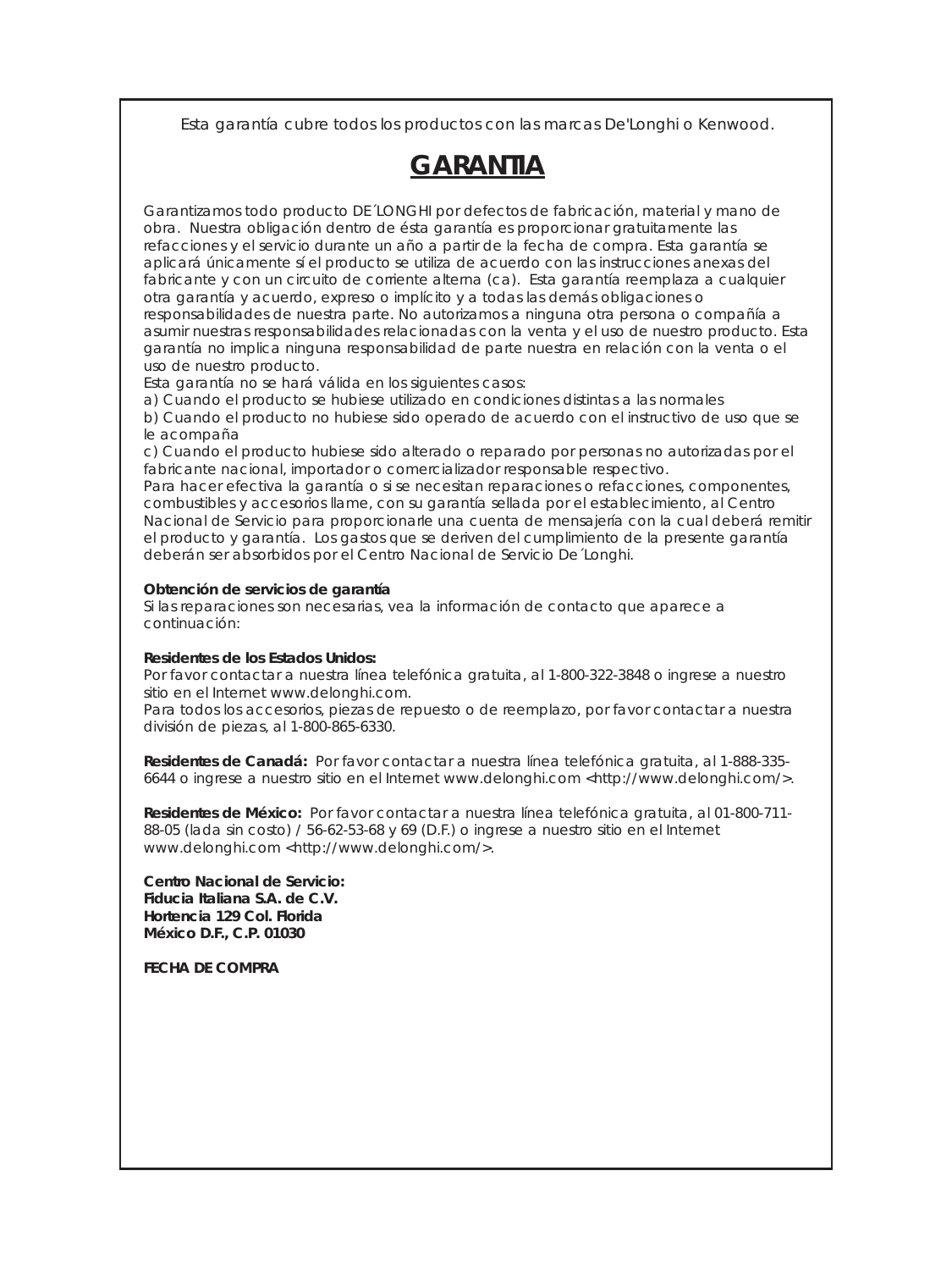Esta garantía cubre todos los productos con las marcas De'Longhi o Kenwood.

# GARANTIA

Garantizamos todo producto DE´LONGHI por defectos de fabricación, material y mano de obra. Nuestra obligación dentro de ésta garantía es proporcionar gratuitamente las refacciones y el servicio durante un año a partir de la fecha de compra. Esta garantía se aplicará únicamente sí el producto se utiliza de acuerdo con las instrucciones anexas del fabricante y con un circuito de corriente alterna (ca). Esta garantía reemplaza a cualquier otra garantía y acuerdo, expreso o implícito y a todas las demás obligaciones o responsabilidades de nuestra parte. No autorizamos a ninguna otra persona o compañía a asumir nuestras responsabilidades relacionadas con la venta y el uso de nuestro producto. Esta garantía no implica ninguna responsabilidad de parte nuestra en relación con la venta o el uso de nuestro producto.
Esta garantía no se hará válida en los siguientes casos:
a) Cuando el producto se hubiese utilizado en condiciones distintas a las normales
b) Cuando el producto no hubiese sido operado de acuerdo con el instructivo de uso que se le acompaña
c) Cuando el producto hubiese sido alterado o reparado por personas no autorizadas por el fabricante nacional, importador o comercializador responsable respectivo.
Para hacer efectiva la garantía o si se necesitan reparaciones o refacciones, componentes, combustibles y accesorios llame, con su garantía sellada por el establecimiento, al Centro Nacional de Servicio para proporcionarle una cuenta de mensajería con la cual deberá remitir el producto y garantía. Los gastos que se deriven del cumplimiento de la presente garantía deberán ser absorbidos por el Centro Nacional de Servicio De´Longhi.

**Obtención de servicios de garantía**
Si las reparaciones son necesarias, vea la información de contacto que aparece a continuación:

**Residentes de los Estados Unidos:**
Por favor contactar a nuestra línea telefónica gratuita, al 1-800-322-3848 o ingrese a nuestro sitio en el Internet www.delonghi.com.
Para todos los accesorios, piezas de repuesto o de reemplazo, por favor contactar a nuestra división de piezas, al 1-800-865-6330.

**Residentes de Canadá:** Por favor contactar a nuestra línea telefónica gratuita, al 1-888-335-6644 o ingrese a nuestro sitio en el Internet www.delonghi.com <http://www.delonghi.com/>.

**Residentes de México:** Por favor contactar a nuestra línea telefónica gratuita, al 01-800-711-88-05 (lada sin costo) / 56-62-53-68 y 69 (D.F.) o ingrese a nuestro sitio en el Internet www.delonghi.com <http://www.delonghi.com/>.

**Centro Nacional de Servicio:**
**Fiducia Italiana S.A. de C.V.**
**Hortencia 129 Col. Florida**
**México D.F., C.P. 01030**

**FECHA DE COMPRA**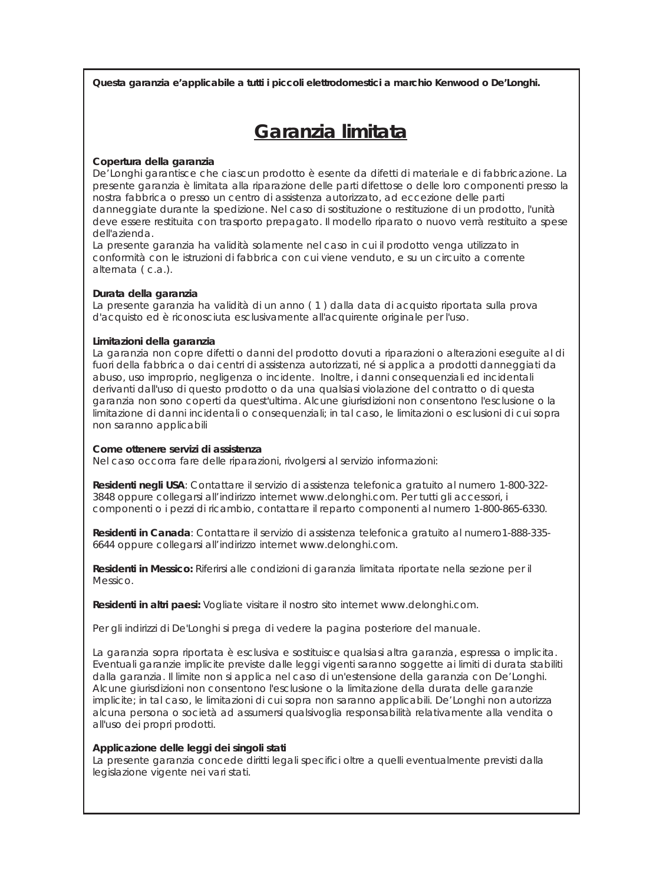**Questa garanzia e'applicabile a tutti i piccoli elettrodomestici a marchio Kenwood o De'Longhi.**

# Garanzia limitata

**Copertura della garanzia**
De'Longhi garantisce che ciascun prodotto è esente da difetti di materiale e di fabbricazione. La presente garanzia è limitata alla riparazione delle parti difettose o delle loro componenti presso la nostra fabbrica o presso un centro di assistenza autorizzato, ad eccezione delle parti danneggiate durante la spedizione. Nel caso di sostituzione o restituzione di un prodotto, l'unità deve essere restituita con trasporto prepagato. Il modello riparato o nuovo verrà restituito a spese dell'azienda.
La presente garanzia ha validità solamente nel caso in cui il prodotto venga utilizzato in conformità con le istruzioni di fabbrica con cui viene venduto, e su un circuito a corrente alternata ( c.a.).

**Durata della garanzia**
La presente garanzia ha validità di un anno ( 1 ) dalla data di acquisto riportata sulla prova d'acquisto ed è riconosciuta esclusivamente all'acquirente originale per l'uso.

**Limitazioni della garanzia**
La garanzia non copre difetti o danni del prodotto dovuti a riparazioni o alterazioni eseguite al di fuori della fabbrica o dai centri di assistenza autorizzati, né si applica a prodotti danneggiati da abuso, uso improprio, negligenza o incidente. Inoltre, i danni consequenziali ed incidentali derivanti dall'uso di questo prodotto o da una qualsiasi violazione del contratto o di questa garanzia non sono coperti da quest'ultima. Alcune giurisdizioni non consentono l'esclusione o la limitazione di danni incidentali o consequenziali; in tal caso, le limitazioni o esclusioni di cui sopra non saranno applicabili

**Come ottenere servizi di assistenza**
Nel caso occorra fare delle riparazioni, rivolgersi al servizio informazioni:

**Residenti negli USA**: Contattare il servizio di assistenza telefonica gratuito al numero 1-800-322-3848 oppure collegarsi all'indirizzo internet www.delonghi.com. Per tutti gli accessori, i componenti o i pezzi di ricambio, contattare il reparto componenti al numero 1-800-865-6330.

**Residenti in Canada**: Contattare il servizio di assistenza telefonica gratuito al numero1-888-335-6644 oppure collegarsi all'indirizzo internet www.delonghi.com.

**Residenti in Messico:** Riferirsi alle condizioni di garanzia limitata riportate nella sezione per il Messico.

**Residenti in altri paesi:** Vogliate visitare il nostro sito internet www.delonghi.com.

Per gli indirizzi di De'Longhi si prega di vedere la pagina posteriore del manuale.

La garanzia sopra riportata è esclusiva e sostituisce qualsiasi altra garanzia, espressa o implicita. Eventuali garanzie implicite previste dalle leggi vigenti saranno soggette ai limiti di durata stabiliti dalla garanzia. Il limite non si applica nel caso di un'estensione della garanzia con De'Longhi. Alcune giurisdizioni non consentono l'esclusione o la limitazione della durata delle garanzie implicite; in tal caso, le limitazioni di cui sopra non saranno applicabili. De'Longhi non autorizza alcuna persona o società ad assumersi qualsivoglia responsabilità relativamente alla vendita o all'uso dei propri prodotti.

**Applicazione delle leggi dei singoli stati**
La presente garanzia concede diritti legali specifici oltre a quelli eventualmente previsti dalla legislazione vigente nei vari stati.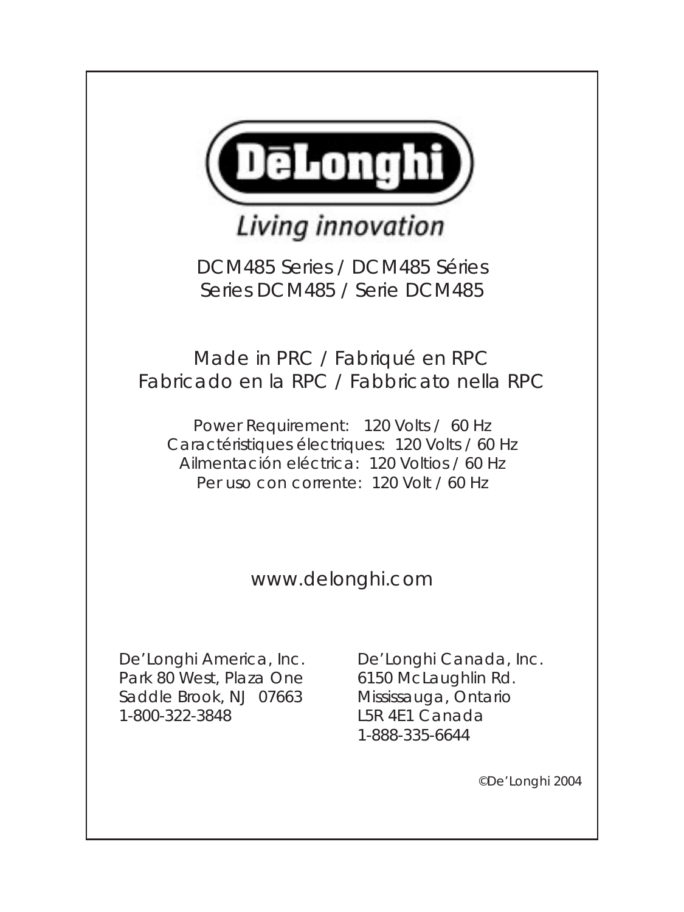DēLonghi

*Living innovation*

DCM485 Series / DCM485 Séries
Series DCM485 / Serie DCM485

Made in PRC / Fabriqué en RPC
Fabricado en la RPC / Fabbricato nella RPC

Power Requirement: 120 Volts / 60 Hz
Caractéristiques électriques: 120 Volts / 60 Hz
Ailmentación eléctrica: 120 Voltios / 60 Hz
Per uso con corrente: 120 Volt / 60 Hz

www.delonghi.com

De'Longhi America, Inc.
Park 80 West, Plaza One
Saddle Brook, NJ 07663
1-800-322-3848

De'Longhi Canada, Inc.
6150 McLaughlin Rd.
Mississauga, Ontario
L5R 4E1 Canada
1-888-335-6644

©De'Longhi 2004